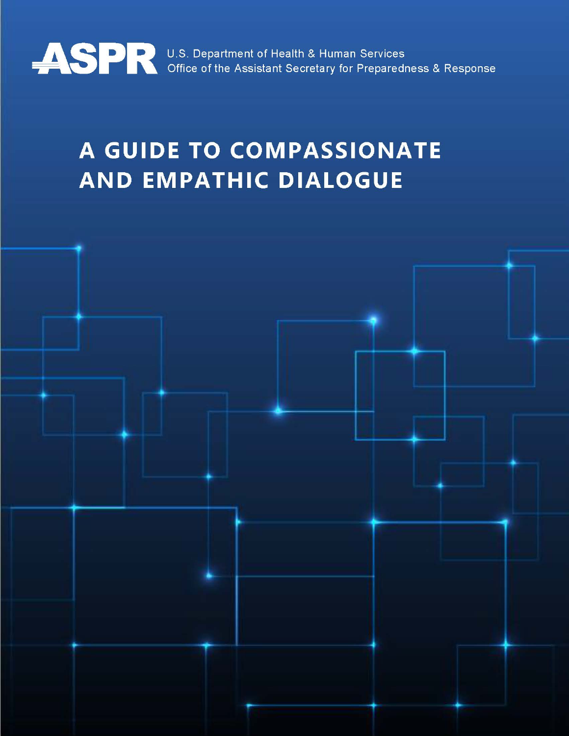ASPR U.S. Department of Health & Human Services
Office of the Assistant Secretary for Preparedness & Response

# A GUIDE TO COMPASSIONATE AND EMPATHIC DIALOGUE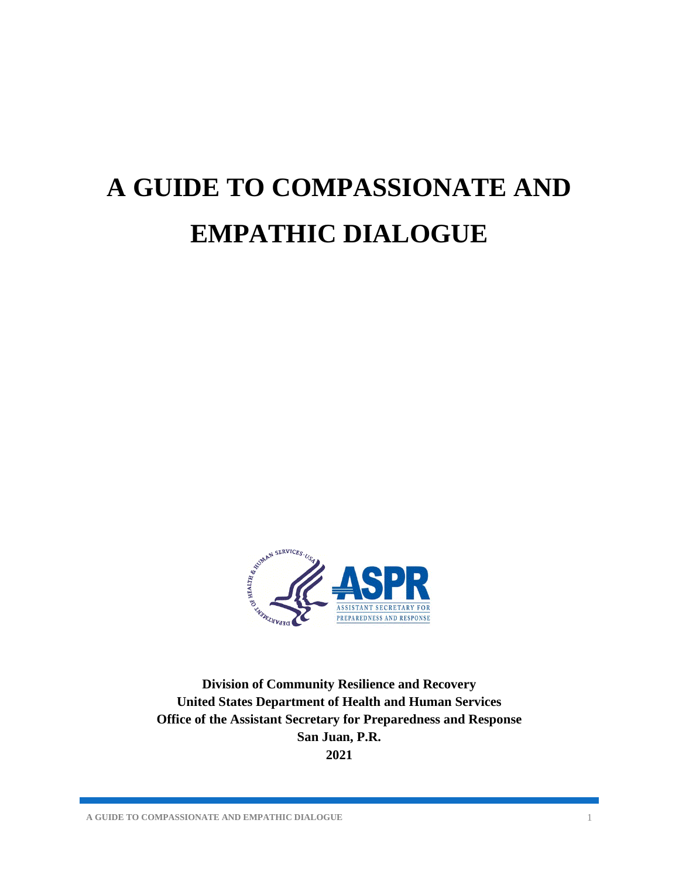# A GUIDE TO COMPASSIONATE AND EMPATHIC DIALOGUE

**Division of Community Resilience and Recovery**
**United States Department of Health and Human Services**
**Office of the Assistant Secretary for Preparedness and Response**
**San Juan, P.R.**
**2021**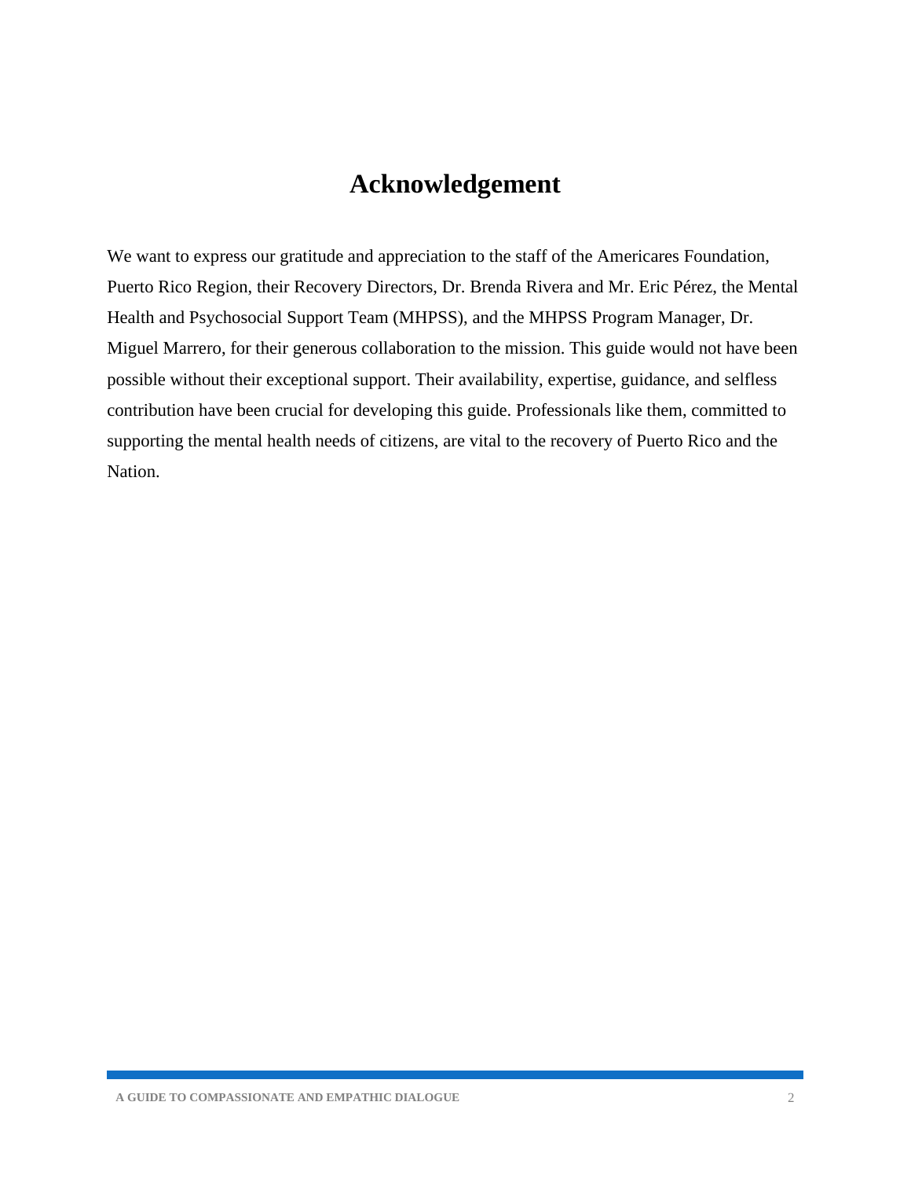# Acknowledgement

We want to express our gratitude and appreciation to the staff of the Americares Foundation, Puerto Rico Region, their Recovery Directors, Dr. Brenda Rivera and Mr. Eric Pérez, the Mental Health and Psychosocial Support Team (MHPSS), and the MHPSS Program Manager, Dr. Miguel Marrero, for their generous collaboration to the mission. This guide would not have been possible without their exceptional support. Their availability, expertise, guidance, and selfless contribution have been crucial for developing this guide. Professionals like them, committed to supporting the mental health needs of citizens, are vital to the recovery of Puerto Rico and the Nation.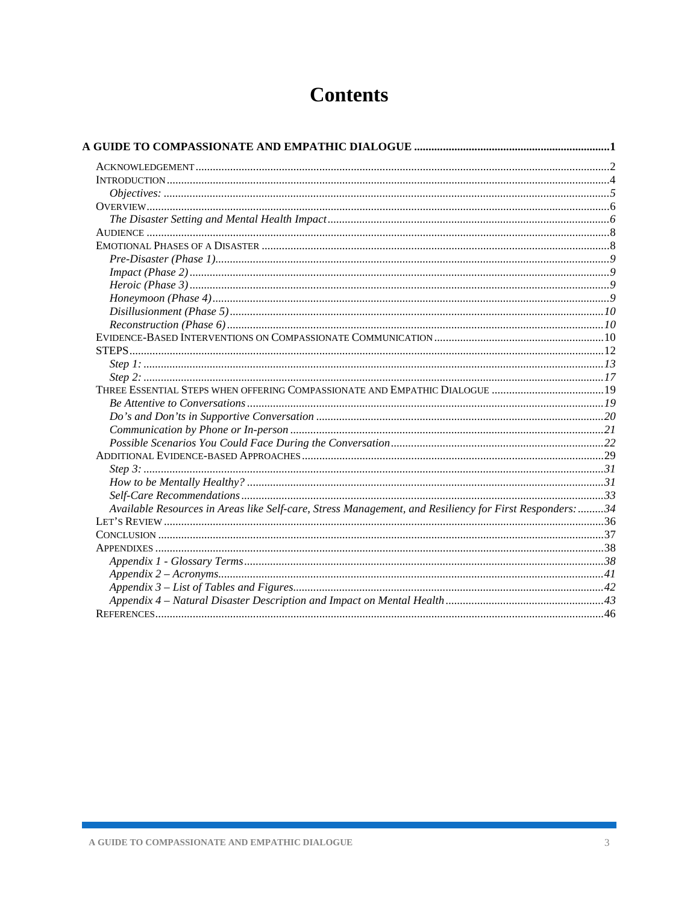# Contents

**A GUIDE TO COMPASSIONATE AND EMPATHIC DIALOGUE .................................................................. 1**

- ACKNOWLEDGEMENT ........................................................................................................................ 2
- INTRODUCTION ................................................................................................................................. 4
  - *Objectives:* ................................................................................................................................... *5*
- OVERVIEW ........................................................................................................................................ 6
  - *The Disaster Setting and Mental Health Impact* ........................................................................ *6*
- AUDIENCE ......................................................................................................................................... 8
- EMOTIONAL PHASES OF A DISASTER ............................................................................................. 8
  - *Pre-Disaster (Phase 1)* ................................................................................................................. *9*
  - *Impact (Phase 2)* .......................................................................................................................... *9*
  - *Heroic (Phase 3)* .......................................................................................................................... *9*
  - *Honeymoon (Phase 4)* .................................................................................................................. *9*
  - *Disillusionment (Phase 5)* .......................................................................................................... *10*
  - *Reconstruction (Phase 6)* ........................................................................................................... *10*
- EVIDENCE-BASED INTERVENTIONS ON COMPASSIONATE COMMUNICATION ................................... 10
- STEPS ............................................................................................................................................. 12
  - *Step 1:* ........................................................................................................................................ *13*
  - *Step 2:* ........................................................................................................................................ *17*
- THREE ESSENTIAL STEPS WHEN OFFERING COMPASSIONATE AND EMPATHIC DIALOGUE ................ 19
  - *Be Attentive to Conversations* ................................................................................................... *19*
  - *Do's and Don'ts in Supportive Conversation* ............................................................................. *20*
  - *Communication by Phone or In-person* ...................................................................................... *21*
  - *Possible Scenarios You Could Face During the Conversation* .................................................... *22*
- ADDITIONAL EVIDENCE-BASED APPROACHES ................................................................................ 29
  - *Step 3:* ........................................................................................................................................ *31*
  - *How to be Mentally Healthy?* ..................................................................................................... *31*
  - *Self-Care Recommendations* ...................................................................................................... *33*
  - *Available Resources in Areas like Self-care, Stress Management, and Resiliency for First Responders:* ......... *34*
- LET'S REVIEW ................................................................................................................................. 36
- CONCLUSION .................................................................................................................................. 37
- APPENDIXES ................................................................................................................................... 38
  - *Appendix 1 - Glossary Terms* ..................................................................................................... *38*
  - *Appendix 2 – Acronyms* ............................................................................................................. *41*
  - *Appendix 3 – List of Tables and Figures* .................................................................................... *42*
  - *Appendix 4 – Natural Disaster Description and Impact on Mental Health* ................................. *43*
- REFERENCES ................................................................................................................................... 46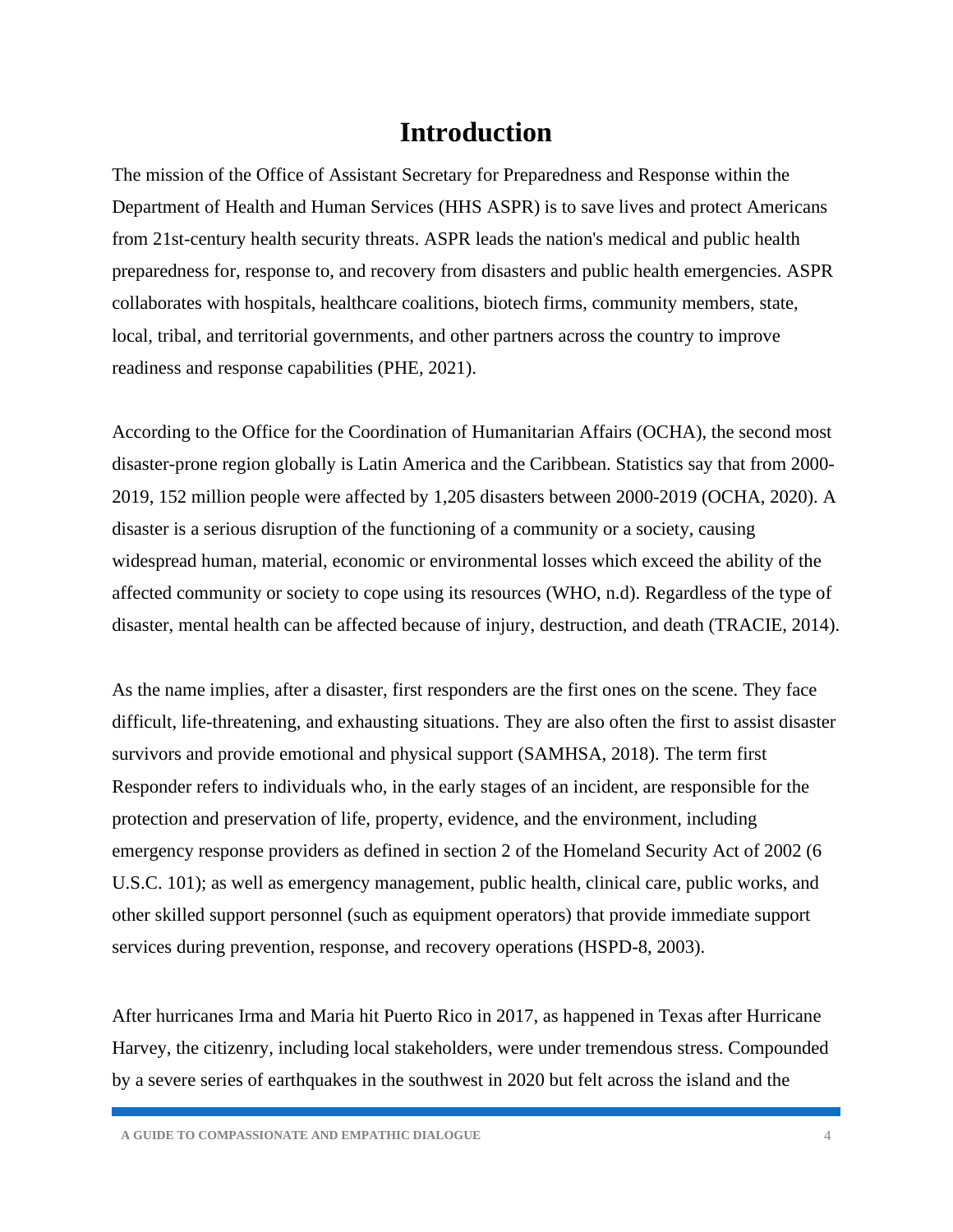# Introduction

The mission of the Office of Assistant Secretary for Preparedness and Response within the Department of Health and Human Services (HHS ASPR) is to save lives and protect Americans from 21st-century health security threats. ASPR leads the nation's medical and public health preparedness for, response to, and recovery from disasters and public health emergencies. ASPR collaborates with hospitals, healthcare coalitions, biotech firms, community members, state, local, tribal, and territorial governments, and other partners across the country to improve readiness and response capabilities (PHE, 2021).

According to the Office for the Coordination of Humanitarian Affairs (OCHA), the second most disaster-prone region globally is Latin America and the Caribbean. Statistics say that from 2000-2019, 152 million people were affected by 1,205 disasters between 2000-2019 (OCHA, 2020). A disaster is a serious disruption of the functioning of a community or a society, causing widespread human, material, economic or environmental losses which exceed the ability of the affected community or society to cope using its resources (WHO, n.d). Regardless of the type of disaster, mental health can be affected because of injury, destruction, and death (TRACIE, 2014).

As the name implies, after a disaster, first responders are the first ones on the scene. They face difficult, life-threatening, and exhausting situations. They are also often the first to assist disaster survivors and provide emotional and physical support (SAMHSA, 2018). The term first Responder refers to individuals who, in the early stages of an incident, are responsible for the protection and preservation of life, property, evidence, and the environment, including emergency response providers as defined in section 2 of the Homeland Security Act of 2002 (6 U.S.C. 101); as well as emergency management, public health, clinical care, public works, and other skilled support personnel (such as equipment operators) that provide immediate support services during prevention, response, and recovery operations (HSPD-8, 2003).

After hurricanes Irma and Maria hit Puerto Rico in 2017, as happened in Texas after Hurricane Harvey, the citizenry, including local stakeholders, were under tremendous stress. Compounded by a severe series of earthquakes in the southwest in 2020 but felt across the island and the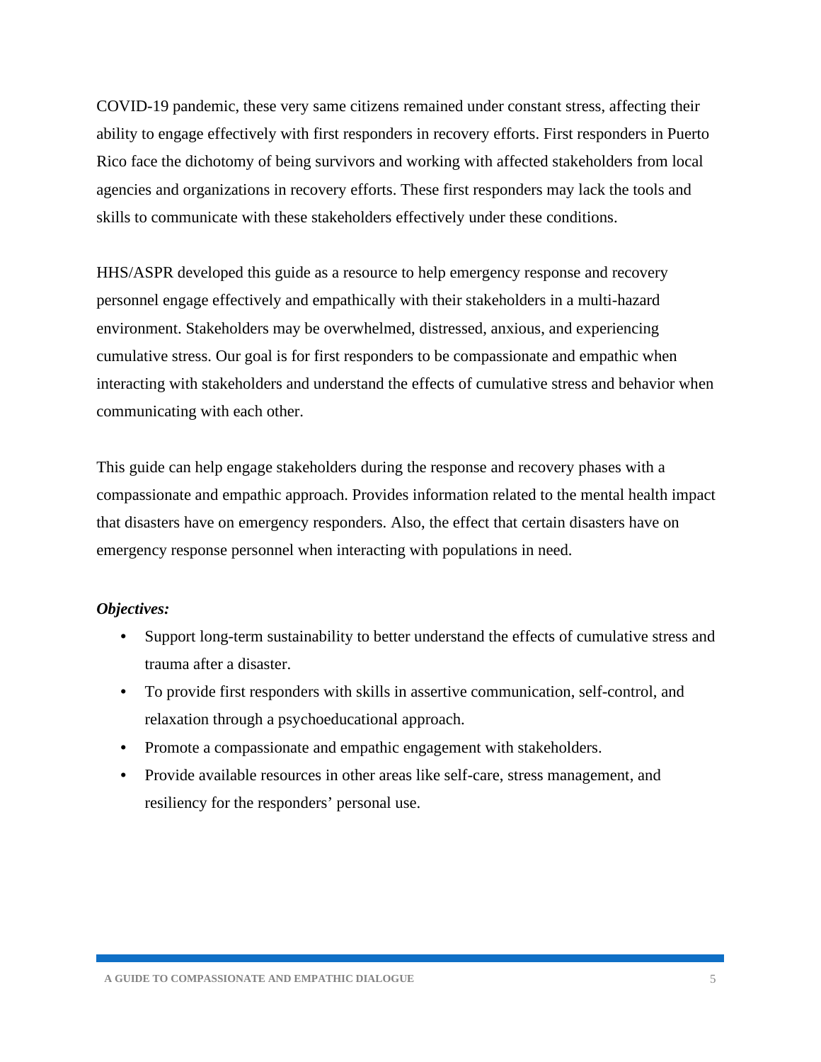COVID-19 pandemic, these very same citizens remained under constant stress, affecting their ability to engage effectively with first responders in recovery efforts. First responders in Puerto Rico face the dichotomy of being survivors and working with affected stakeholders from local agencies and organizations in recovery efforts. These first responders may lack the tools and skills to communicate with these stakeholders effectively under these conditions.

HHS/ASPR developed this guide as a resource to help emergency response and recovery personnel engage effectively and empathically with their stakeholders in a multi-hazard environment. Stakeholders may be overwhelmed, distressed, anxious, and experiencing cumulative stress. Our goal is for first responders to be compassionate and empathic when interacting with stakeholders and understand the effects of cumulative stress and behavior when communicating with each other.

This guide can help engage stakeholders during the response and recovery phases with a compassionate and empathic approach. Provides information related to the mental health impact that disasters have on emergency responders. Also, the effect that certain disasters have on emergency response personnel when interacting with populations in need.

***Objectives:***

- Support long-term sustainability to better understand the effects of cumulative stress and trauma after a disaster.
- To provide first responders with skills in assertive communication, self-control, and relaxation through a psychoeducational approach.
- Promote a compassionate and empathic engagement with stakeholders.
- Provide available resources in other areas like self-care, stress management, and resiliency for the responders' personal use.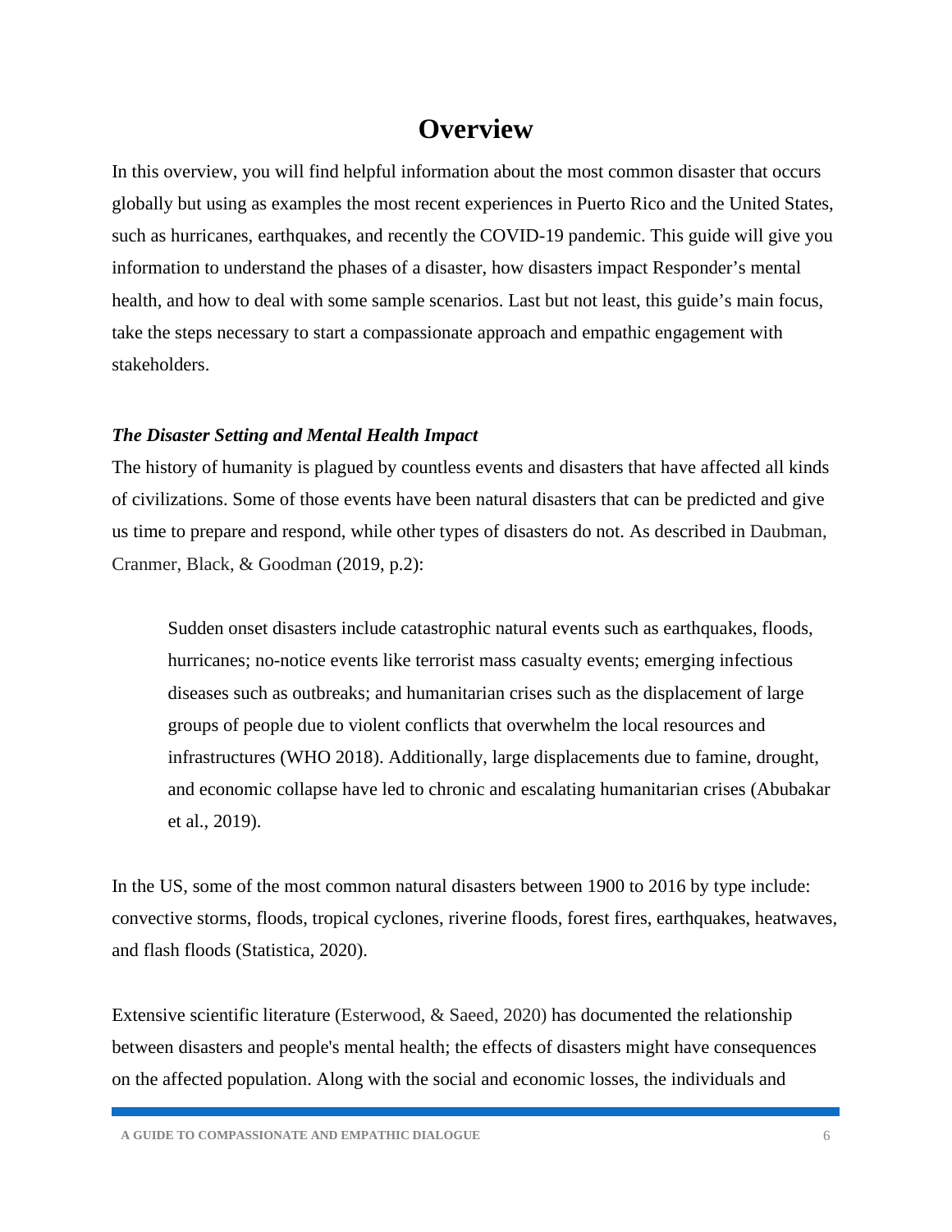# Overview

In this overview, you will find helpful information about the most common disaster that occurs globally but using as examples the most recent experiences in Puerto Rico and the United States, such as hurricanes, earthquakes, and recently the COVID-19 pandemic. This guide will give you information to understand the phases of a disaster, how disasters impact Responder's mental health, and how to deal with some sample scenarios. Last but not least, this guide's main focus, take the steps necessary to start a compassionate approach and empathic engagement with stakeholders.

***The Disaster Setting and Mental Health Impact***

The history of humanity is plagued by countless events and disasters that have affected all kinds of civilizations. Some of those events have been natural disasters that can be predicted and give us time to prepare and respond, while other types of disasters do not. As described in Daubman, Cranmer, Black, & Goodman (2019, p.2):

> Sudden onset disasters include catastrophic natural events such as earthquakes, floods, hurricanes; no-notice events like terrorist mass casualty events; emerging infectious diseases such as outbreaks; and humanitarian crises such as the displacement of large groups of people due to violent conflicts that overwhelm the local resources and infrastructures (WHO 2018). Additionally, large displacements due to famine, drought, and economic collapse have led to chronic and escalating humanitarian crises (Abubakar et al., 2019).

In the US, some of the most common natural disasters between 1900 to 2016 by type include: convective storms, floods, tropical cyclones, riverine floods, forest fires, earthquakes, heatwaves, and flash floods (Statistica, 2020).

Extensive scientific literature (Esterwood, & Saeed, 2020) has documented the relationship between disasters and people's mental health; the effects of disasters might have consequences on the affected population. Along with the social and economic losses, the individuals and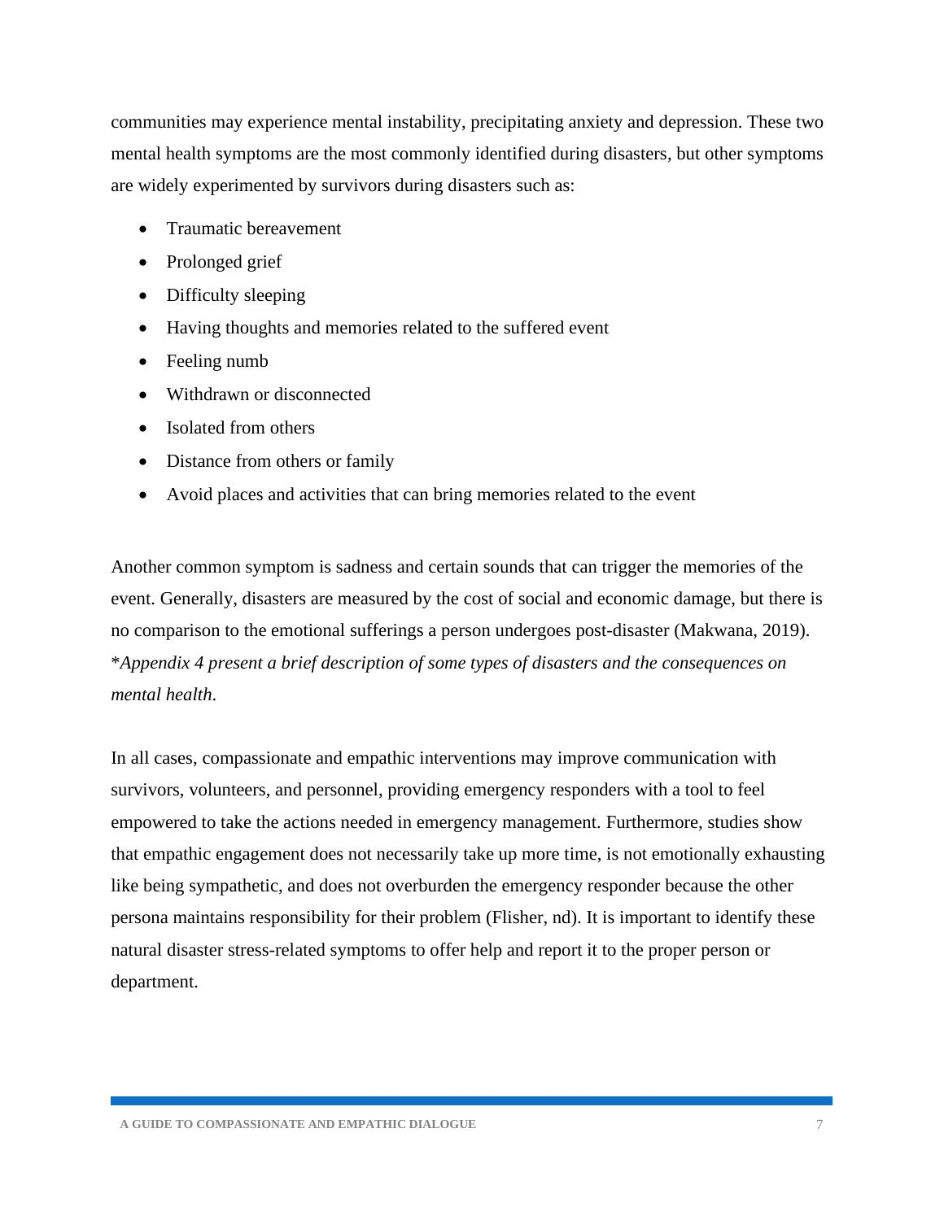communities may experience mental instability, precipitating anxiety and depression. These two mental health symptoms are the most commonly identified during disasters, but other symptoms are widely experimented by survivors during disasters such as:

- Traumatic bereavement
- Prolonged grief
- Difficulty sleeping
- Having thoughts and memories related to the suffered event
- Feeling numb
- Withdrawn or disconnected
- Isolated from others
- Distance from others or family
- Avoid places and activities that can bring memories related to the event

Another common symptom is sadness and certain sounds that can trigger the memories of the event. Generally, disasters are measured by the cost of social and economic damage, but there is no comparison to the emotional sufferings a person undergoes post-disaster (Makwana, 2019). *\*Appendix 4 present a brief description of some types of disasters and the consequences on mental health*.

In all cases, compassionate and empathic interventions may improve communication with survivors, volunteers, and personnel, providing emergency responders with a tool to feel empowered to take the actions needed in emergency management. Furthermore, studies show that empathic engagement does not necessarily take up more time, is not emotionally exhausting like being sympathetic, and does not overburden the emergency responder because the other persona maintains responsibility for their problem (Flisher, nd). It is important to identify these natural disaster stress-related symptoms to offer help and report it to the proper person or department.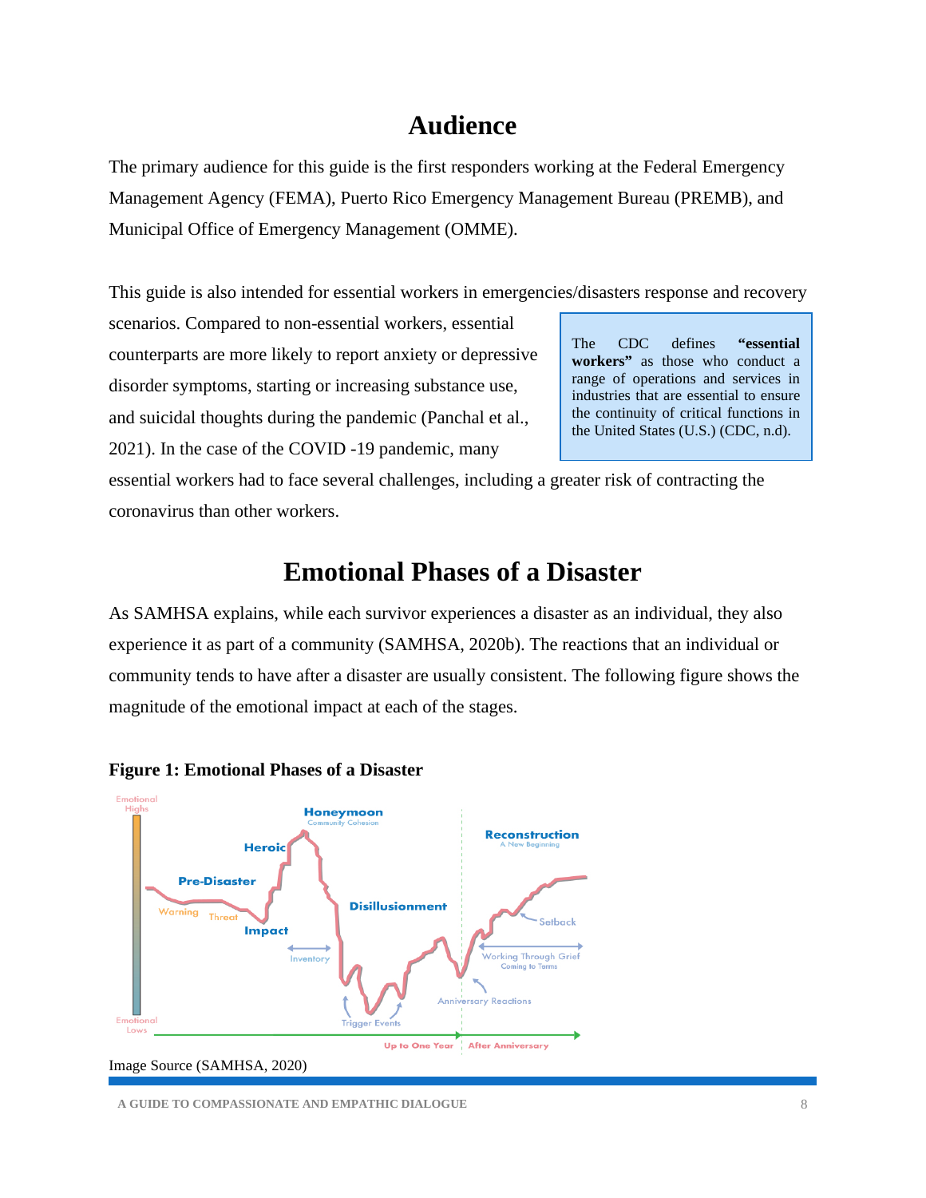# Audience

The primary audience for this guide is the first responders working at the Federal Emergency Management Agency (FEMA), Puerto Rico Emergency Management Bureau (PREMB), and Municipal Office of Emergency Management (OMME).

This guide is also intended for essential workers in emergencies/disasters response and recovery scenarios. Compared to non-essential workers, essential counterparts are more likely to report anxiety or depressive disorder symptoms, starting or increasing substance use, and suicidal thoughts during the pandemic (Panchal et al., 2021). In the case of the COVID -19 pandemic, many essential workers had to face several challenges, including a greater risk of contracting the coronavirus than other workers.

> The CDC defines **"essential workers"** as those who conduct a range of operations and services in industries that are essential to ensure the continuity of critical functions in the United States (U.S.) (CDC, n.d).

# Emotional Phases of a Disaster

As SAMHSA explains, while each survivor experiences a disaster as an individual, they also experience it as part of a community (SAMHSA, 2020b). The reactions that an individual or community tends to have after a disaster are usually consistent. The following figure shows the magnitude of the emotional impact at each of the stages.

**Figure 1: Emotional Phases of a Disaster**

Image Source (SAMHSA, 2020)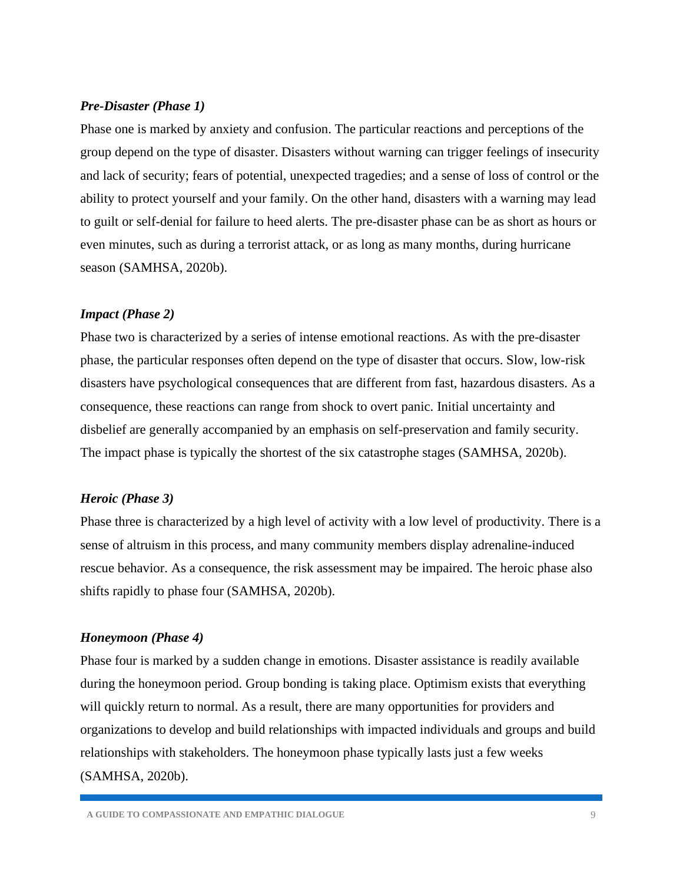### *Pre-Disaster (Phase 1)*

Phase one is marked by anxiety and confusion. The particular reactions and perceptions of the group depend on the type of disaster. Disasters without warning can trigger feelings of insecurity and lack of security; fears of potential, unexpected tragedies; and a sense of loss of control or the ability to protect yourself and your family. On the other hand, disasters with a warning may lead to guilt or self-denial for failure to heed alerts. The pre-disaster phase can be as short as hours or even minutes, such as during a terrorist attack, or as long as many months, during hurricane season (SAMHSA, 2020b).

### *Impact (Phase 2)*

Phase two is characterized by a series of intense emotional reactions. As with the pre-disaster phase, the particular responses often depend on the type of disaster that occurs. Slow, low-risk disasters have psychological consequences that are different from fast, hazardous disasters. As a consequence, these reactions can range from shock to overt panic. Initial uncertainty and disbelief are generally accompanied by an emphasis on self-preservation and family security. The impact phase is typically the shortest of the six catastrophe stages (SAMHSA, 2020b).

### *Heroic (Phase 3)*

Phase three is characterized by a high level of activity with a low level of productivity. There is a sense of altruism in this process, and many community members display adrenaline-induced rescue behavior. As a consequence, the risk assessment may be impaired. The heroic phase also shifts rapidly to phase four (SAMHSA, 2020b).

### *Honeymoon (Phase 4)*

Phase four is marked by a sudden change in emotions. Disaster assistance is readily available during the honeymoon period. Group bonding is taking place. Optimism exists that everything will quickly return to normal. As a result, there are many opportunities for providers and organizations to develop and build relationships with impacted individuals and groups and build relationships with stakeholders. The honeymoon phase typically lasts just a few weeks (SAMHSA, 2020b).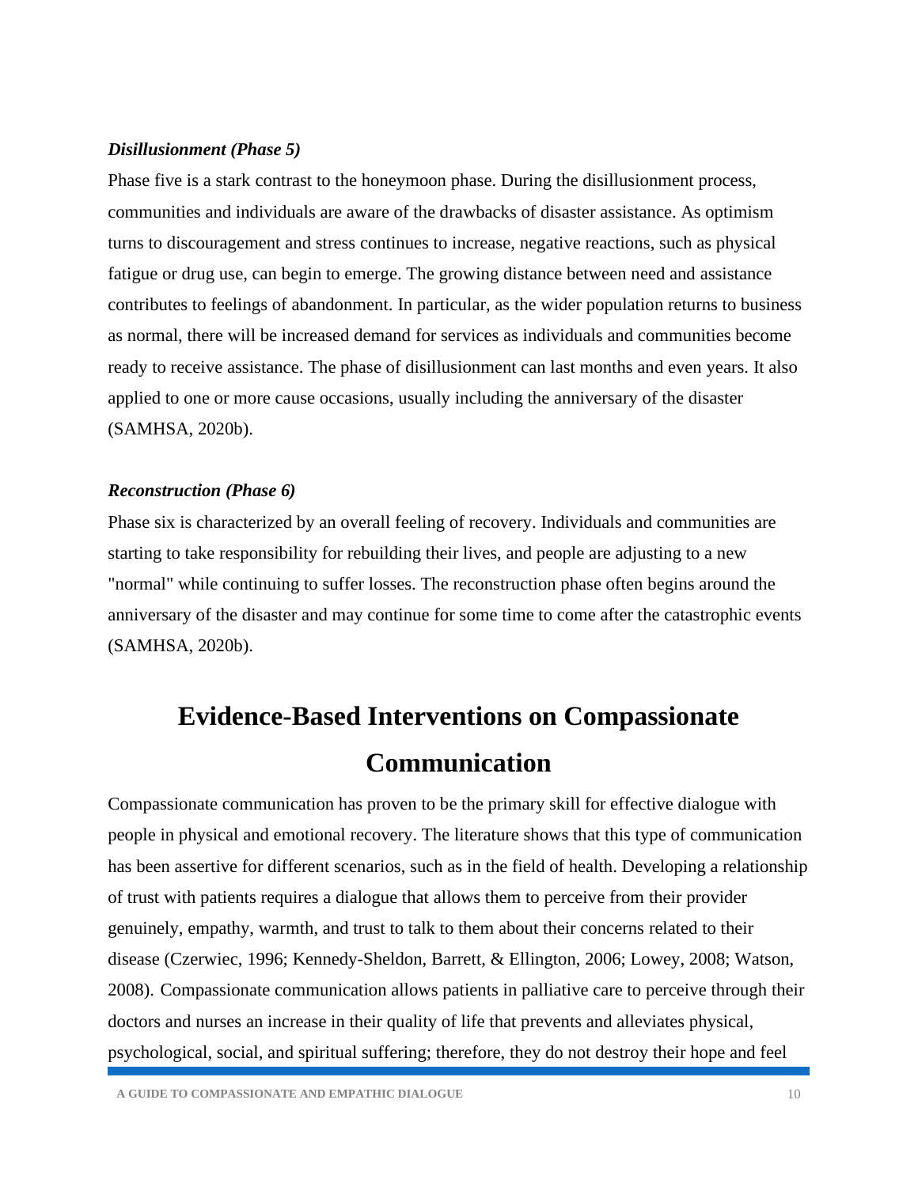***Disillusionment (Phase 5)***

Phase five is a stark contrast to the honeymoon phase. During the disillusionment process, communities and individuals are aware of the drawbacks of disaster assistance. As optimism turns to discouragement and stress continues to increase, negative reactions, such as physical fatigue or drug use, can begin to emerge. The growing distance between need and assistance contributes to feelings of abandonment. In particular, as the wider population returns to business as normal, there will be increased demand for services as individuals and communities become ready to receive assistance. The phase of disillusionment can last months and even years. It also applied to one or more cause occasions, usually including the anniversary of the disaster (SAMHSA, 2020b).

***Reconstruction (Phase 6)***

Phase six is characterized by an overall feeling of recovery. Individuals and communities are starting to take responsibility for rebuilding their lives, and people are adjusting to a new "normal" while continuing to suffer losses. The reconstruction phase often begins around the anniversary of the disaster and may continue for some time to come after the catastrophic events (SAMHSA, 2020b).

# Evidence-Based Interventions on Compassionate Communication

Compassionate communication has proven to be the primary skill for effective dialogue with people in physical and emotional recovery. The literature shows that this type of communication has been assertive for different scenarios, such as in the field of health. Developing a relationship of trust with patients requires a dialogue that allows them to perceive from their provider genuinely, empathy, warmth, and trust to talk to them about their concerns related to their disease (Czerwiec, 1996; Kennedy-Sheldon, Barrett, & Ellington, 2006; Lowey, 2008; Watson, 2008). Compassionate communication allows patients in palliative care to perceive through their doctors and nurses an increase in their quality of life that prevents and alleviates physical, psychological, social, and spiritual suffering; therefore, they do not destroy their hope and feel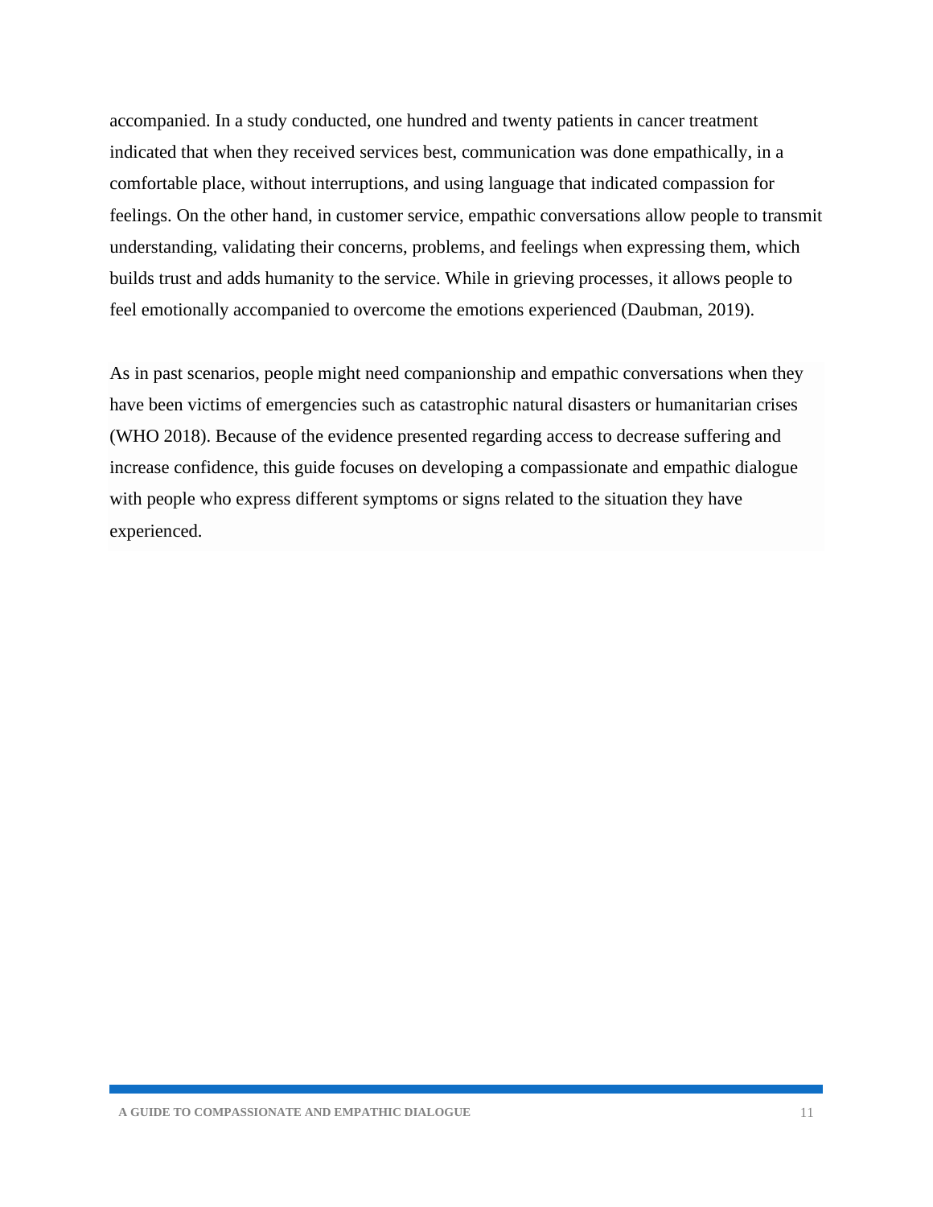accompanied. In a study conducted, one hundred and twenty patients in cancer treatment indicated that when they received services best, communication was done empathically, in a comfortable place, without interruptions, and using language that indicated compassion for feelings. On the other hand, in customer service, empathic conversations allow people to transmit understanding, validating their concerns, problems, and feelings when expressing them, which builds trust and adds humanity to the service. While in grieving processes, it allows people to feel emotionally accompanied to overcome the emotions experienced (Daubman, 2019).

As in past scenarios, people might need companionship and empathic conversations when they have been victims of emergencies such as catastrophic natural disasters or humanitarian crises (WHO 2018). Because of the evidence presented regarding access to decrease suffering and increase confidence, this guide focuses on developing a compassionate and empathic dialogue with people who express different symptoms or signs related to the situation they have experienced.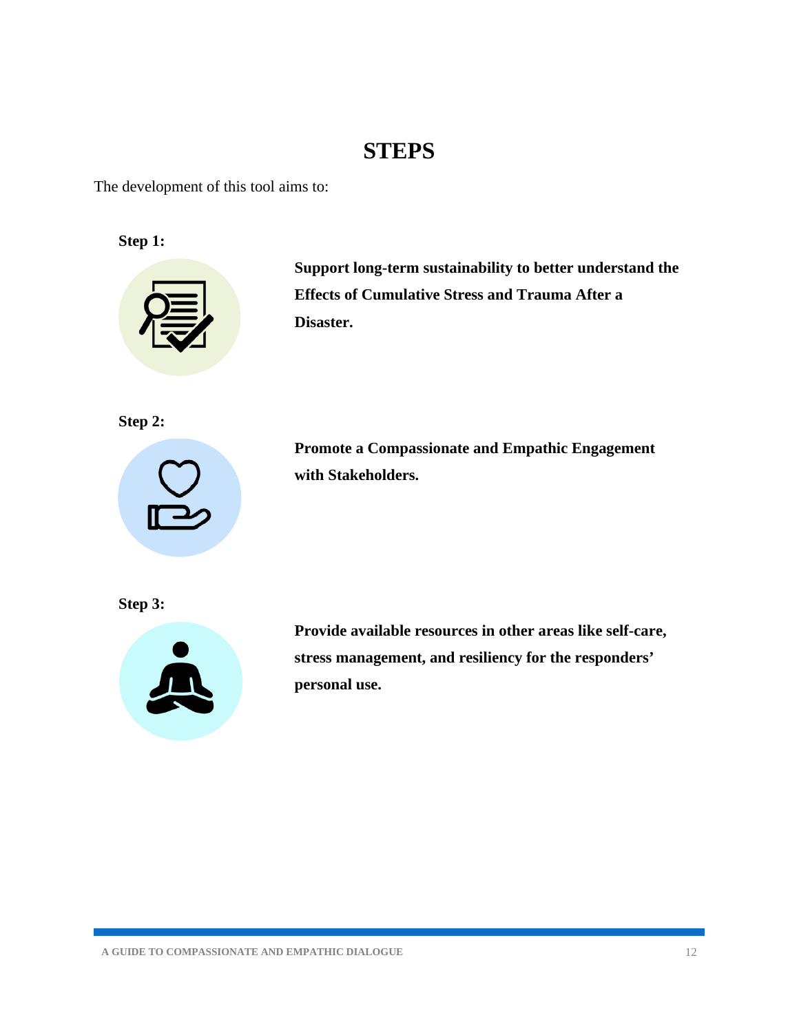# STEPS

The development of this tool aims to:

**Step 1:**

**Support long-term sustainability to better understand the Effects of Cumulative Stress and Trauma After a Disaster.**

**Step 2:**

**Promote a Compassionate and Empathic Engagement with Stakeholders.**

**Step 3:**

**Provide available resources in other areas like self-care, stress management, and resiliency for the responders' personal use.**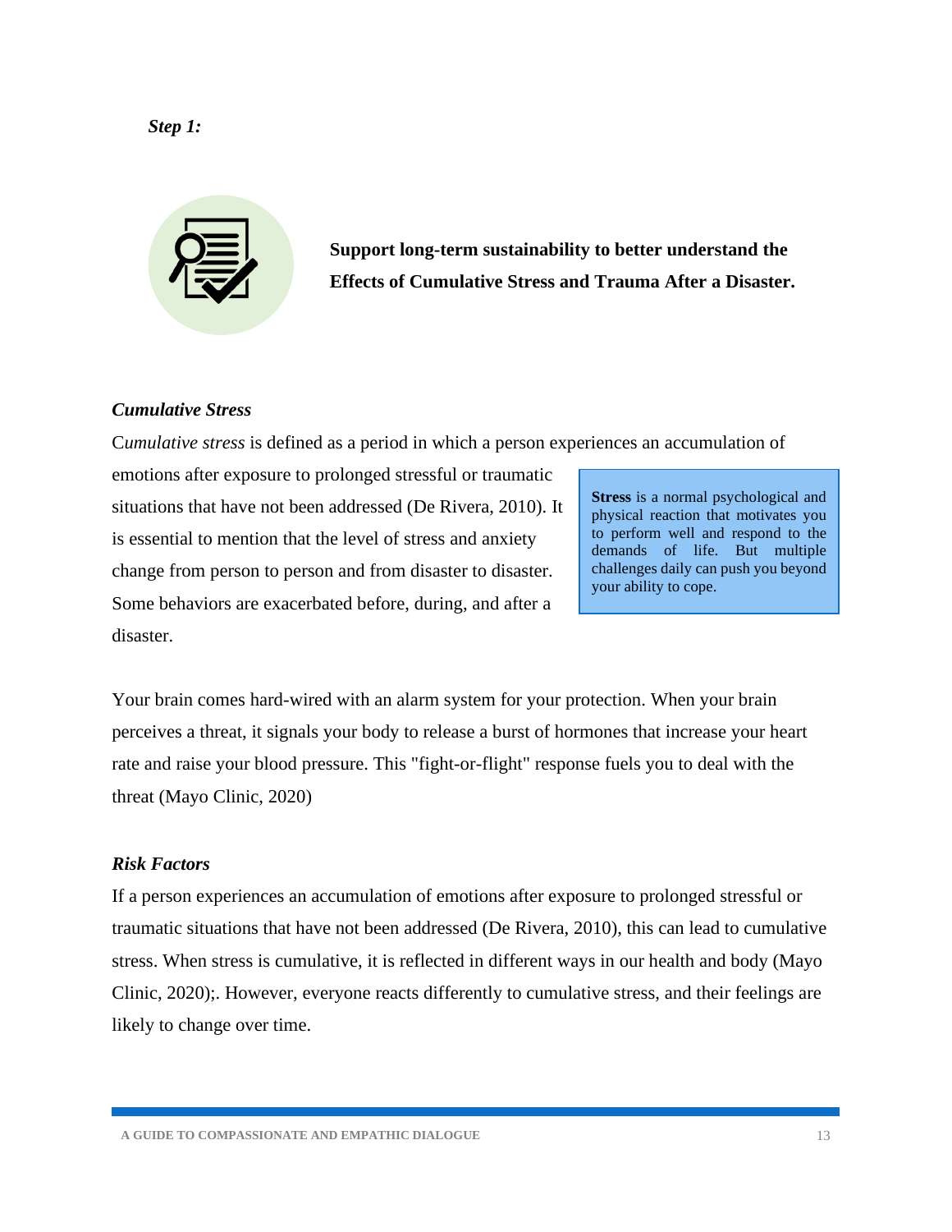***Step 1:***

**Support long-term sustainability to better understand the Effects of Cumulative Stress and Trauma After a Disaster.**

### *Cumulative Stress*

C*umulative stress* is defined as a period in which a person experiences an accumulation of emotions after exposure to prolonged stressful or traumatic situations that have not been addressed (De Rivera, 2010). It is essential to mention that the level of stress and anxiety change from person to person and from disaster to disaster. Some behaviors are exacerbated before, during, and after a disaster.

> **Stress** is a normal psychological and physical reaction that motivates you to perform well and respond to the demands of life. But multiple challenges daily can push you beyond your ability to cope.

Your brain comes hard-wired with an alarm system for your protection. When your brain perceives a threat, it signals your body to release a burst of hormones that increase your heart rate and raise your blood pressure. This "fight-or-flight" response fuels you to deal with the threat (Mayo Clinic, 2020)

### *Risk Factors*

If a person experiences an accumulation of emotions after exposure to prolonged stressful or traumatic situations that have not been addressed (De Rivera, 2010), this can lead to cumulative stress. When stress is cumulative, it is reflected in different ways in our health and body (Mayo Clinic, 2020);. However, everyone reacts differently to cumulative stress, and their feelings are likely to change over time.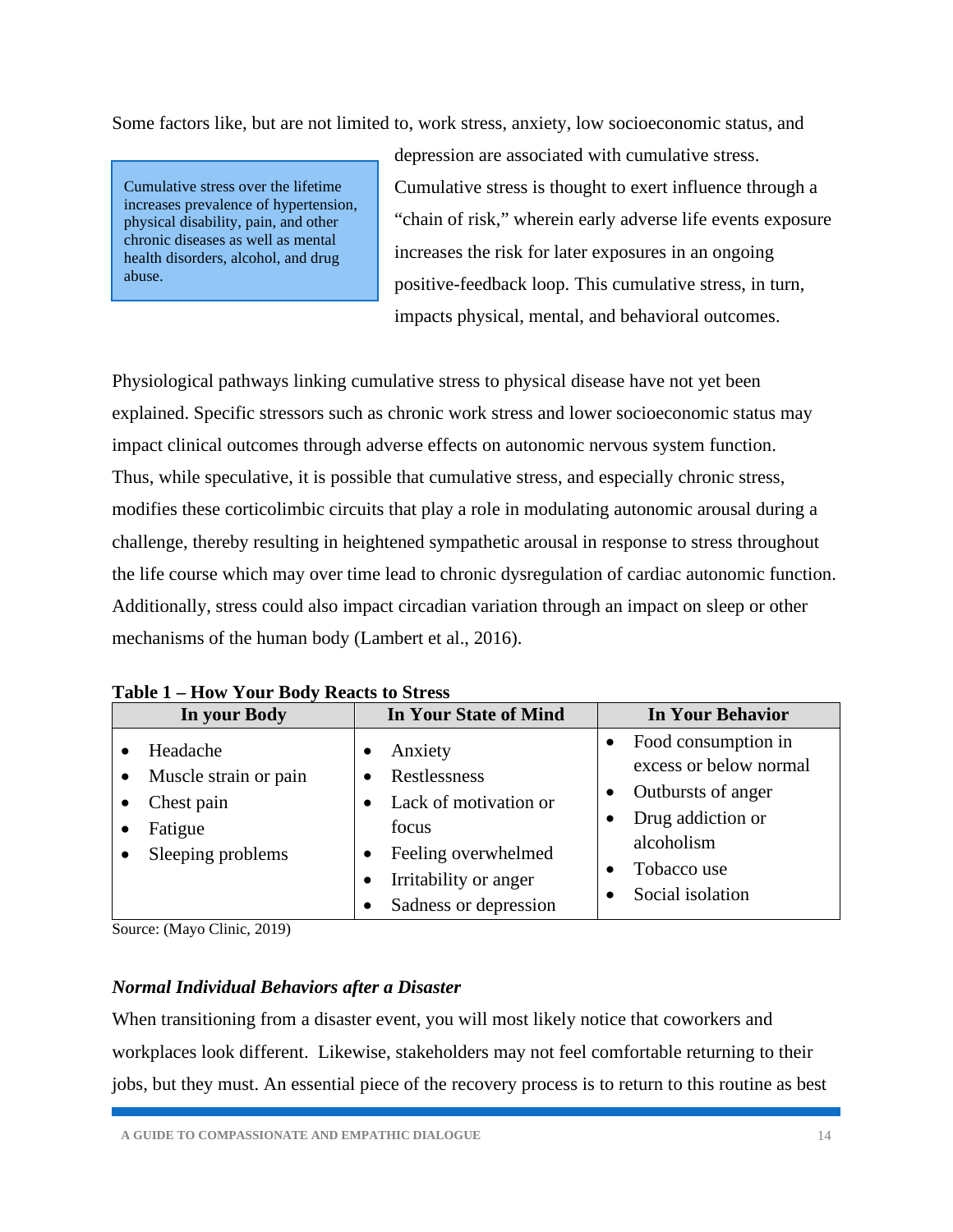Some factors like, but are not limited to, work stress, anxiety, low socioeconomic status, and depression are associated with cumulative stress. Cumulative stress is thought to exert influence through a "chain of risk," wherein early adverse life events exposure increases the risk for later exposures in an ongoing positive-feedback loop. This cumulative stress, in turn, impacts physical, mental, and behavioral outcomes.

> Cumulative stress over the lifetime increases prevalence of hypertension, physical disability, pain, and other chronic diseases as well as mental health disorders, alcohol, and drug abuse.

Physiological pathways linking cumulative stress to physical disease have not yet been explained. Specific stressors such as chronic work stress and lower socioeconomic status may impact clinical outcomes through adverse effects on autonomic nervous system function. Thus, while speculative, it is possible that cumulative stress, and especially chronic stress, modifies these corticolimbic circuits that play a role in modulating autonomic arousal during a challenge, thereby resulting in heightened sympathetic arousal in response to stress throughout the life course which may over time lead to chronic dysregulation of cardiac autonomic function. Additionally, stress could also impact circadian variation through an impact on sleep or other mechanisms of the human body (Lambert et al., 2016).

**Table 1 – How Your Body Reacts to Stress**

| In your Body | In Your State of Mind | In Your Behavior |
|---|---|---|
| • Headache<br>• Muscle strain or pain<br>• Chest pain<br>• Fatigue<br>• Sleeping problems | • Anxiety<br>• Restlessness<br>• Lack of motivation or focus<br>• Feeling overwhelmed<br>• Irritability or anger<br>• Sadness or depression | • Food consumption in excess or below normal<br>• Outbursts of anger<br>• Drug addiction or alcoholism<br>• Tobacco use<br>• Social isolation |

Source: (Mayo Clinic, 2019)

### *Normal Individual Behaviors after a Disaster*

When transitioning from a disaster event, you will most likely notice that coworkers and workplaces look different. Likewise, stakeholders may not feel comfortable returning to their jobs, but they must. An essential piece of the recovery process is to return to this routine as best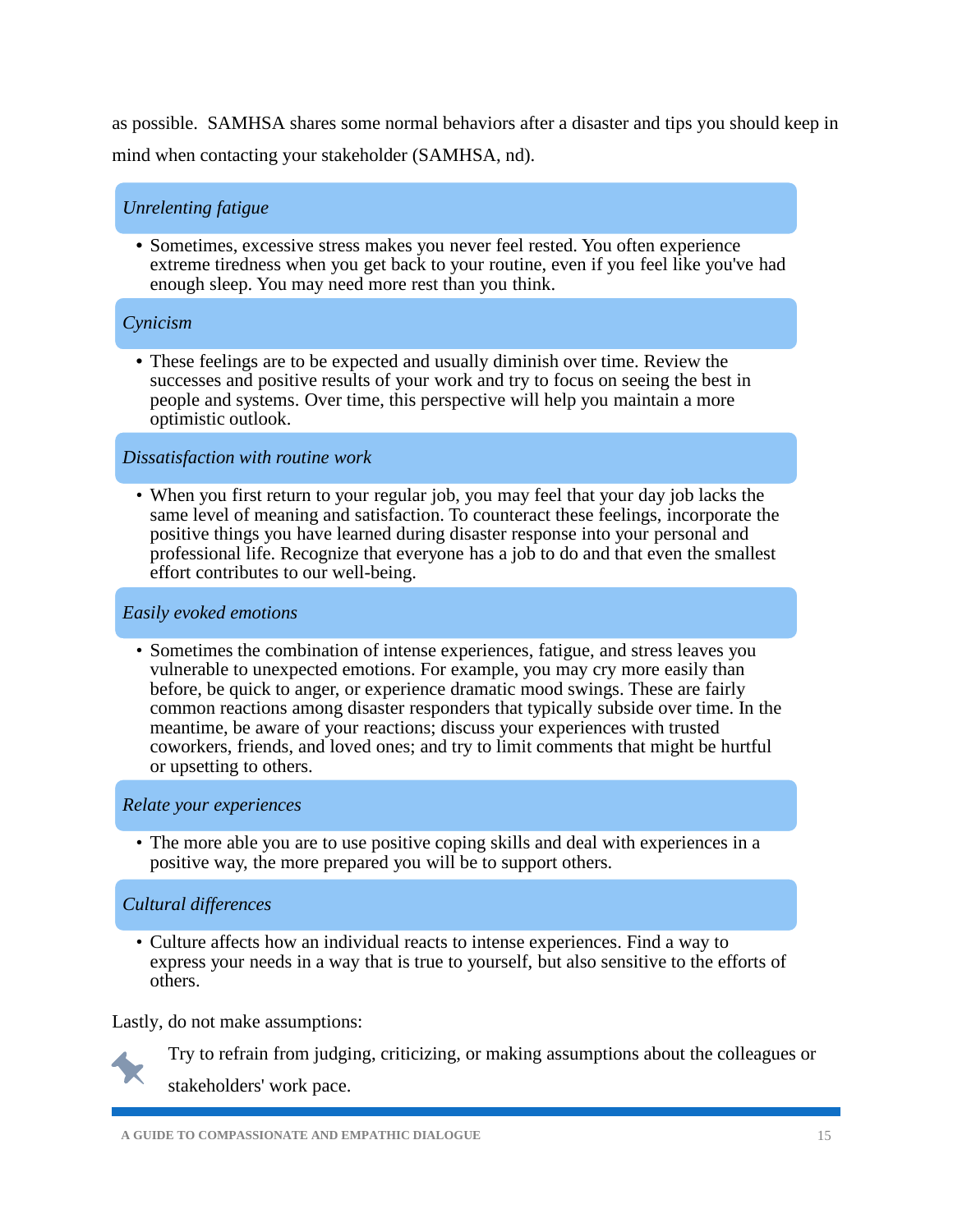as possible. SAMHSA shares some normal behaviors after a disaster and tips you should keep in mind when contacting your stakeholder (SAMHSA, nd).

*Unrelenting fatigue*

- Sometimes, excessive stress makes you never feel rested. You often experience extreme tiredness when you get back to your routine, even if you feel like you've had enough sleep. You may need more rest than you think.

*Cynicism*

- These feelings are to be expected and usually diminish over time. Review the successes and positive results of your work and try to focus on seeing the best in people and systems. Over time, this perspective will help you maintain a more optimistic outlook.

*Dissatisfaction with routine work*

- When you first return to your regular job, you may feel that your day job lacks the same level of meaning and satisfaction. To counteract these feelings, incorporate the positive things you have learned during disaster response into your personal and professional life. Recognize that everyone has a job to do and that even the smallest effort contributes to our well-being.

*Easily evoked emotions*

- Sometimes the combination of intense experiences, fatigue, and stress leaves you vulnerable to unexpected emotions. For example, you may cry more easily than before, be quick to anger, or experience dramatic mood swings. These are fairly common reactions among disaster responders that typically subside over time. In the meantime, be aware of your reactions; discuss your experiences with trusted coworkers, friends, and loved ones; and try to limit comments that might be hurtful or upsetting to others.

*Relate your experiences*

- The more able you are to use positive coping skills and deal with experiences in a positive way, the more prepared you will be to support others.

*Cultural differences*

- Culture affects how an individual reacts to intense experiences. Find a way to express your needs in a way that is true to yourself, but also sensitive to the efforts of others.

Lastly, do not make assumptions:

Try to refrain from judging, criticizing, or making assumptions about the colleagues or stakeholders' work pace.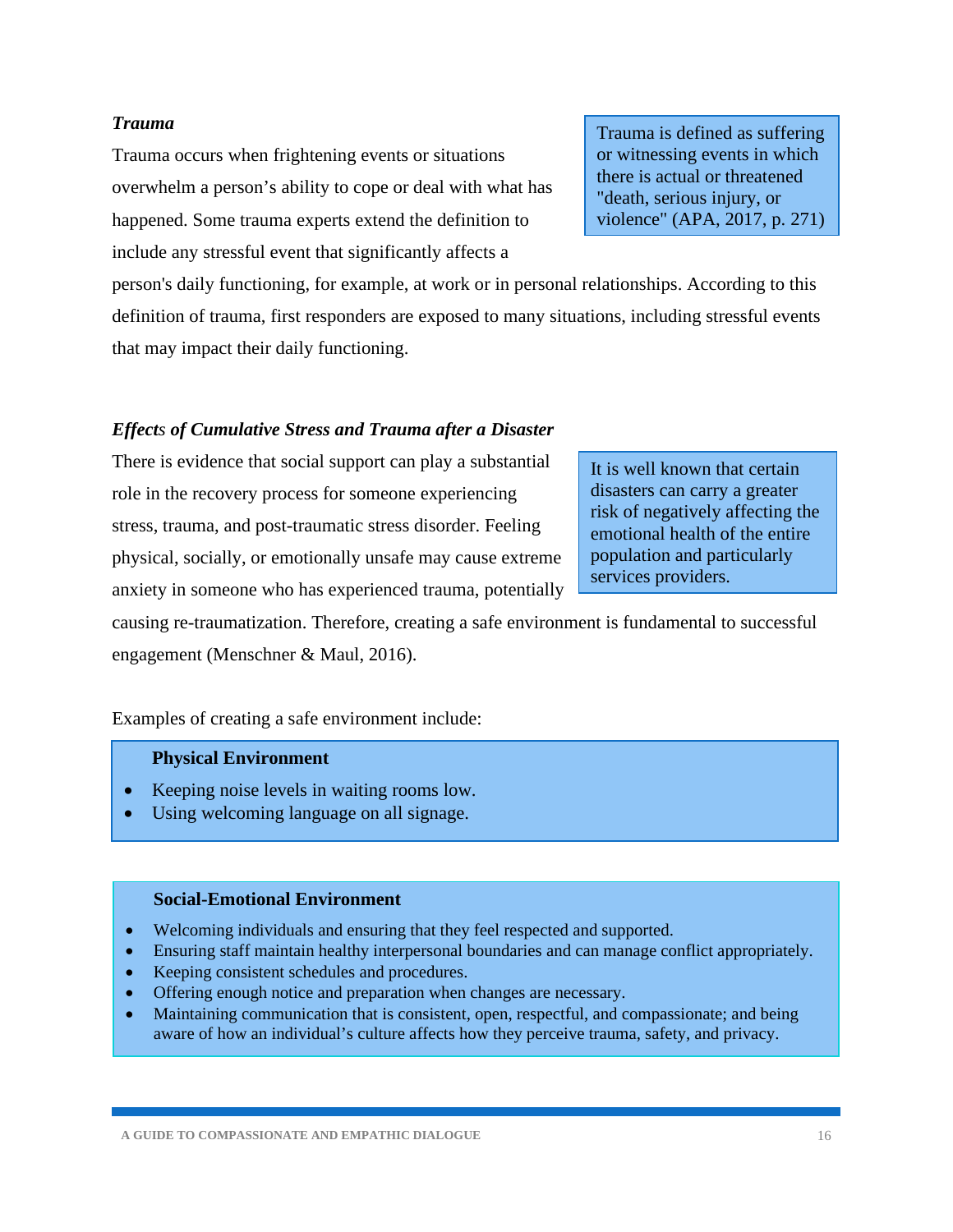### *Trauma*

Trauma occurs when frightening events or situations overwhelm a person's ability to cope or deal with what has happened. Some trauma experts extend the definition to include any stressful event that significantly affects a person's daily functioning, for example, at work or in personal relationships. According to this definition of trauma, first responders are exposed to many situations, including stressful events that may impact their daily functioning.

> Trauma is defined as suffering or witnessing events in which there is actual or threatened "death, serious injury, or violence" (APA, 2017, p. 271)

### *Effects of Cumulative Stress and Trauma after a Disaster*

There is evidence that social support can play a substantial role in the recovery process for someone experiencing stress, trauma, and post-traumatic stress disorder. Feeling physical, socially, or emotionally unsafe may cause extreme anxiety in someone who has experienced trauma, potentially causing re-traumatization. Therefore, creating a safe environment is fundamental to successful engagement (Menschner & Maul, 2016).

> It is well known that certain disasters can carry a greater risk of negatively affecting the emotional health of the entire population and particularly services providers.

Examples of creating a safe environment include:

**Physical Environment**

- Keeping noise levels in waiting rooms low.
- Using welcoming language on all signage.

**Social-Emotional Environment**

- Welcoming individuals and ensuring that they feel respected and supported.
- Ensuring staff maintain healthy interpersonal boundaries and can manage conflict appropriately.
- Keeping consistent schedules and procedures.
- Offering enough notice and preparation when changes are necessary.
- Maintaining communication that is consistent, open, respectful, and compassionate; and being aware of how an individual's culture affects how they perceive trauma, safety, and privacy.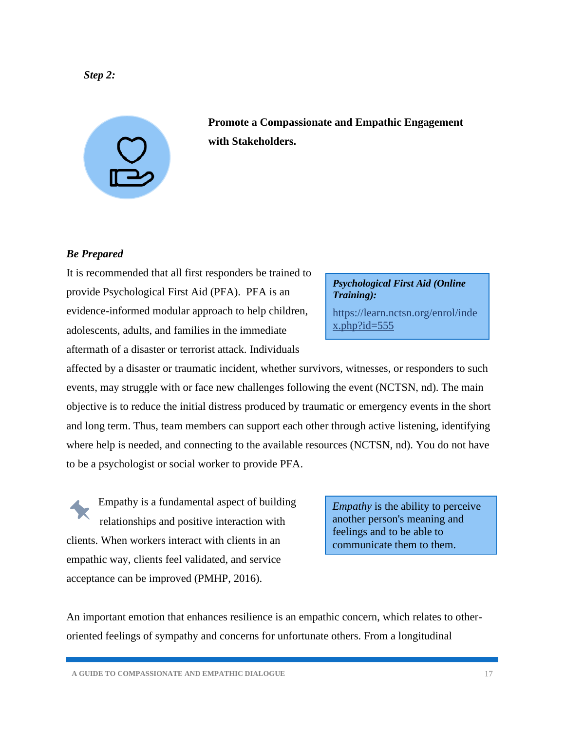***Step 2:***

## Promote a Compassionate and Empathic Engagement with Stakeholders.

***Be Prepared***

It is recommended that all first responders be trained to provide Psychological First Aid (PFA). PFA is an evidence-informed modular approach to help children, adolescents, adults, and families in the immediate aftermath of a disaster or terrorist attack. Individuals affected by a disaster or traumatic incident, whether survivors, witnesses, or responders to such events, may struggle with or face new challenges following the event (NCTSN, nd). The main objective is to reduce the initial distress produced by traumatic or emergency events in the short and long term. Thus, team members can support each other through active listening, identifying where help is needed, and connecting to the available resources (NCTSN, nd). You do not have to be a psychologist or social worker to provide PFA.

> ***Psychological First Aid (Online Training):***
>
> https://learn.nctsn.org/enrol/index.php?id=555

Empathy is a fundamental aspect of building relationships and positive interaction with clients. When workers interact with clients in an empathic way, clients feel validated, and service acceptance can be improved (PMHP, 2016).

> *Empathy* is the ability to perceive another person's meaning and feelings and to be able to communicate them to them.

An important emotion that enhances resilience is an empathic concern, which relates to other-oriented feelings of sympathy and concerns for unfortunate others. From a longitudinal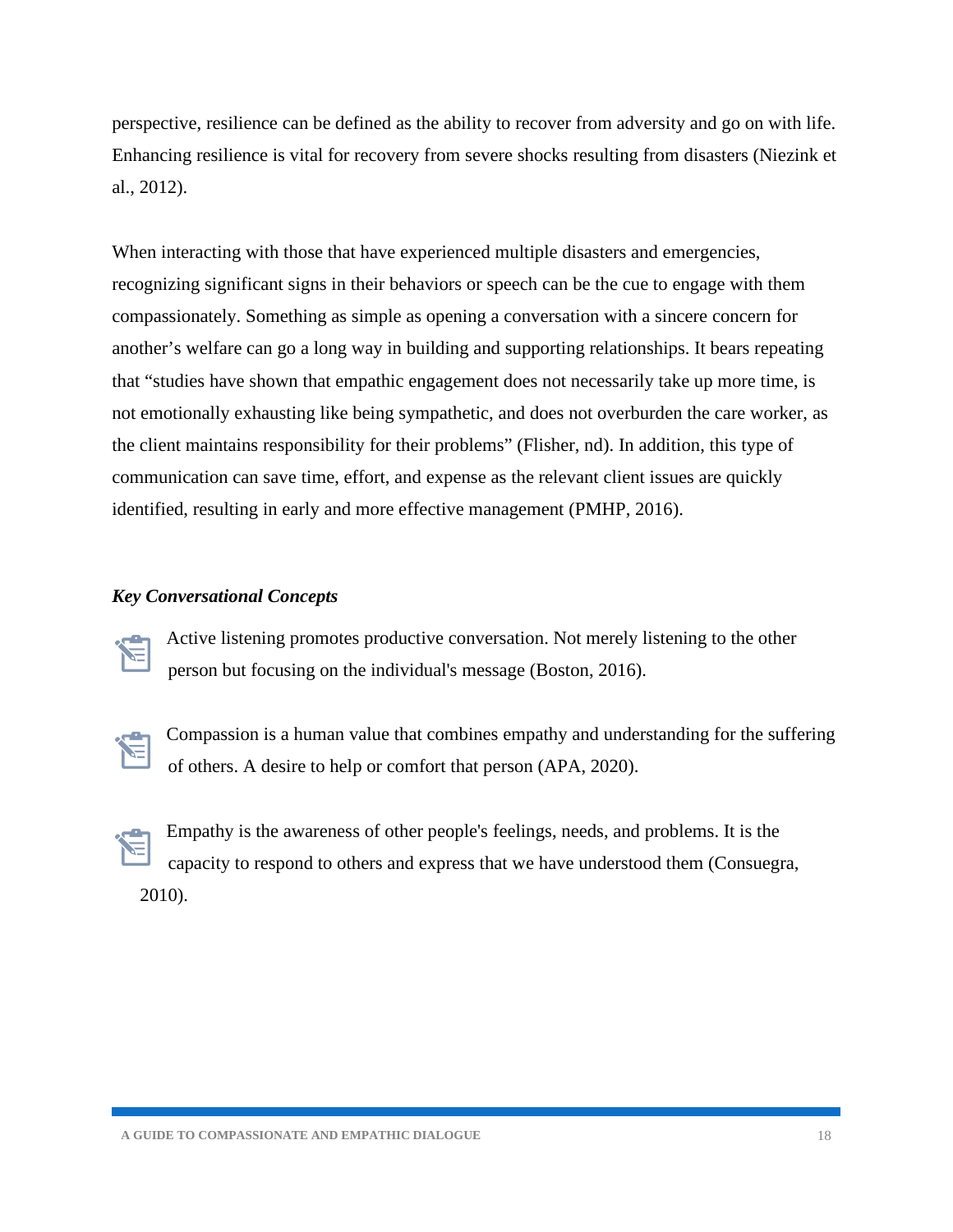perspective, resilience can be defined as the ability to recover from adversity and go on with life. Enhancing resilience is vital for recovery from severe shocks resulting from disasters (Niezink et al., 2012).

When interacting with those that have experienced multiple disasters and emergencies, recognizing significant signs in their behaviors or speech can be the cue to engage with them compassionately. Something as simple as opening a conversation with a sincere concern for another's welfare can go a long way in building and supporting relationships. It bears repeating that "studies have shown that empathic engagement does not necessarily take up more time, is not emotionally exhausting like being sympathetic, and does not overburden the care worker, as the client maintains responsibility for their problems" (Flisher, nd). In addition, this type of communication can save time, effort, and expense as the relevant client issues are quickly identified, resulting in early and more effective management (PMHP, 2016).

***Key Conversational Concepts***

- Active listening promotes productive conversation. Not merely listening to the other person but focusing on the individual's message (Boston, 2016).

- Compassion is a human value that combines empathy and understanding for the suffering of others. A desire to help or comfort that person (APA, 2020).

- Empathy is the awareness of other people's feelings, needs, and problems. It is the capacity to respond to others and express that we have understood them (Consuegra, 2010).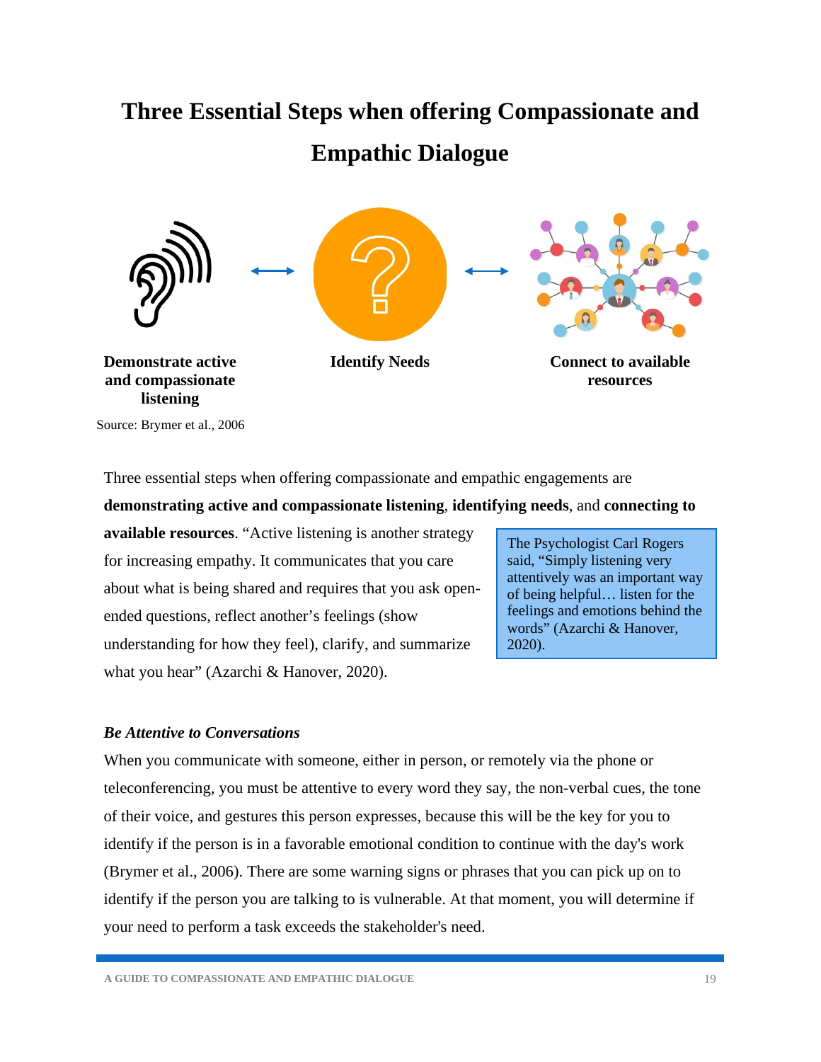# Three Essential Steps when offering Compassionate and Empathic Dialogue

**Demonstrate active and compassionate listening**

**Identify Needs**

**Connect to available resources**

Source: Brymer et al., 2006

Three essential steps when offering compassionate and empathic engagements are **demonstrating active and compassionate listening**, **identifying needs**, and **connecting to available resources**. "Active listening is another strategy for increasing empathy. It communicates that you care about what is being shared and requires that you ask open-ended questions, reflect another's feelings (show understanding for how they feel), clarify, and summarize what you hear" (Azarchi & Hanover, 2020).

> The Psychologist Carl Rogers said, "Simply listening very attentively was an important way of being helpful… listen for the feelings and emotions behind the words" (Azarchi & Hanover, 2020).

### *Be Attentive to Conversations*

When you communicate with someone, either in person, or remotely via the phone or teleconferencing, you must be attentive to every word they say, the non-verbal cues, the tone of their voice, and gestures this person expresses, because this will be the key for you to identify if the person is in a favorable emotional condition to continue with the day's work (Brymer et al., 2006). There are some warning signs or phrases that you can pick up on to identify if the person you are talking to is vulnerable. At that moment, you will determine if your need to perform a task exceeds the stakeholder's need.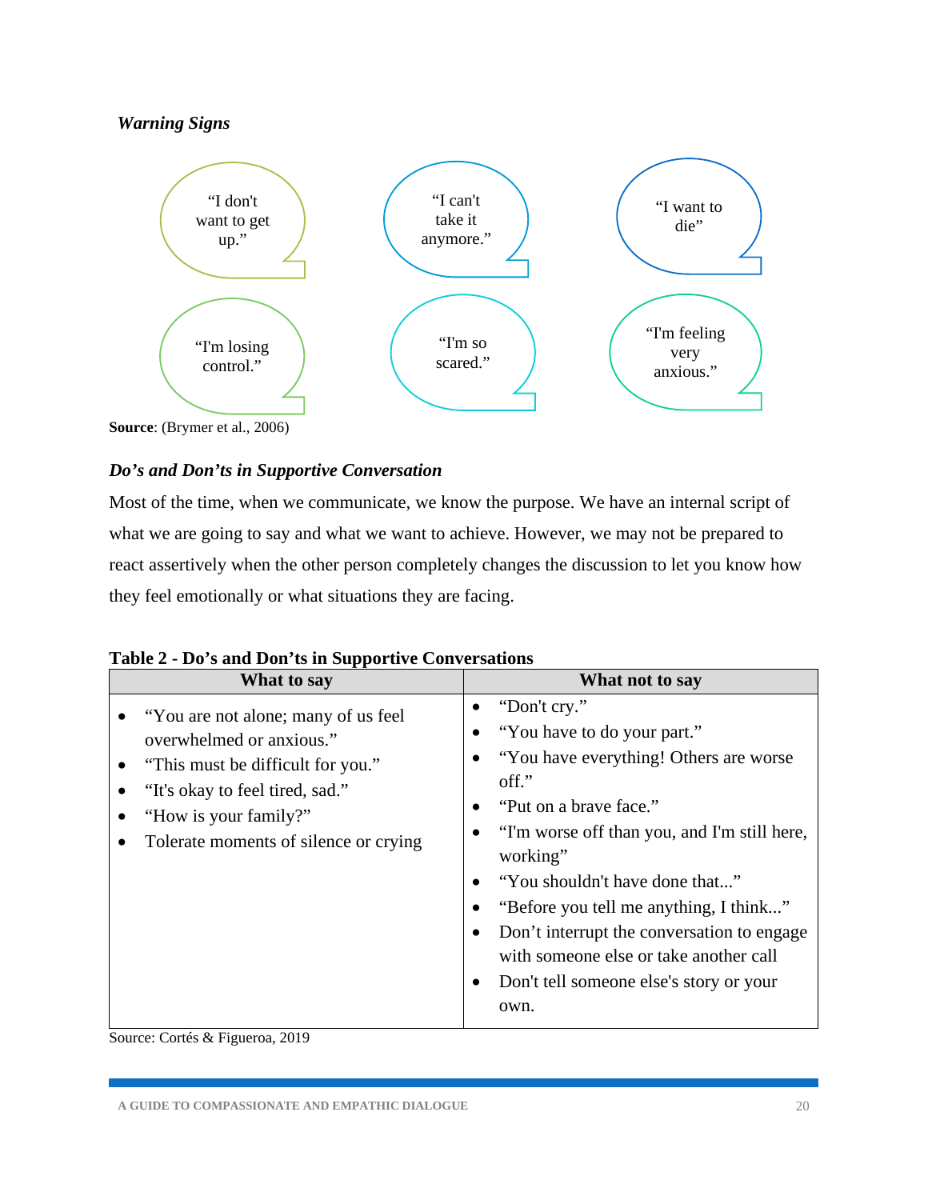*Warning Signs*

"I don't want to get up."

"I can't take it anymore."

"I want to die"

"I'm losing control."

"I'm so scared."

"I'm feeling very anxious."

**Source**: (Brymer et al., 2006)

### *Do's and Don'ts in Supportive Conversation*

Most of the time, when we communicate, we know the purpose. We have an internal script of what we are going to say and what we want to achieve. However, we may not be prepared to react assertively when the other person completely changes the discussion to let you know how they feel emotionally or what situations they are facing.

**Table 2 - Do's and Don'ts in Supportive Conversations**

| What to say | What not to say |
|---|---|
| • "You are not alone; many of us feel overwhelmed or anxious."<br>• "This must be difficult for you."<br>• "It's okay to feel tired, sad."<br>• "How is your family?"<br>• Tolerate moments of silence or crying | • "Don't cry."<br>• "You have to do your part."<br>• "You have everything! Others are worse off."<br>• "Put on a brave face."<br>• "I'm worse off than you, and I'm still here, working"<br>• "You shouldn't have done that..."<br>• "Before you tell me anything, I think..."<br>• Don't interrupt the conversation to engage with someone else or take another call<br>• Don't tell someone else's story or your own. |

Source: Cortés & Figueroa, 2019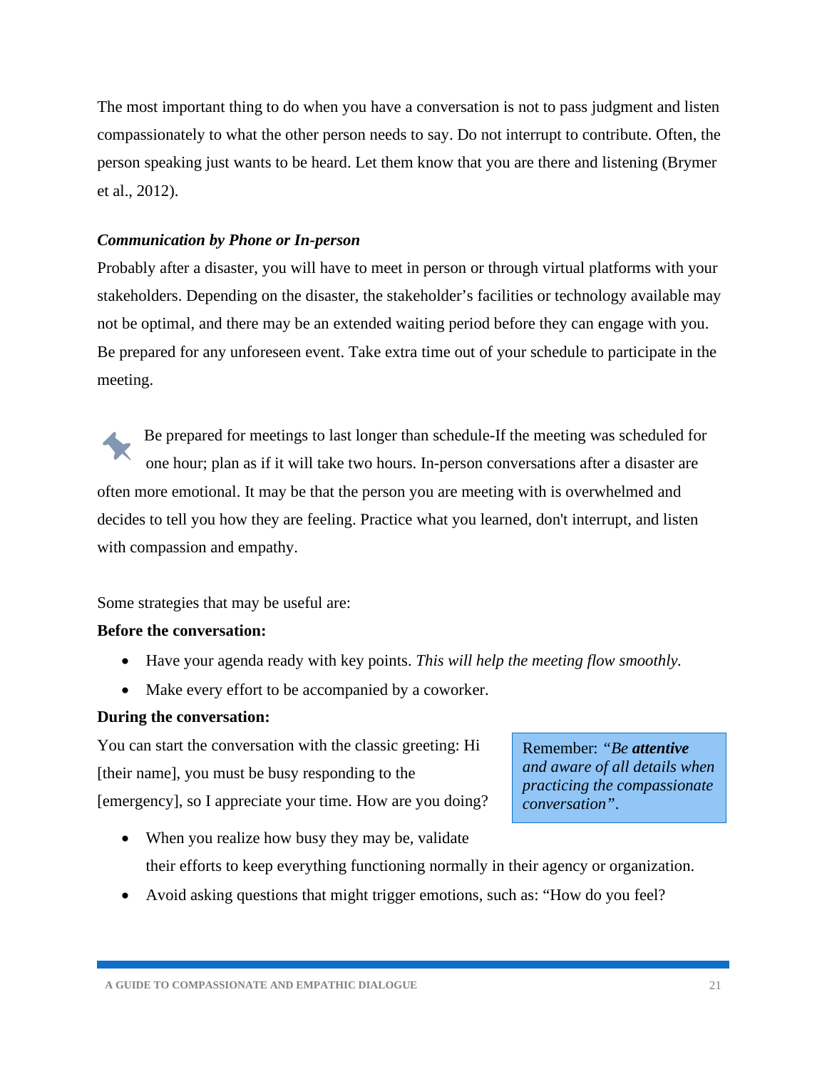The most important thing to do when you have a conversation is not to pass judgment and listen compassionately to what the other person needs to say. Do not interrupt to contribute. Often, the person speaking just wants to be heard. Let them know that you are there and listening (Brymer et al., 2012).

### *Communication by Phone or In-person*

Probably after a disaster, you will have to meet in person or through virtual platforms with your stakeholders. Depending on the disaster, the stakeholder's facilities or technology available may not be optimal, and there may be an extended waiting period before they can engage with you. Be prepared for any unforeseen event. Take extra time out of your schedule to participate in the meeting.

Be prepared for meetings to last longer than schedule-If the meeting was scheduled for one hour; plan as if it will take two hours. In-person conversations after a disaster are often more emotional. It may be that the person you are meeting with is overwhelmed and decides to tell you how they are feeling. Practice what you learned, don't interrupt, and listen with compassion and empathy.

Some strategies that may be useful are:

**Before the conversation:**

- Have your agenda ready with key points. *This will help the meeting flow smoothly.*
- Make every effort to be accompanied by a coworker.

**During the conversation:**

You can start the conversation with the classic greeting: Hi [their name], you must be busy responding to the [emergency], so I appreciate your time. How are you doing?

> Remember: *"Be* ***attentive*** *and aware of all details when practicing the compassionate conversation".*

- When you realize how busy they may be, validate their efforts to keep everything functioning normally in their agency or organization.
- Avoid asking questions that might trigger emotions, such as: "How do you feel?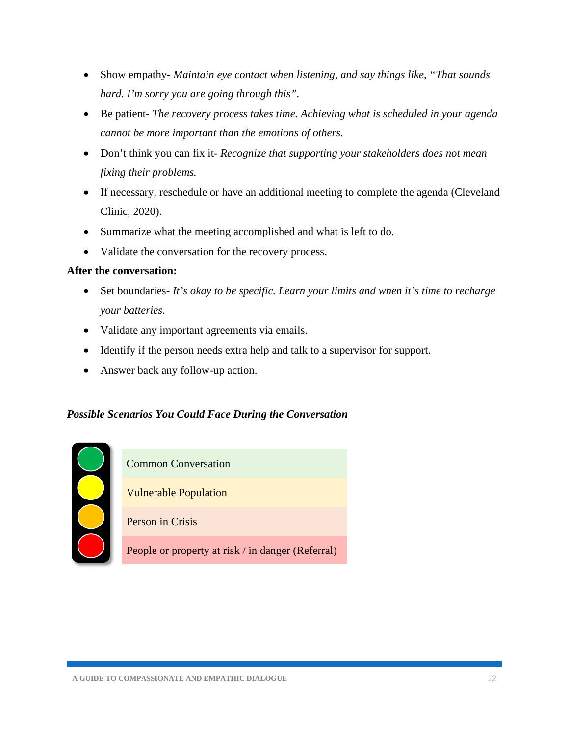- Show empathy- *Maintain eye contact when listening, and say things like, "That sounds hard. I'm sorry you are going through this".*
- Be patient- *The recovery process takes time. Achieving what is scheduled in your agenda cannot be more important than the emotions of others.*
- Don't think you can fix it- *Recognize that supporting your stakeholders does not mean fixing their problems.*
- If necessary, reschedule or have an additional meeting to complete the agenda (Cleveland Clinic, 2020).
- Summarize what the meeting accomplished and what is left to do.
- Validate the conversation for the recovery process.

**After the conversation:**

- Set boundaries- *It's okay to be specific. Learn your limits and when it's time to recharge your batteries.*
- Validate any important agreements via emails.
- Identify if the person needs extra help and talk to a supervisor for support.
- Answer back any follow-up action.

***Possible Scenarios You Could Face During the Conversation***

| Signal | Scenario |
| --- | --- |
| Green | Common Conversation |
| Yellow | Vulnerable Population |
| Orange | Person in Crisis |
| Red | People or property at risk / in danger (Referral) |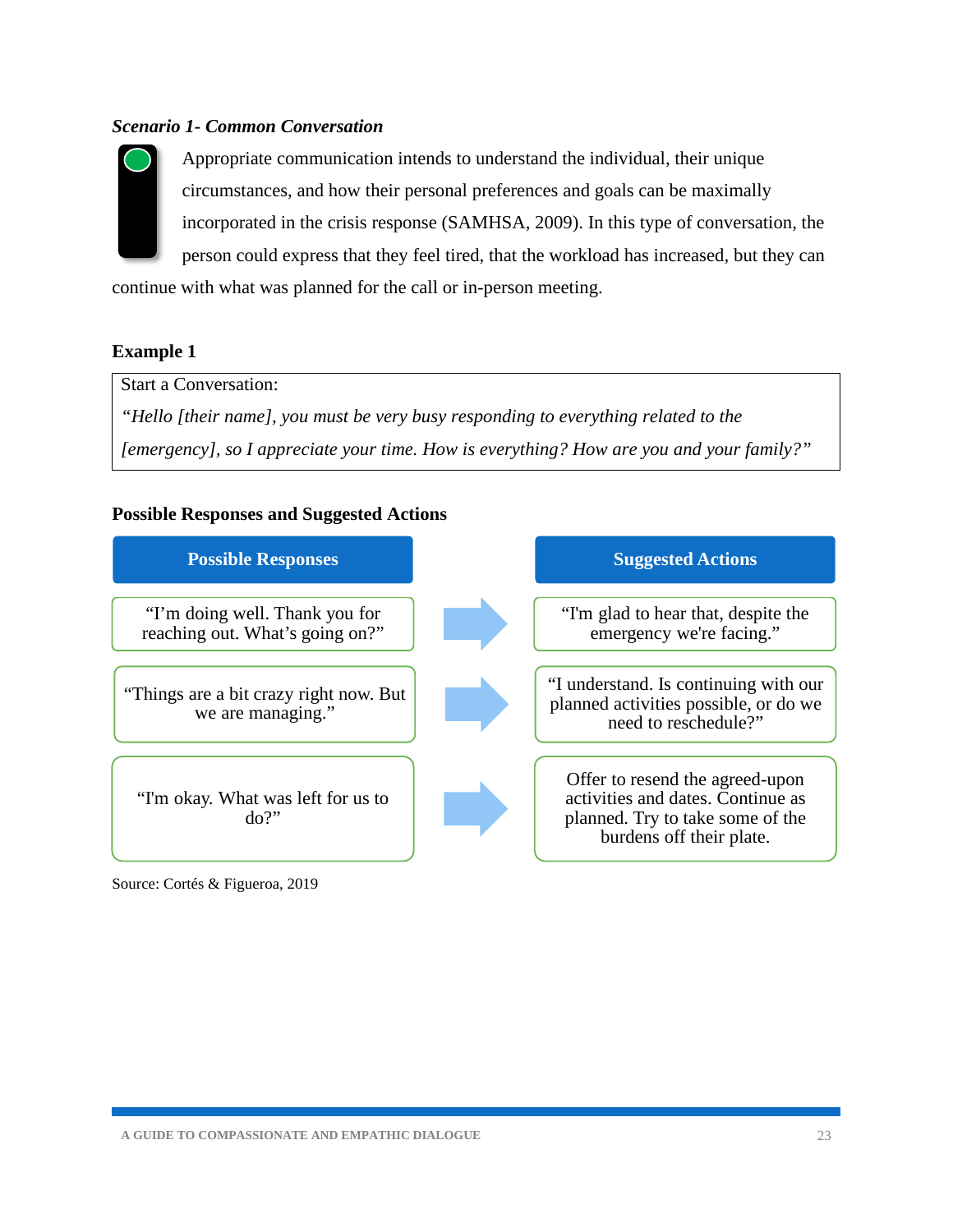***Scenario 1- Common Conversation***

Appropriate communication intends to understand the individual, their unique circumstances, and how their personal preferences and goals can be maximally incorporated in the crisis response (SAMHSA, 2009). In this type of conversation, the person could express that they feel tired, that the workload has increased, but they can continue with what was planned for the call or in-person meeting.

**Example 1**

| Start a Conversation: |
| --- |
| *"Hello [their name], you must be very busy responding to everything related to the [emergency], so I appreciate your time. How is everything? How are you and your family?"* |

**Possible Responses and Suggested Actions**

| Possible Responses | Suggested Actions |
| --- | --- |
| "I'm doing well. Thank you for reaching out. What's going on?" | "I'm glad to hear that, despite the emergency we're facing." |
| "Things are a bit crazy right now. But we are managing." | "I understand. Is continuing with our planned activities possible, or do we need to reschedule?" |
| "I'm okay. What was left for us to do?" | Offer to resend the agreed-upon activities and dates. Continue as planned. Try to take some of the burdens off their plate. |

Source: Cortés & Figueroa, 2019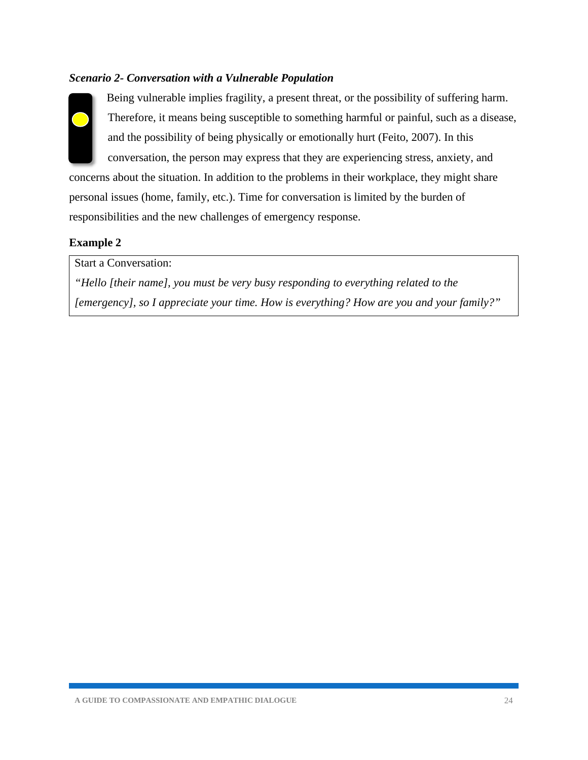***Scenario 2- Conversation with a Vulnerable Population***

Being vulnerable implies fragility, a present threat, or the possibility of suffering harm. Therefore, it means being susceptible to something harmful or painful, such as a disease, and the possibility of being physically or emotionally hurt (Feito, 2007). In this conversation, the person may express that they are experiencing stress, anxiety, and concerns about the situation. In addition to the problems in their workplace, they might share personal issues (home, family, etc.). Time for conversation is limited by the burden of responsibilities and the new challenges of emergency response.

**Example 2**

| Start a Conversation: *"Hello [their name], you must be very busy responding to everything related to the [emergency], so I appreciate your time. How is everything? How are you and your family?"* |
|---|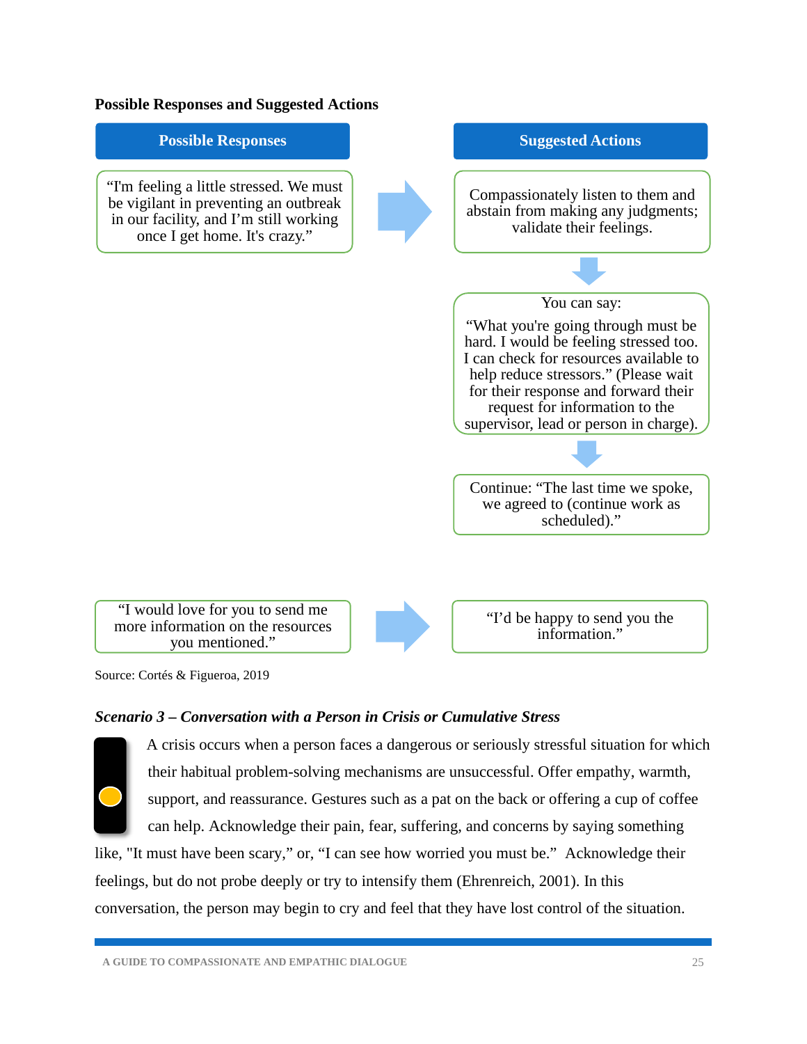**Possible Responses and Suggested Actions**

| Possible Responses | Suggested Actions |
|---|---|
| "I'm feeling a little stressed. We must be vigilant in preventing an outbreak in our facility, and I'm still working once I get home. It's crazy." | Compassionately listen to them and abstain from making any judgments; validate their feelings. |
| | You can say: "What you're going through must be hard. I would be feeling stressed too. I can check for resources available to help reduce stressors." (Please wait for their response and forward their request for information to the supervisor, lead or person in charge). |
| | Continue: "The last time we spoke, we agreed to (continue work as scheduled)." |
| "I would love for you to send me more information on the resources you mentioned." | "I'd be happy to send you the information." |

Source: Cortés & Figueroa, 2019

***Scenario 3 – Conversation with a Person in Crisis or Cumulative Stress***

A crisis occurs when a person faces a dangerous or seriously stressful situation for which their habitual problem-solving mechanisms are unsuccessful. Offer empathy, warmth, support, and reassurance. Gestures such as a pat on the back or offering a cup of coffee can help. Acknowledge their pain, fear, suffering, and concerns by saying something like, "It must have been scary," or, "I can see how worried you must be." Acknowledge their feelings, but do not probe deeply or try to intensify them (Ehrenreich, 2001). In this conversation, the person may begin to cry and feel that they have lost control of the situation.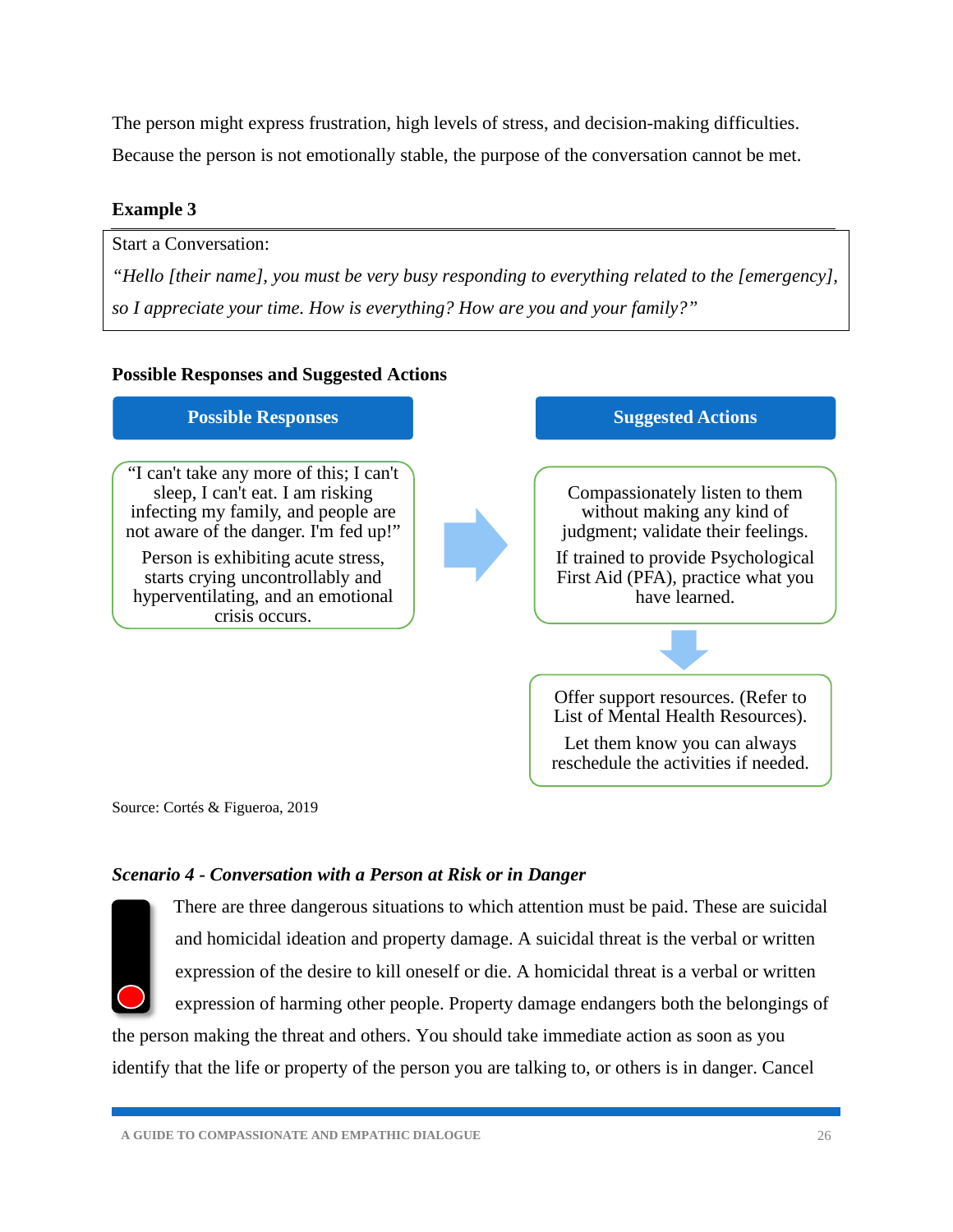The person might express frustration, high levels of stress, and decision-making difficulties. Because the person is not emotionally stable, the purpose of the conversation cannot be met.

**Example 3**

| Start a Conversation: |
|---|
| *"Hello [their name], you must be very busy responding to everything related to the [emergency], so I appreciate your time. How is everything? How are you and your family?"* |

**Possible Responses and Suggested Actions**

| Possible Responses | Suggested Actions |
|---|---|
| "I can't take any more of this; I can't sleep, I can't eat. I am risking infecting my family, and people are not aware of the danger. I'm fed up!"<br><br>Person is exhibiting acute stress, starts crying uncontrollably and hyperventilating, and an emotional crisis occurs. | Compassionately listen to them without making any kind of judgment; validate their feelings.<br><br>If trained to provide Psychological First Aid (PFA), practice what you have learned.<br><br>↓<br><br>Offer support resources. (Refer to List of Mental Health Resources).<br><br>Let them know you can always reschedule the activities if needed. |

Source: Cortés & Figueroa, 2019

### *Scenario 4 - Conversation with a Person at Risk or in Danger*

There are three dangerous situations to which attention must be paid. These are suicidal and homicidal ideation and property damage. A suicidal threat is the verbal or written expression of the desire to kill oneself or die. A homicidal threat is a verbal or written expression of harming other people. Property damage endangers both the belongings of the person making the threat and others. You should take immediate action as soon as you identify that the life or property of the person you are talking to, or others is in danger. Cancel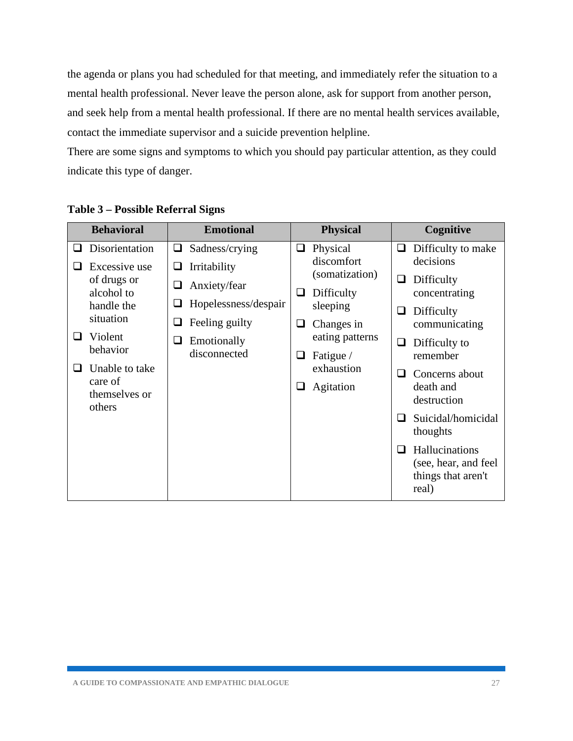the agenda or plans you had scheduled for that meeting, and immediately refer the situation to a mental health professional. Never leave the person alone, ask for support from another person, and seek help from a mental health professional. If there are no mental health services available, contact the immediate supervisor and a suicide prevention helpline.

There are some signs and symptoms to which you should pay particular attention, as they could indicate this type of danger.

**Table 3 – Possible Referral Signs**

| Behavioral | Emotional | Physical | Cognitive |
|---|---|---|---|
| ❑ Disorientation<br>❑ Excessive use of drugs or alcohol to handle the situation<br>❑ Violent behavior<br>❑ Unable to take care of themselves or others | ❑ Sadness/crying<br>❑ Irritability<br>❑ Anxiety/fear<br>❑ Hopelessness/despair<br>❑ Feeling guilty<br>❑ Emotionally disconnected | ❑ Physical discomfort (somatization)<br>❑ Difficulty sleeping<br>❑ Changes in eating patterns<br>❑ Fatigue / exhaustion<br>❑ Agitation | ❑ Difficulty to make decisions<br>❑ Difficulty concentrating<br>❑ Difficulty communicating<br>❑ Difficulty to remember<br>❑ Concerns about death and destruction<br>❑ Suicidal/homicidal thoughts<br>❑ Hallucinations (see, hear, and feel things that aren't real) |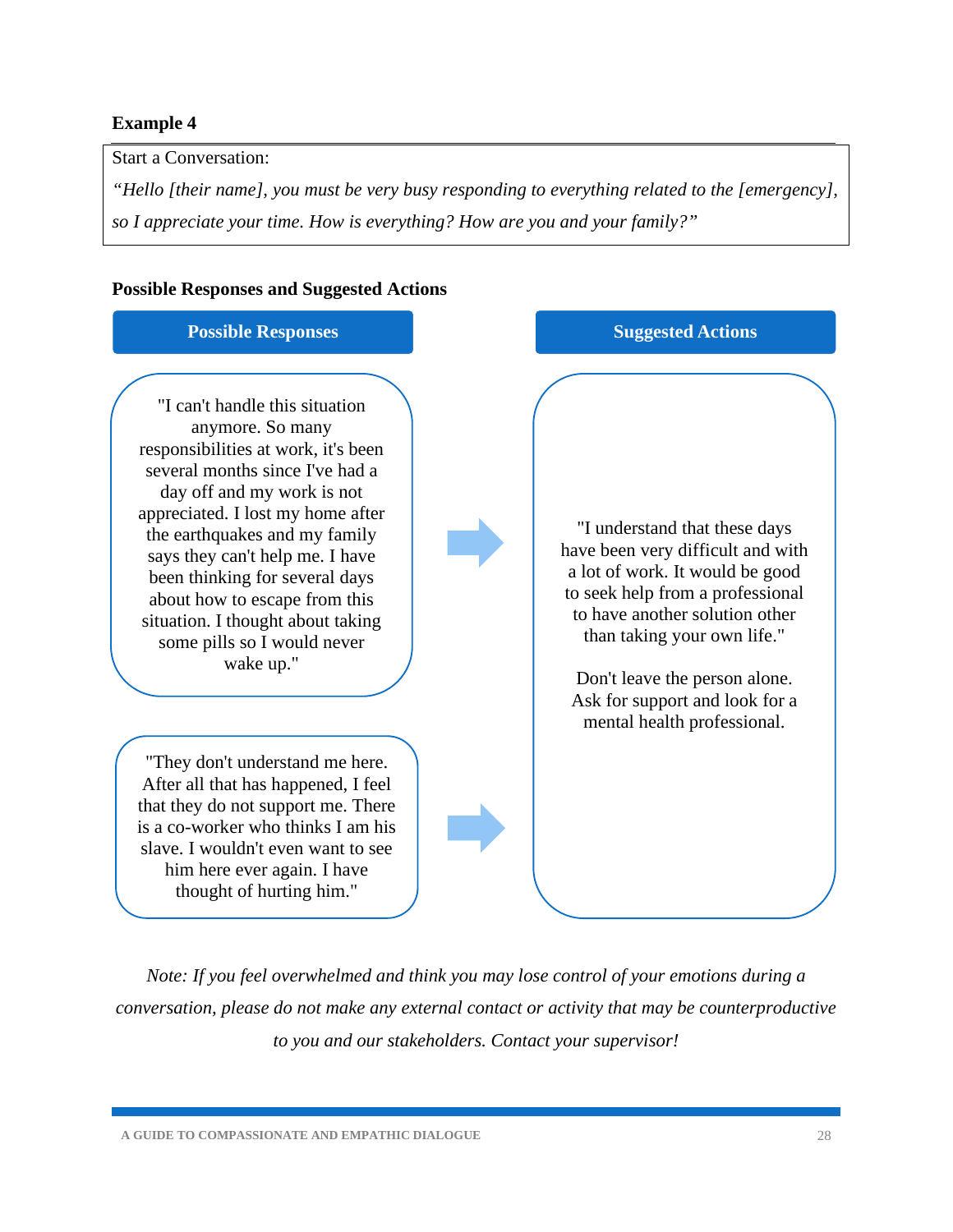**Example 4**

Start a Conversation:

*"Hello [their name], you must be very busy responding to everything related to the [emergency], so I appreciate your time. How is everything? How are you and your family?"*

**Possible Responses and Suggested Actions**

| Possible Responses | Suggested Actions |
| --- | --- |
| "I can't handle this situation anymore. So many responsibilities at work, it's been several months since I've had a day off and my work is not appreciated. I lost my home after the earthquakes and my family says they can't help me. I have been thinking for several days about how to escape from this situation. I thought about taking some pills so I would never wake up." | "I understand that these days have been very difficult and with a lot of work. It would be good to seek help from a professional to have another solution other than taking your own life." Don't leave the person alone. Ask for support and look for a mental health professional. |
| "They don't understand me here. After all that has happened, I feel that they do not support me. There is a co-worker who thinks I am his slave. I wouldn't even want to see him here ever again. I have thought of hurting him." | |

*Note: If you feel overwhelmed and think you may lose control of your emotions during a conversation, please do not make any external contact or activity that may be counterproductive to you and our stakeholders. Contact your supervisor!*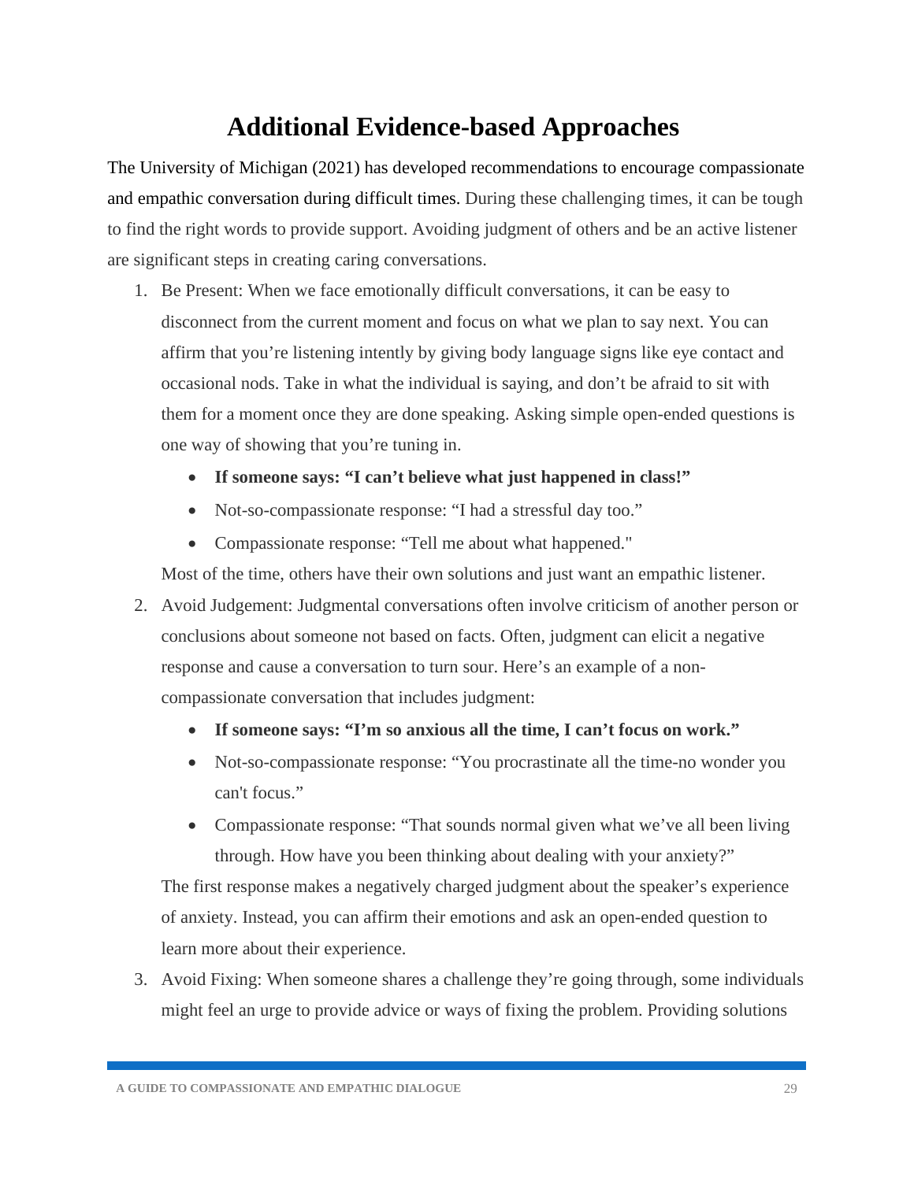# Additional Evidence-based Approaches

The University of Michigan (2021) has developed recommendations to encourage compassionate and empathic conversation during difficult times. During these challenging times, it can be tough to find the right words to provide support. Avoiding judgment of others and be an active listener are significant steps in creating caring conversations.

1. Be Present: When we face emotionally difficult conversations, it can be easy to disconnect from the current moment and focus on what we plan to say next. You can affirm that you're listening intently by giving body language signs like eye contact and occasional nods. Take in what the individual is saying, and don't be afraid to sit with them for a moment once they are done speaking. Asking simple open-ended questions is one way of showing that you're tuning in.
   - **If someone says: "I can't believe what just happened in class!"**
   - Not-so-compassionate response: "I had a stressful day too."
   - Compassionate response: "Tell me about what happened."

   Most of the time, others have their own solutions and just want an empathic listener.
2. Avoid Judgement: Judgmental conversations often involve criticism of another person or conclusions about someone not based on facts. Often, judgment can elicit a negative response and cause a conversation to turn sour. Here's an example of a non-compassionate conversation that includes judgment:
   - **If someone says: "I'm so anxious all the time, I can't focus on work."**
   - Not-so-compassionate response: "You procrastinate all the time-no wonder you can't focus."
   - Compassionate response: "That sounds normal given what we've all been living through. How have you been thinking about dealing with your anxiety?"

   The first response makes a negatively charged judgment about the speaker's experience of anxiety. Instead, you can affirm their emotions and ask an open-ended question to learn more about their experience.
3. Avoid Fixing: When someone shares a challenge they're going through, some individuals might feel an urge to provide advice or ways of fixing the problem. Providing solutions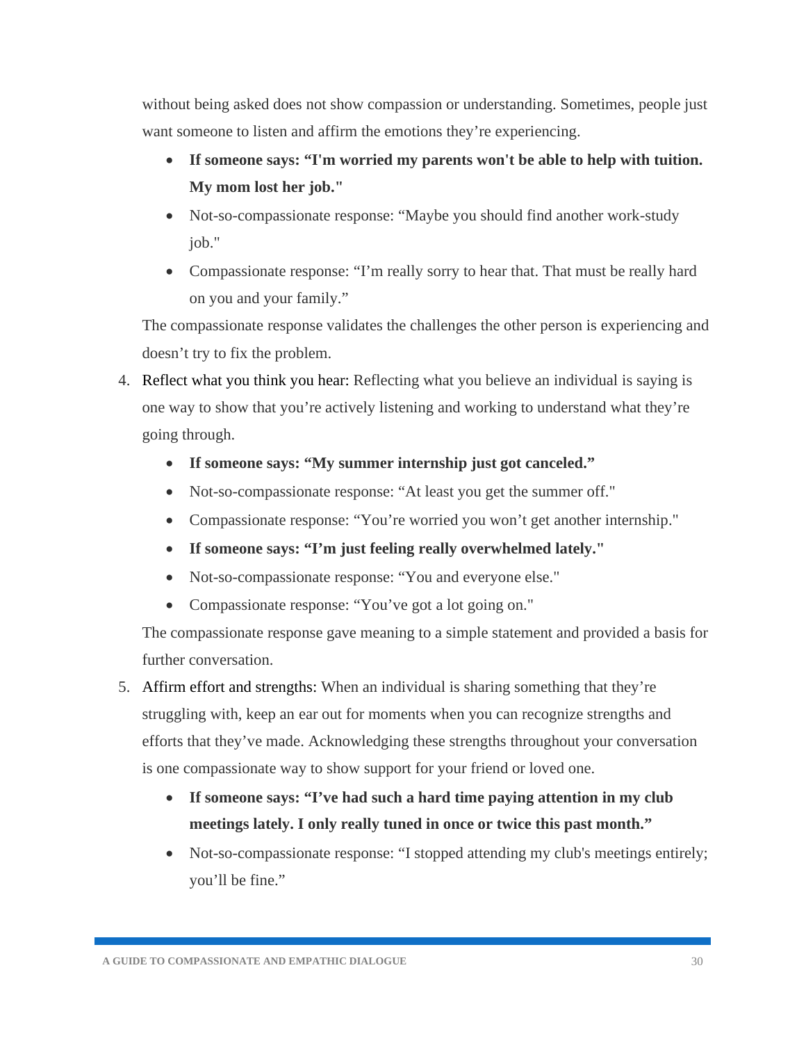without being asked does not show compassion or understanding. Sometimes, people just want someone to listen and affirm the emotions they're experiencing.

- **If someone says: "I'm worried my parents won't be able to help with tuition. My mom lost her job."**
- Not-so-compassionate response: "Maybe you should find another work-study job."
- Compassionate response: "I'm really sorry to hear that. That must be really hard on you and your family."

The compassionate response validates the challenges the other person is experiencing and doesn't try to fix the problem.

4. Reflect what you think you hear: Reflecting what you believe an individual is saying is one way to show that you're actively listening and working to understand what they're going through.
   - **If someone says: "My summer internship just got canceled."**
   - Not-so-compassionate response: "At least you get the summer off."
   - Compassionate response: "You're worried you won't get another internship."
   - **If someone says: "I'm just feeling really overwhelmed lately."**
   - Not-so-compassionate response: "You and everyone else."
   - Compassionate response: "You've got a lot going on."

   The compassionate response gave meaning to a simple statement and provided a basis for further conversation.

5. Affirm effort and strengths: When an individual is sharing something that they're struggling with, keep an ear out for moments when you can recognize strengths and efforts that they've made. Acknowledging these strengths throughout your conversation is one compassionate way to show support for your friend or loved one.
   - **If someone says: "I've had such a hard time paying attention in my club meetings lately. I only really tuned in once or twice this past month."**
   - Not-so-compassionate response: "I stopped attending my club's meetings entirely; you'll be fine."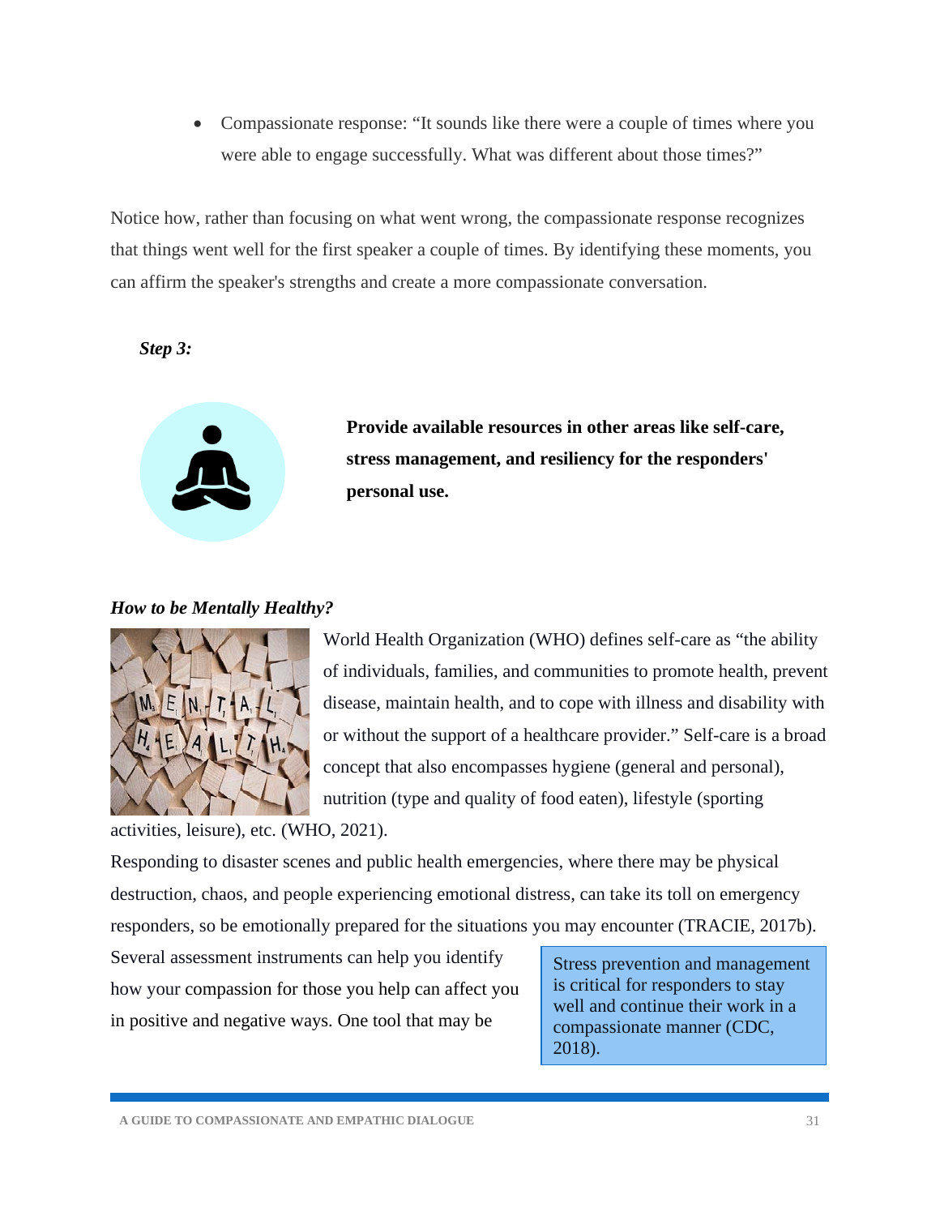- Compassionate response: “It sounds like there were a couple of times where you were able to engage successfully. What was different about those times?”

Notice how, rather than focusing on what went wrong, the compassionate response recognizes that things went well for the first speaker a couple of times. By identifying these moments, you can affirm the speaker's strengths and create a more compassionate conversation.

***Step 3:***

**Provide available resources in other areas like self-care, stress management, and resiliency for the responders' personal use.**

***How to be Mentally Healthy?***

World Health Organization (WHO) defines self-care as “the ability of individuals, families, and communities to promote health, prevent disease, maintain health, and to cope with illness and disability with or without the support of a healthcare provider.” Self-care is a broad concept that also encompasses hygiene (general and personal), nutrition (type and quality of food eaten), lifestyle (sporting activities, leisure), etc. (WHO, 2021).

Responding to disaster scenes and public health emergencies, where there may be physical destruction, chaos, and people experiencing emotional distress, can take its toll on emergency responders, so be emotionally prepared for the situations you may encounter (TRACIE, 2017b).

Several assessment instruments can help you identify how your compassion for those you help can affect you in positive and negative ways. One tool that may be

> Stress prevention and management is critical for responders to stay well and continue their work in a compassionate manner (CDC, 2018).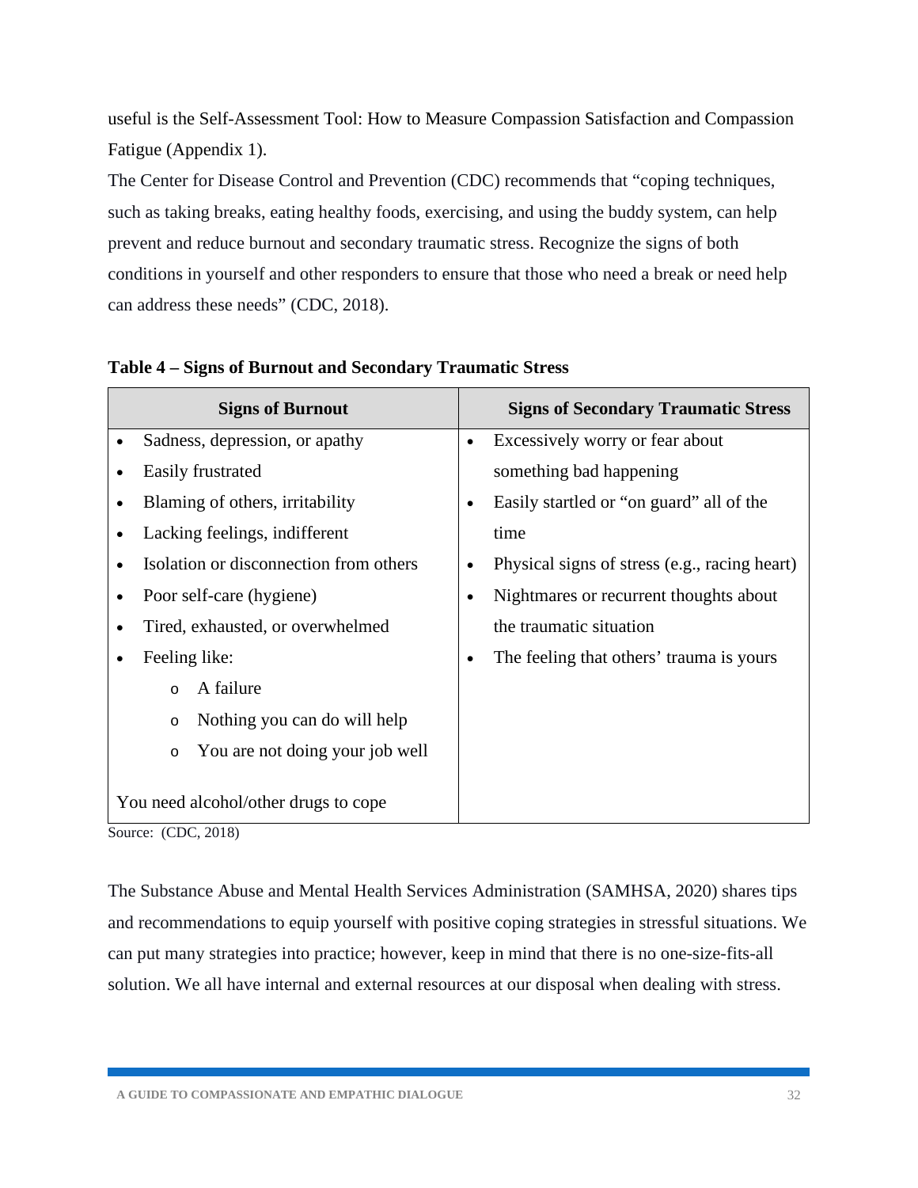useful is the Self-Assessment Tool: How to Measure Compassion Satisfaction and Compassion Fatigue (Appendix 1).

The Center for Disease Control and Prevention (CDC) recommends that "coping techniques, such as taking breaks, eating healthy foods, exercising, and using the buddy system, can help prevent and reduce burnout and secondary traumatic stress. Recognize the signs of both conditions in yourself and other responders to ensure that those who need a break or need help can address these needs" (CDC, 2018).

**Table 4 – Signs of Burnout and Secondary Traumatic Stress**

| Signs of Burnout | Signs of Secondary Traumatic Stress |
|---|---|
| • Sadness, depression, or apathy<br>• Easily frustrated<br>• Blaming of others, irritability<br>• Lacking feelings, indifferent<br>• Isolation or disconnection from others<br>• Poor self-care (hygiene)<br>• Tired, exhausted, or overwhelmed<br>• Feeling like:<br>  o A failure<br>  o Nothing you can do will help<br>  o You are not doing your job well<br><br>You need alcohol/other drugs to cope | • Excessively worry or fear about something bad happening<br>• Easily startled or "on guard" all of the time<br>• Physical signs of stress (e.g., racing heart)<br>• Nightmares or recurrent thoughts about the traumatic situation<br>• The feeling that others' trauma is yours |

Source: (CDC, 2018)

The Substance Abuse and Mental Health Services Administration (SAMHSA, 2020) shares tips and recommendations to equip yourself with positive coping strategies in stressful situations. We can put many strategies into practice; however, keep in mind that there is no one-size-fits-all solution. We all have internal and external resources at our disposal when dealing with stress.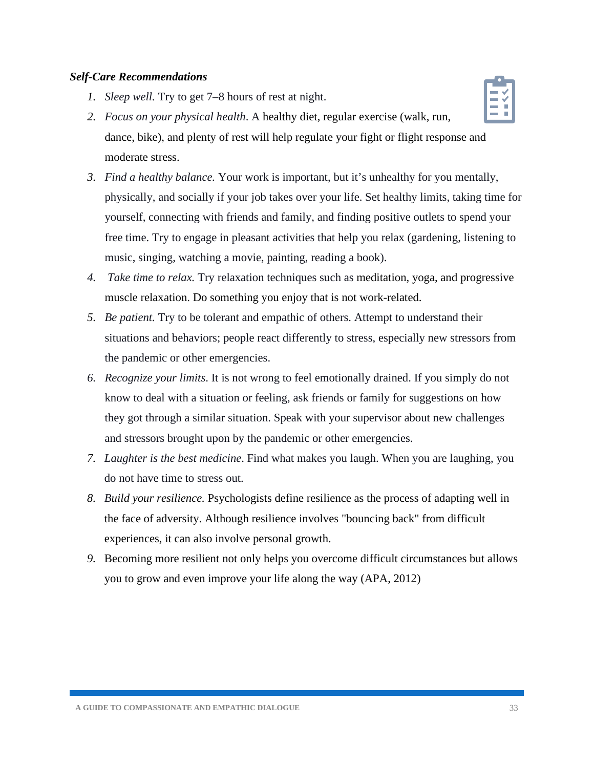***Self-Care Recommendations***

1. *Sleep well.* Try to get 7–8 hours of rest at night.
2. *Focus on your physical health*. A healthy diet, regular exercise (walk, run, dance, bike), and plenty of rest will help regulate your fight or flight response and moderate stress.
3. *Find a healthy balance.* Your work is important, but it's unhealthy for you mentally, physically, and socially if your job takes over your life. Set healthy limits, taking time for yourself, connecting with friends and family, and finding positive outlets to spend your free time. Try to engage in pleasant activities that help you relax (gardening, listening to music, singing, watching a movie, painting, reading a book).
4. *Take time to relax.* Try relaxation techniques such as meditation, yoga, and progressive muscle relaxation. Do something you enjoy that is not work-related.
5. *Be patient.* Try to be tolerant and empathic of others. Attempt to understand their situations and behaviors; people react differently to stress, especially new stressors from the pandemic or other emergencies.
6. *Recognize your limits*. It is not wrong to feel emotionally drained. If you simply do not know to deal with a situation or feeling, ask friends or family for suggestions on how they got through a similar situation. Speak with your supervisor about new challenges and stressors brought upon by the pandemic or other emergencies.
7. *Laughter is the best medicine*. Find what makes you laugh. When you are laughing, you do not have time to stress out.
8. *Build your resilience.* Psychologists define resilience as the process of adapting well in the face of adversity. Although resilience involves "bouncing back" from difficult experiences, it can also involve personal growth.
9. Becoming more resilient not only helps you overcome difficult circumstances but allows you to grow and even improve your life along the way (APA, 2012)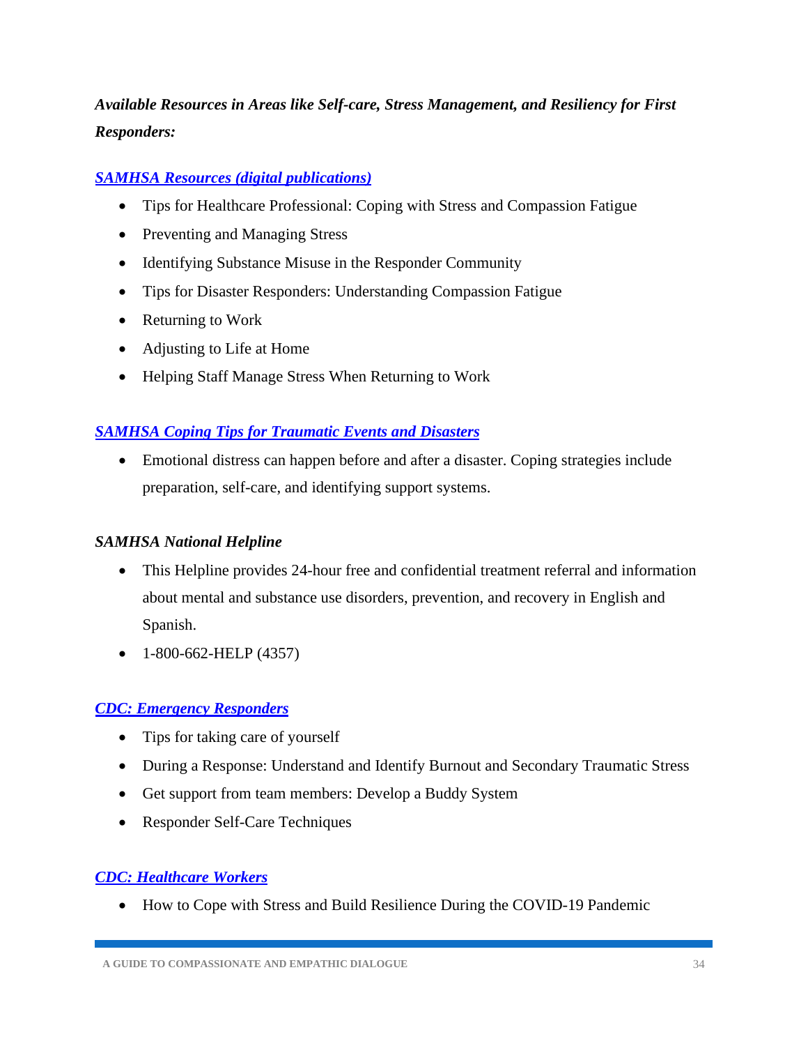***Available Resources in Areas like Self-care, Stress Management, and Resiliency for First Responders:***

***SAMHSA Resources (digital publications)***

- Tips for Healthcare Professional: Coping with Stress and Compassion Fatigue
- Preventing and Managing Stress
- Identifying Substance Misuse in the Responder Community
- Tips for Disaster Responders: Understanding Compassion Fatigue
- Returning to Work
- Adjusting to Life at Home
- Helping Staff Manage Stress When Returning to Work

***SAMHSA Coping Tips for Traumatic Events and Disasters***

- Emotional distress can happen before and after a disaster. Coping strategies include preparation, self-care, and identifying support systems.

***SAMHSA National Helpline***

- This Helpline provides 24-hour free and confidential treatment referral and information about mental and substance use disorders, prevention, and recovery in English and Spanish.
- 1-800-662-HELP (4357)

***CDC: Emergency Responders***

- Tips for taking care of yourself
- During a Response: Understand and Identify Burnout and Secondary Traumatic Stress
- Get support from team members: Develop a Buddy System
- Responder Self-Care Techniques

***CDC: Healthcare Workers***

- How to Cope with Stress and Build Resilience During the COVID-19 Pandemic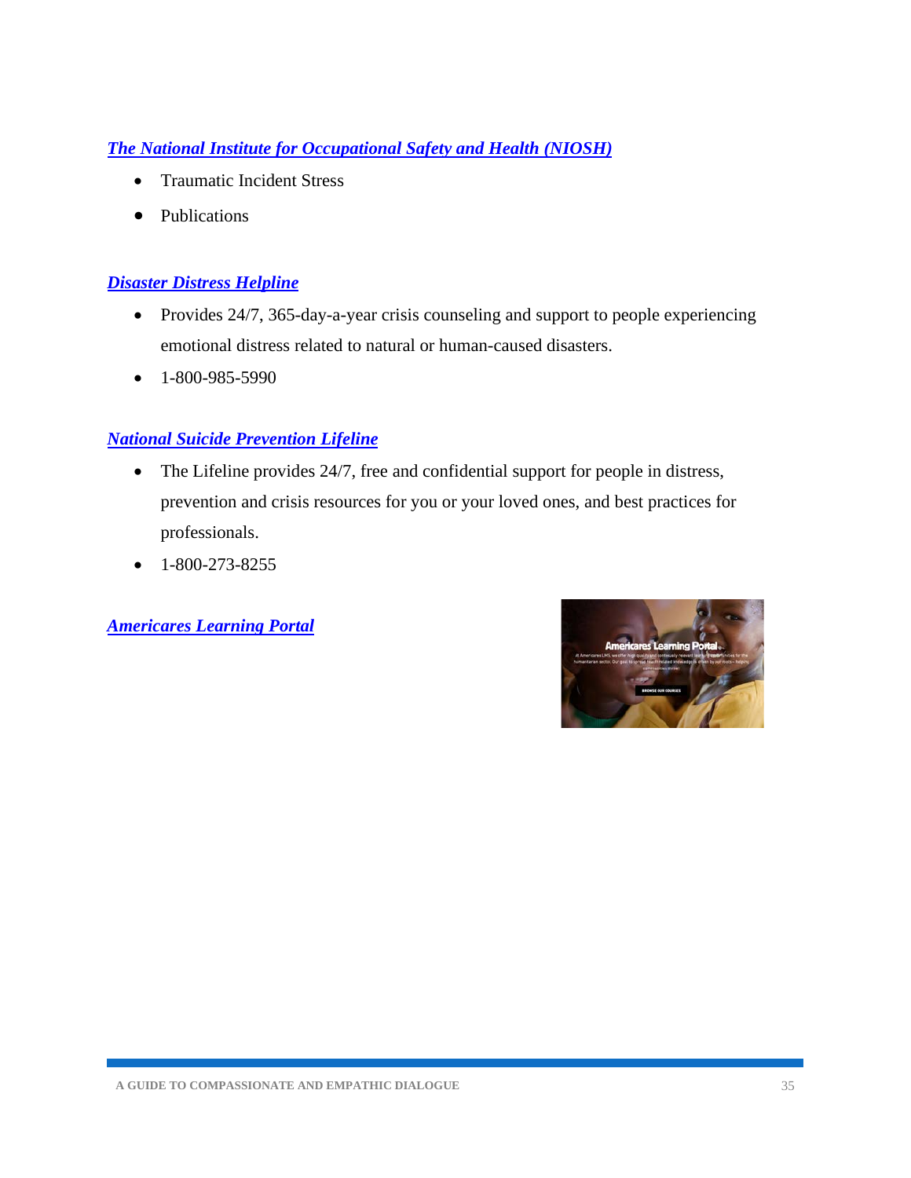***The National Institute for Occupational Safety and Health (NIOSH)***

- Traumatic Incident Stress
- Publications

***Disaster Distress Helpline***

- Provides 24/7, 365-day-a-year crisis counseling and support to people experiencing emotional distress related to natural or human-caused disasters.
- 1-800-985-5990

***National Suicide Prevention Lifeline***

- The Lifeline provides 24/7, free and confidential support for people in distress, prevention and crisis resources for you or your loved ones, and best practices for professionals.
- 1-800-273-8255

***Americares Learning Portal***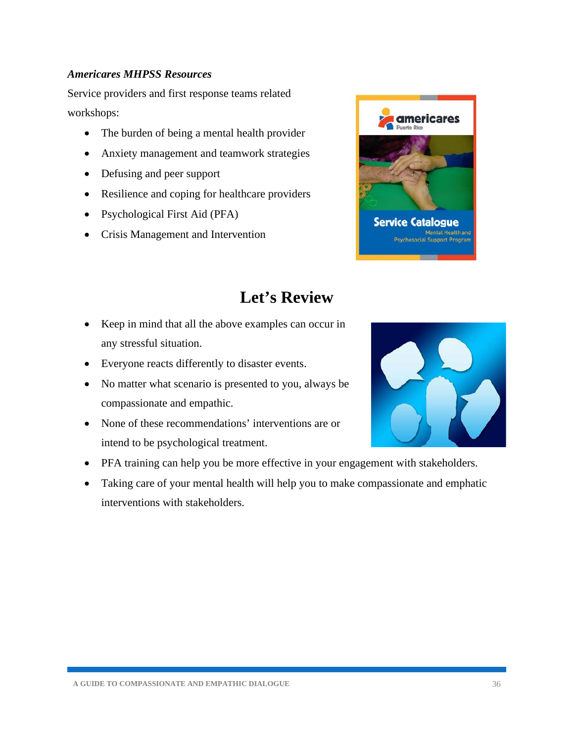***Americares MHPSS Resources***

Service providers and first response teams related workshops:

- The burden of being a mental health provider
- Anxiety management and teamwork strategies
- Defusing and peer support
- Resilience and coping for healthcare providers
- Psychological First Aid (PFA)
- Crisis Management and Intervention

# Let's Review

- Keep in mind that all the above examples can occur in any stressful situation.
- Everyone reacts differently to disaster events.
- No matter what scenario is presented to you, always be compassionate and empathic.
- None of these recommendations' interventions are or intend to be psychological treatment.
- PFA training can help you be more effective in your engagement with stakeholders.
- Taking care of your mental health will help you to make compassionate and emphatic interventions with stakeholders.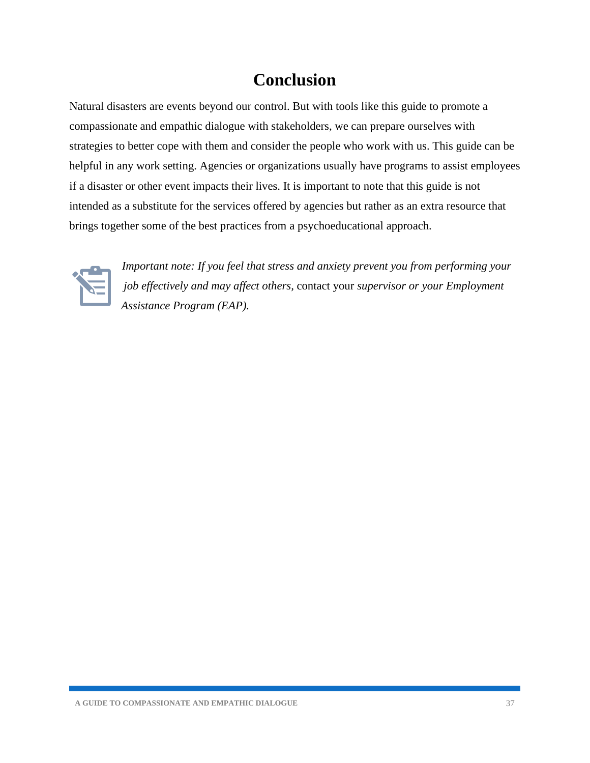# Conclusion

Natural disasters are events beyond our control. But with tools like this guide to promote a compassionate and empathic dialogue with stakeholders, we can prepare ourselves with strategies to better cope with them and consider the people who work with us. This guide can be helpful in any work setting. Agencies or organizations usually have programs to assist employees if a disaster or other event impacts their lives. It is important to note that this guide is not intended as a substitute for the services offered by agencies but rather as an extra resource that brings together some of the best practices from a psychoeducational approach.

*Important note: If you feel that stress and anxiety prevent you from performing your job effectively and may affect others,* contact your *supervisor or your Employment Assistance Program (EAP).*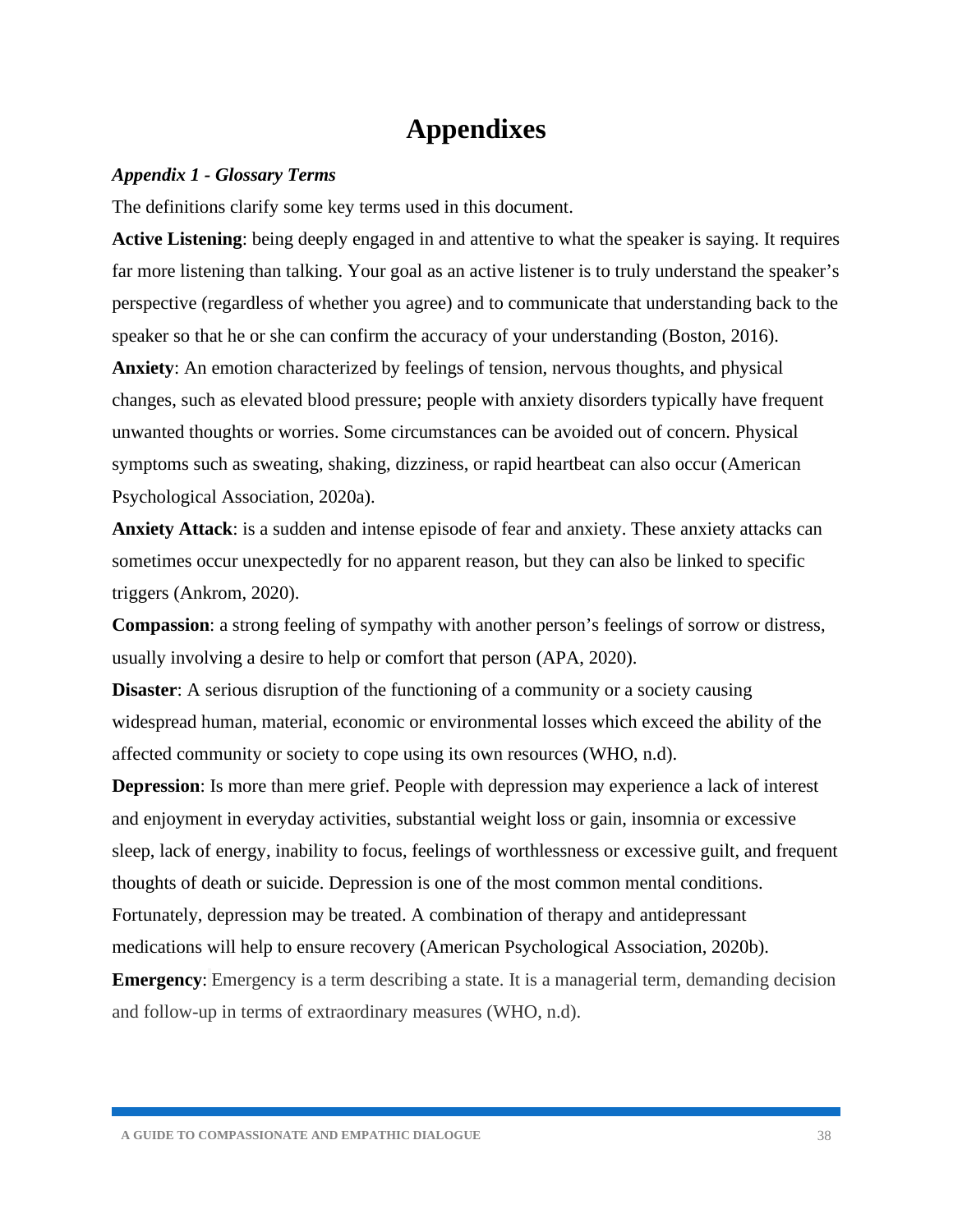# Appendixes

***Appendix 1 - Glossary Terms***

The definitions clarify some key terms used in this document.

**Active Listening**: being deeply engaged in and attentive to what the speaker is saying. It requires far more listening than talking. Your goal as an active listener is to truly understand the speaker's perspective (regardless of whether you agree) and to communicate that understanding back to the speaker so that he or she can confirm the accuracy of your understanding (Boston, 2016).

**Anxiety**: An emotion characterized by feelings of tension, nervous thoughts, and physical changes, such as elevated blood pressure; people with anxiety disorders typically have frequent unwanted thoughts or worries. Some circumstances can be avoided out of concern. Physical symptoms such as sweating, shaking, dizziness, or rapid heartbeat can also occur (American Psychological Association, 2020a).

**Anxiety Attack**: is a sudden and intense episode of fear and anxiety. These anxiety attacks can sometimes occur unexpectedly for no apparent reason, but they can also be linked to specific triggers (Ankrom, 2020).

**Compassion**: a strong feeling of sympathy with another person's feelings of sorrow or distress, usually involving a desire to help or comfort that person (APA, 2020).

**Disaster**: A serious disruption of the functioning of a community or a society causing widespread human, material, economic or environmental losses which exceed the ability of the affected community or society to cope using its own resources (WHO, n.d).

**Depression**: Is more than mere grief. People with depression may experience a lack of interest and enjoyment in everyday activities, substantial weight loss or gain, insomnia or excessive sleep, lack of energy, inability to focus, feelings of worthlessness or excessive guilt, and frequent thoughts of death or suicide. Depression is one of the most common mental conditions. Fortunately, depression may be treated. A combination of therapy and antidepressant medications will help to ensure recovery (American Psychological Association, 2020b).

**Emergency**: Emergency is a term describing a state. It is a managerial term, demanding decision and follow-up in terms of extraordinary measures (WHO, n.d).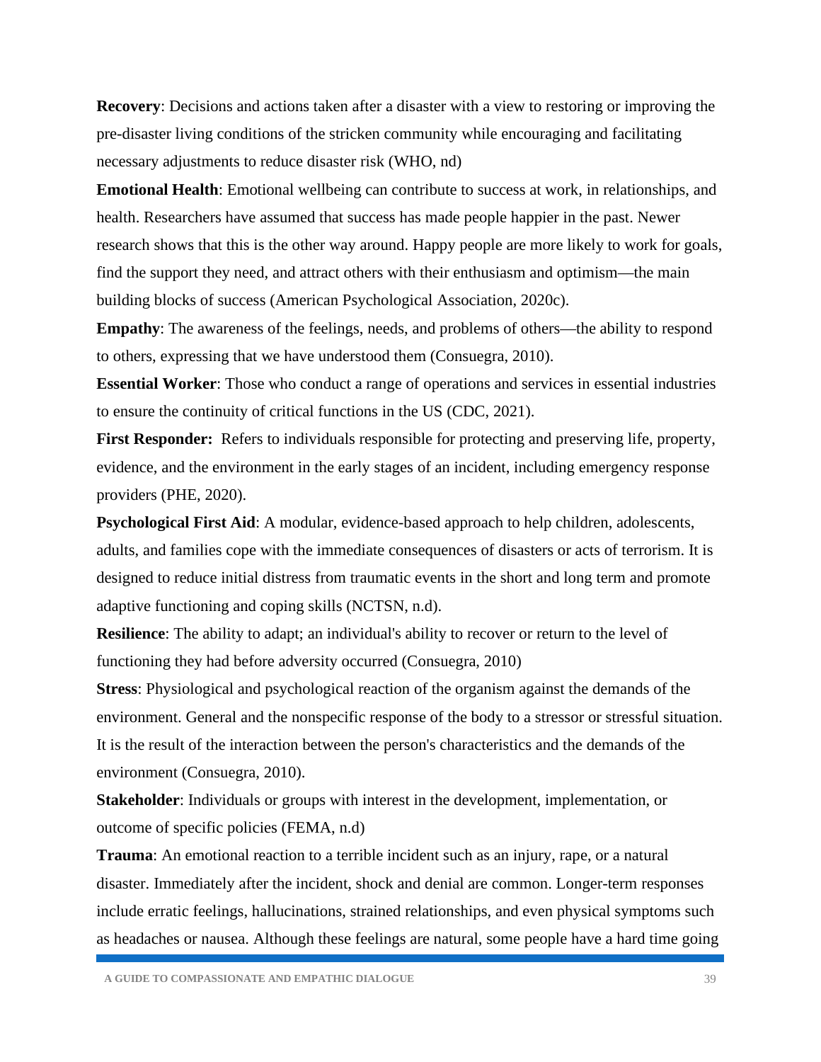**Recovery**: Decisions and actions taken after a disaster with a view to restoring or improving the pre-disaster living conditions of the stricken community while encouraging and facilitating necessary adjustments to reduce disaster risk (WHO, nd)

**Emotional Health**: Emotional wellbeing can contribute to success at work, in relationships, and health. Researchers have assumed that success has made people happier in the past. Newer research shows that this is the other way around. Happy people are more likely to work for goals, find the support they need, and attract others with their enthusiasm and optimism—the main building blocks of success (American Psychological Association, 2020c).

**Empathy**: The awareness of the feelings, needs, and problems of others—the ability to respond to others, expressing that we have understood them (Consuegra, 2010).

**Essential Worker**: Those who conduct a range of operations and services in essential industries to ensure the continuity of critical functions in the US (CDC, 2021).

**First Responder:** Refers to individuals responsible for protecting and preserving life, property, evidence, and the environment in the early stages of an incident, including emergency response providers (PHE, 2020).

**Psychological First Aid**: A modular, evidence-based approach to help children, adolescents, adults, and families cope with the immediate consequences of disasters or acts of terrorism. It is designed to reduce initial distress from traumatic events in the short and long term and promote adaptive functioning and coping skills (NCTSN, n.d).

**Resilience**: The ability to adapt; an individual's ability to recover or return to the level of functioning they had before adversity occurred (Consuegra, 2010)

**Stress**: Physiological and psychological reaction of the organism against the demands of the environment. General and the nonspecific response of the body to a stressor or stressful situation. It is the result of the interaction between the person's characteristics and the demands of the environment (Consuegra, 2010).

**Stakeholder**: Individuals or groups with interest in the development, implementation, or outcome of specific policies (FEMA, n.d)

**Trauma**: An emotional reaction to a terrible incident such as an injury, rape, or a natural disaster. Immediately after the incident, shock and denial are common. Longer-term responses include erratic feelings, hallucinations, strained relationships, and even physical symptoms such as headaches or nausea. Although these feelings are natural, some people have a hard time going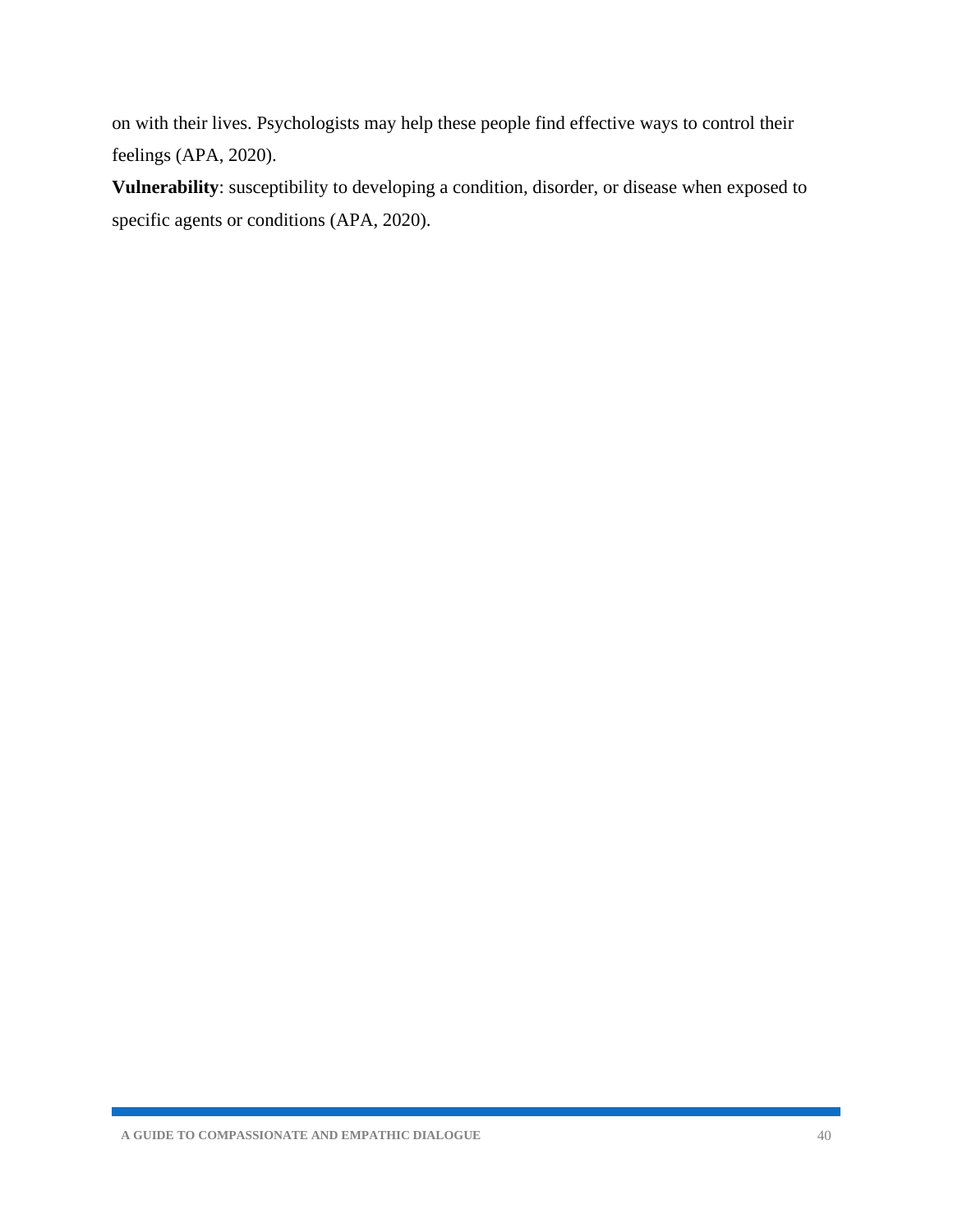on with their lives. Psychologists may help these people find effective ways to control their feelings (APA, 2020).

**Vulnerability**: susceptibility to developing a condition, disorder, or disease when exposed to specific agents or conditions (APA, 2020).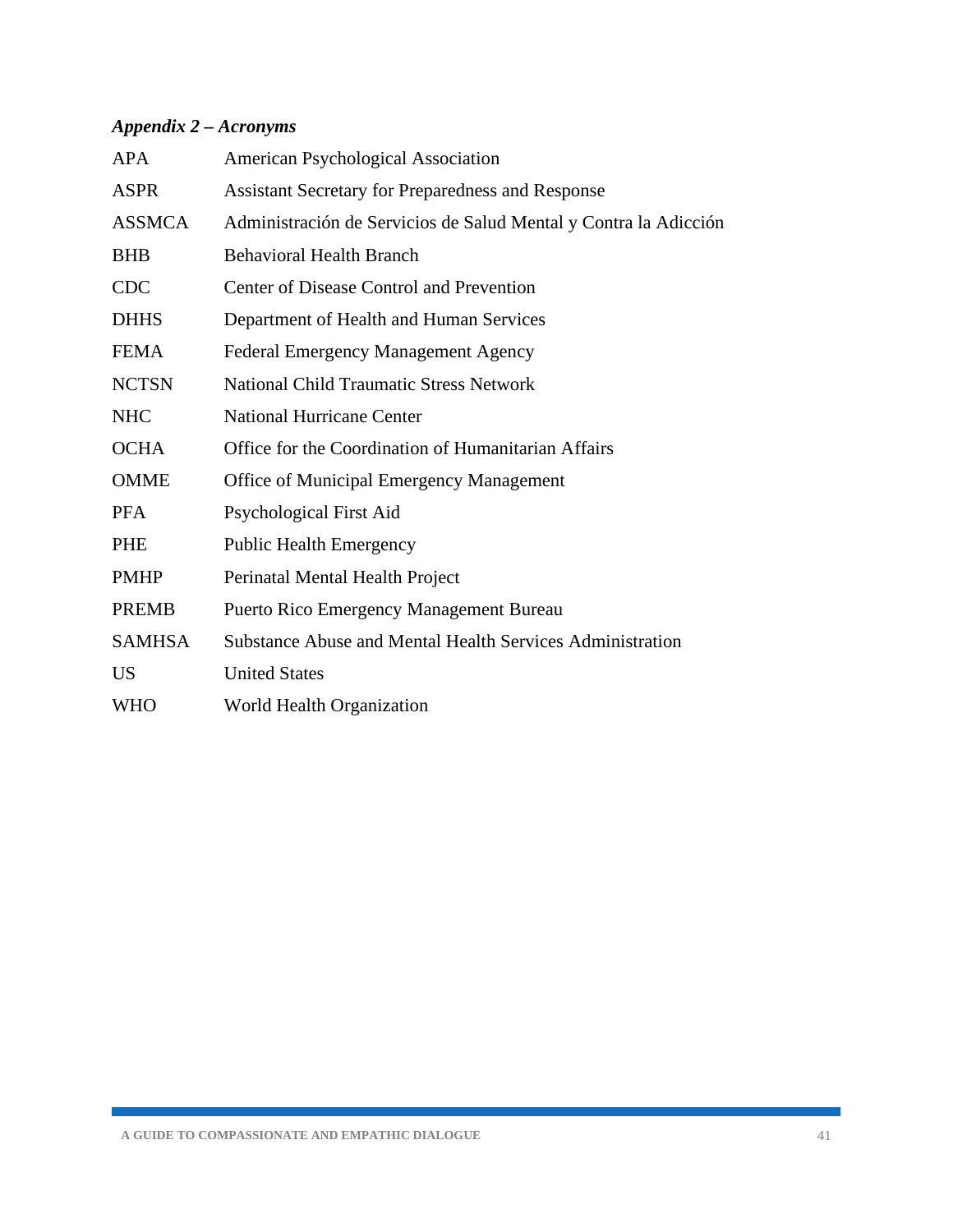### *Appendix 2 – Acronyms*

| | |
|---|---|
| APA | American Psychological Association |
| ASPR | Assistant Secretary for Preparedness and Response |
| ASSMCA | Administración de Servicios de Salud Mental y Contra la Adicción |
| BHB | Behavioral Health Branch |
| CDC | Center of Disease Control and Prevention |
| DHHS | Department of Health and Human Services |
| FEMA | Federal Emergency Management Agency |
| NCTSN | National Child Traumatic Stress Network |
| NHC | National Hurricane Center |
| OCHA | Office for the Coordination of Humanitarian Affairs |
| OMME | Office of Municipal Emergency Management |
| PFA | Psychological First Aid |
| PHE | Public Health Emergency |
| PMHP | Perinatal Mental Health Project |
| PREMB | Puerto Rico Emergency Management Bureau |
| SAMHSA | Substance Abuse and Mental Health Services Administration |
| US | United States |
| WHO | World Health Organization |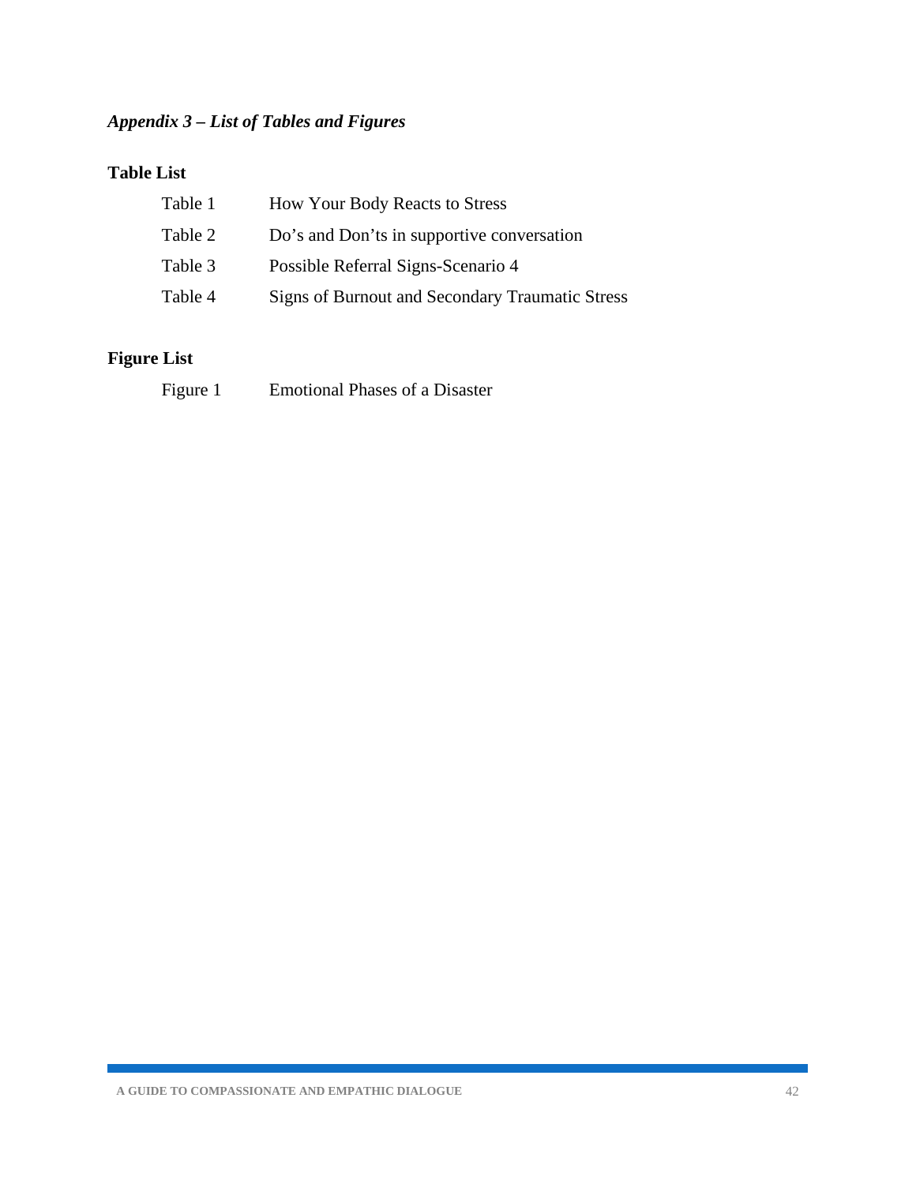*Appendix 3 – List of Tables and Figures*

**Table List**

| | |
|---|---|
| Table 1 | How Your Body Reacts to Stress |
| Table 2 | Do's and Don'ts in supportive conversation |
| Table 3 | Possible Referral Signs-Scenario 4 |
| Table 4 | Signs of Burnout and Secondary Traumatic Stress |

**Figure List**

| | |
|---|---|
| Figure 1 | Emotional Phases of a Disaster |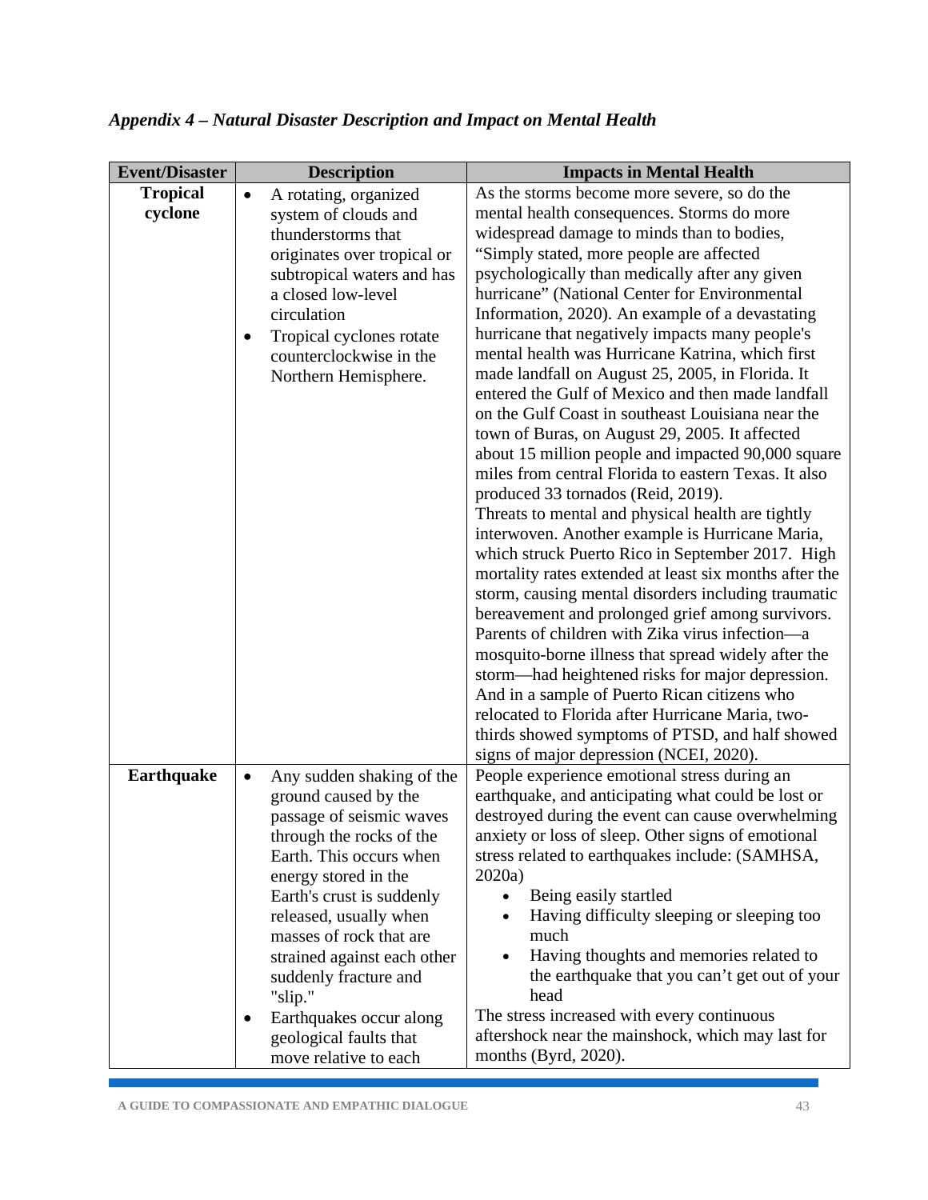*Appendix 4 – Natural Disaster Description and Impact on Mental Health*

| Event/Disaster | Description | Impacts in Mental Health |
|---|---|---|
| **Tropical cyclone** | • A rotating, organized system of clouds and thunderstorms that originates over tropical or subtropical waters and has a closed low-level circulation<br>• Tropical cyclones rotate counterclockwise in the Northern Hemisphere. | As the storms become more severe, so do the mental health consequences. Storms do more widespread damage to minds than to bodies, "Simply stated, more people are affected psychologically than medically after any given hurricane" (National Center for Environmental Information, 2020). An example of a devastating hurricane that negatively impacts many people's mental health was Hurricane Katrina, which first made landfall on August 25, 2005, in Florida. It entered the Gulf of Mexico and then made landfall on the Gulf Coast in southeast Louisiana near the town of Buras, on August 29, 2005. It affected about 15 million people and impacted 90,000 square miles from central Florida to eastern Texas. It also produced 33 tornados (Reid, 2019).<br>Threats to mental and physical health are tightly interwoven. Another example is Hurricane Maria, which struck Puerto Rico in September 2017. High mortality rates extended at least six months after the storm, causing mental disorders including traumatic bereavement and prolonged grief among survivors. Parents of children with Zika virus infection—a mosquito-borne illness that spread widely after the storm—had heightened risks for major depression. And in a sample of Puerto Rican citizens who relocated to Florida after Hurricane Maria, two-thirds showed symptoms of PTSD, and half showed signs of major depression (NCEI, 2020). |
| **Earthquake** | • Any sudden shaking of the ground caused by the passage of seismic waves through the rocks of the Earth. This occurs when energy stored in the Earth's crust is suddenly released, usually when masses of rock that are strained against each other suddenly fracture and "slip."<br>• Earthquakes occur along geological faults that move relative to each | People experience emotional stress during an earthquake, and anticipating what could be lost or destroyed during the event can cause overwhelming anxiety or loss of sleep. Other signs of emotional stress related to earthquakes include: (SAMHSA, 2020a)<br>• Being easily startled<br>• Having difficulty sleeping or sleeping too much<br>• Having thoughts and memories related to the earthquake that you can't get out of your head<br>The stress increased with every continuous aftershock near the mainshock, which may last for months (Byrd, 2020). |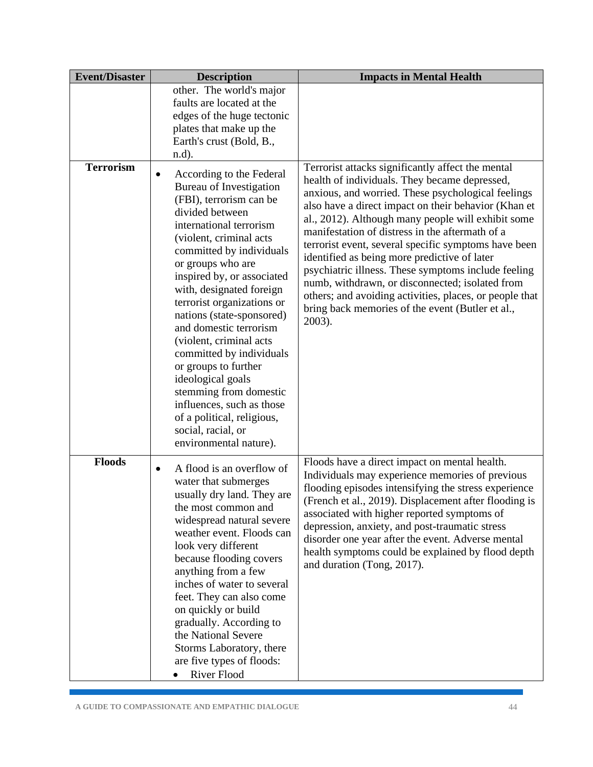| Event/Disaster | Description | Impacts in Mental Health |
|---|---|---|
| | other. The world's major faults are located at the edges of the huge tectonic plates that make up the Earth's crust (Bold, B., n.d). | |
| **Terrorism** | • According to the Federal Bureau of Investigation (FBI), terrorism can be divided between international terrorism (violent, criminal acts committed by individuals or groups who are inspired by, or associated with, designated foreign terrorist organizations or nations (state-sponsored) and domestic terrorism (violent, criminal acts committed by individuals or groups to further ideological goals stemming from domestic influences, such as those of a political, religious, social, racial, or environmental nature). | Terrorist attacks significantly affect the mental health of individuals. They became depressed, anxious, and worried. These psychological feelings also have a direct impact on their behavior (Khan et al., 2012). Although many people will exhibit some manifestation of distress in the aftermath of a terrorist event, several specific symptoms have been identified as being more predictive of later psychiatric illness. These symptoms include feeling numb, withdrawn, or disconnected; isolated from others; and avoiding activities, places, or people that bring back memories of the event (Butler et al., 2003). |
| **Floods** | • A flood is an overflow of water that submerges usually dry land. They are the most common and widespread natural severe weather event. Floods can look very different because flooding covers anything from a few inches of water to several feet. They can also come on quickly or build gradually. According to the National Severe Storms Laboratory, there are five types of floods:<br>• River Flood | Floods have a direct impact on mental health. Individuals may experience memories of previous flooding episodes intensifying the stress experience (French et al., 2019). Displacement after flooding is associated with higher reported symptoms of depression, anxiety, and post-traumatic stress disorder one year after the event. Adverse mental health symptoms could be explained by flood depth and duration (Tong, 2017). |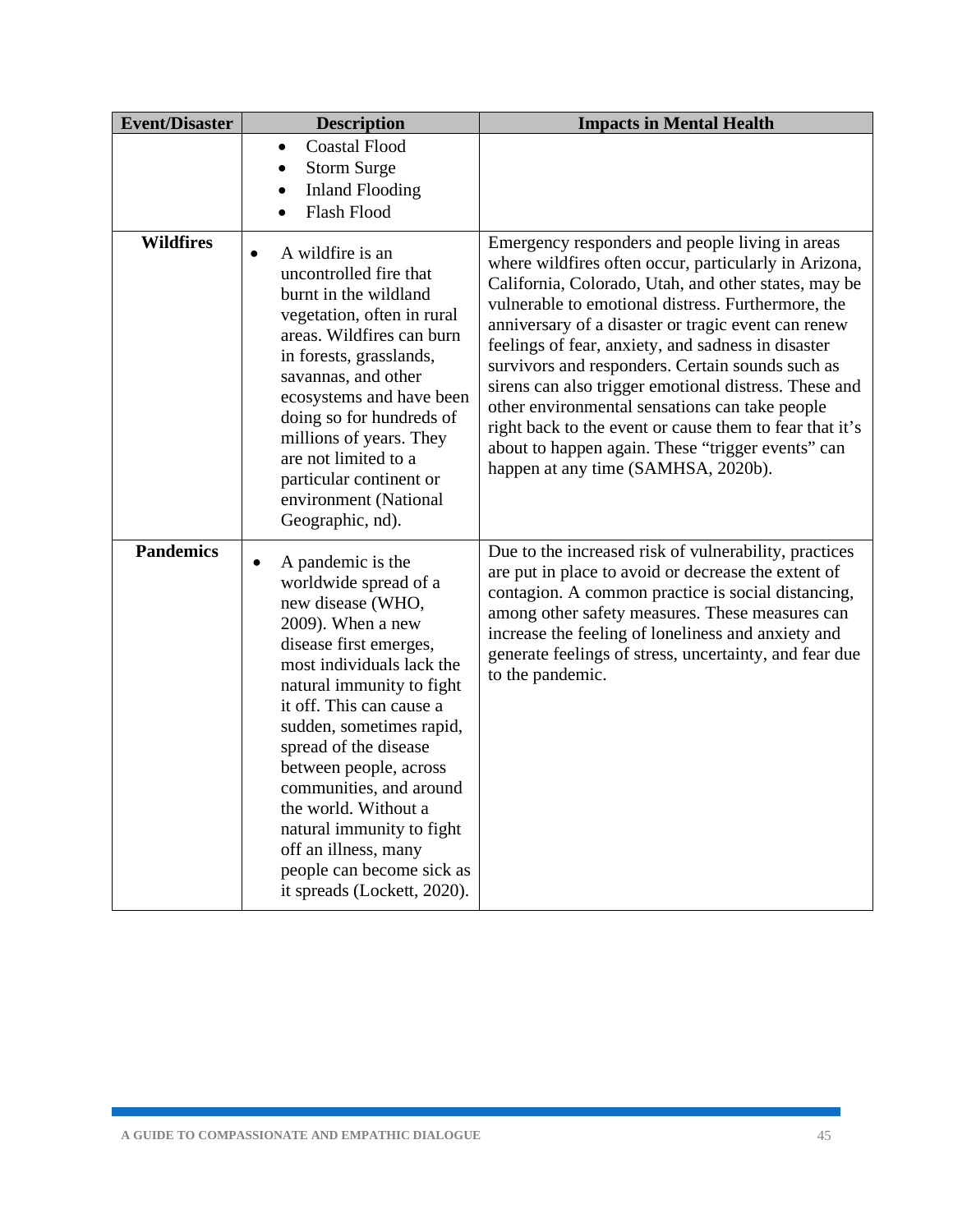| Event/Disaster | Description | Impacts in Mental Health |
|---|---|---|
| | • Coastal Flood<br>• Storm Surge<br>• Inland Flooding<br>• Flash Flood | |
| **Wildfires** | • A wildfire is an uncontrolled fire that burnt in the wildland vegetation, often in rural areas. Wildfires can burn in forests, grasslands, savannas, and other ecosystems and have been doing so for hundreds of millions of years. They are not limited to a particular continent or environment (National Geographic, nd). | Emergency responders and people living in areas where wildfires often occur, particularly in Arizona, California, Colorado, Utah, and other states, may be vulnerable to emotional distress. Furthermore, the anniversary of a disaster or tragic event can renew feelings of fear, anxiety, and sadness in disaster survivors and responders. Certain sounds such as sirens can also trigger emotional distress. These and other environmental sensations can take people right back to the event or cause them to fear that it's about to happen again. These "trigger events" can happen at any time (SAMHSA, 2020b). |
| **Pandemics** | • A pandemic is the worldwide spread of a new disease (WHO, 2009). When a new disease first emerges, most individuals lack the natural immunity to fight it off. This can cause a sudden, sometimes rapid, spread of the disease between people, across communities, and around the world. Without a natural immunity to fight off an illness, many people can become sick as it spreads (Lockett, 2020). | Due to the increased risk of vulnerability, practices are put in place to avoid or decrease the extent of contagion. A common practice is social distancing, among other safety measures. These measures can increase the feeling of loneliness and anxiety and generate feelings of stress, uncertainty, and fear due to the pandemic. |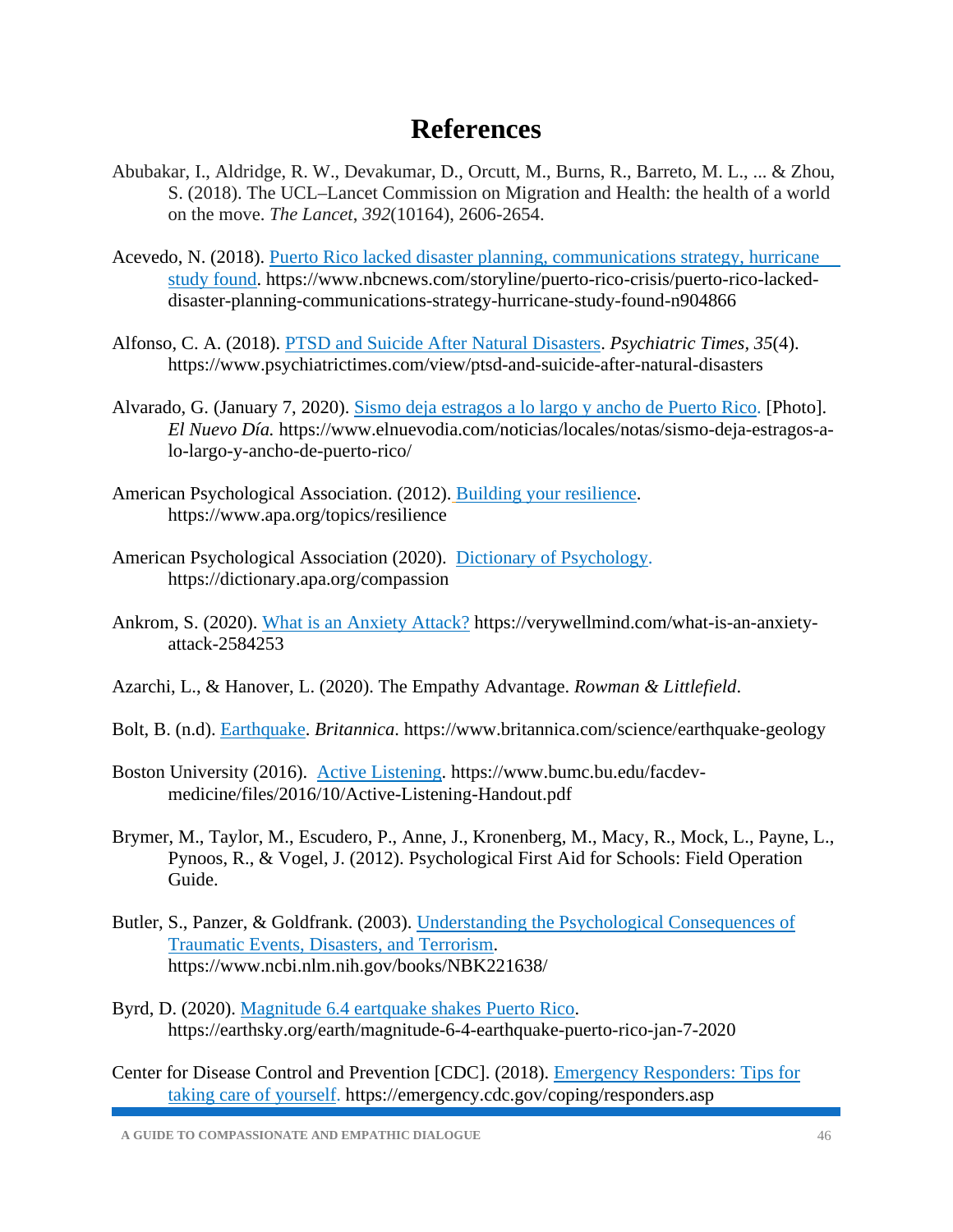# References

Abubakar, I., Aldridge, R. W., Devakumar, D., Orcutt, M., Burns, R., Barreto, M. L., ... & Zhou, S. (2018). The UCL–Lancet Commission on Migration and Health: the health of a world on the move. *The Lancet*, *392*(10164), 2606-2654.

Acevedo, N. (2018). Puerto Rico lacked disaster planning, communications strategy, hurricane study found. https://www.nbcnews.com/storyline/puerto-rico-crisis/puerto-rico-lacked-disaster-planning-communications-strategy-hurricane-study-found-n904866

Alfonso, C. A. (2018). PTSD and Suicide After Natural Disasters. *Psychiatric Times, 35*(4). https://www.psychiatrictimes.com/view/ptsd-and-suicide-after-natural-disasters

Alvarado, G. (January 7, 2020). Sismo deja estragos a lo largo y ancho de Puerto Rico. [Photo]. *El Nuevo Día.* https://www.elnuevodia.com/noticias/locales/notas/sismo-deja-estragos-a-lo-largo-y-ancho-de-puerto-rico/

American Psychological Association. (2012). Building your resilience. https://www.apa.org/topics/resilience

American Psychological Association (2020). Dictionary of Psychology. https://dictionary.apa.org/compassion

Ankrom, S. (2020). What is an Anxiety Attack? https://verywellmind.com/what-is-an-anxiety-attack-2584253

Azarchi, L., & Hanover, L. (2020). The Empathy Advantage. *Rowman & Littlefield*.

Bolt, B. (n.d). Earthquake. *Britannica*. https://www.britannica.com/science/earthquake-geology

Boston University (2016). Active Listening. https://www.bumc.bu.edu/facdev-medicine/files/2016/10/Active-Listening-Handout.pdf

Brymer, M., Taylor, M., Escudero, P., Anne, J., Kronenberg, M., Macy, R., Mock, L., Payne, L., Pynoos, R., & Vogel, J. (2012). Psychological First Aid for Schools: Field Operation Guide.

Butler, S., Panzer, & Goldfrank. (2003). Understanding the Psychological Consequences of Traumatic Events, Disasters, and Terrorism. https://www.ncbi.nlm.nih.gov/books/NBK221638/

Byrd, D. (2020). Magnitude 6.4 eartquake shakes Puerto Rico. https://earthsky.org/earth/magnitude-6-4-earthquake-puerto-rico-jan-7-2020

Center for Disease Control and Prevention [CDC]. (2018). Emergency Responders: Tips for taking care of yourself. https://emergency.cdc.gov/coping/responders.asp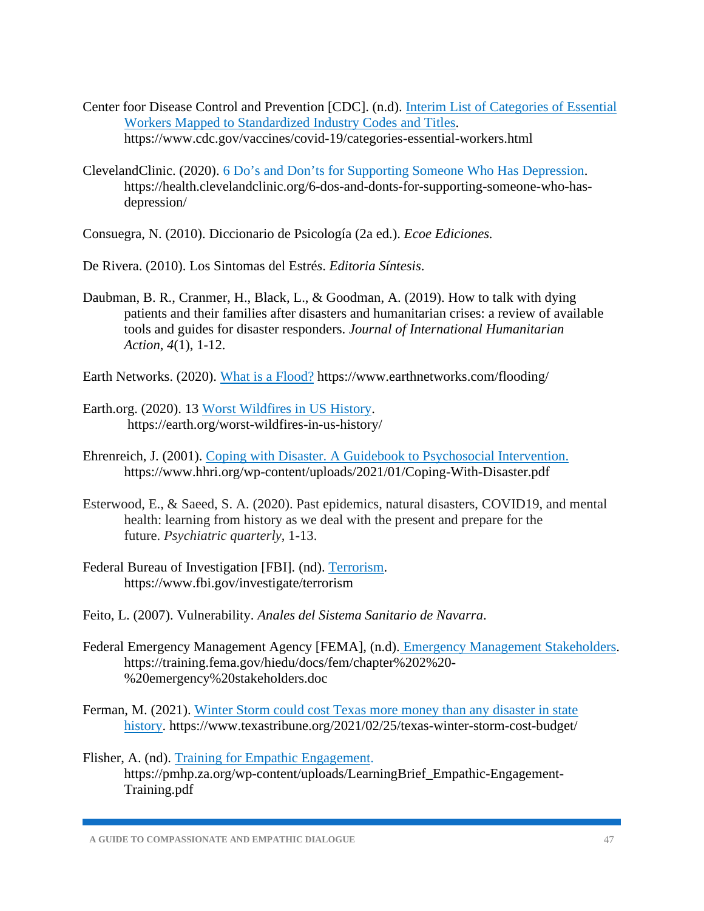Center foor Disease Control and Prevention [CDC]. (n.d). Interim List of Categories of Essential Workers Mapped to Standardized Industry Codes and Titles. https://www.cdc.gov/vaccines/covid-19/categories-essential-workers.html

ClevelandClinic. (2020). 6 Do's and Don'ts for Supporting Someone Who Has Depression. https://health.clevelandclinic.org/6-dos-and-donts-for-supporting-someone-who-has-depression/

Consuegra, N. (2010). Diccionario de Psicología (2a ed.). *Ecoe Ediciones.*

De Rivera. (2010). Los Sintomas del Estrés. *Editoria Síntesis*.

Daubman, B. R., Cranmer, H., Black, L., & Goodman, A. (2019). How to talk with dying patients and their families after disasters and humanitarian crises: a review of available tools and guides for disaster responders. *Journal of International Humanitarian Action*, *4*(1), 1-12.

Earth Networks. (2020). What is a Flood? https://www.earthnetworks.com/flooding/

Earth.org. (2020). 13 Worst Wildfires in US History. https://earth.org/worst-wildfires-in-us-history/

Ehrenreich, J. (2001). Coping with Disaster. A Guidebook to Psychosocial Intervention. https://www.hhri.org/wp-content/uploads/2021/01/Coping-With-Disaster.pdf

Esterwood, E., & Saeed, S. A. (2020). Past epidemics, natural disasters, COVID19, and mental health: learning from history as we deal with the present and prepare for the future. *Psychiatric quarterly*, 1-13.

Federal Bureau of Investigation [FBI]. (nd). Terrorism. https://www.fbi.gov/investigate/terrorism

Feito, L. (2007). Vulnerability. *Anales del Sistema Sanitario de Navarra*.

Federal Emergency Management Agency [FEMA], (n.d). Emergency Management Stakeholders. https://training.fema.gov/hiedu/docs/fem/chapter%202%20-%20emergency%20stakeholders.doc

Ferman, M. (2021). Winter Storm could cost Texas more money than any disaster in state history. https://www.texastribune.org/2021/02/25/texas-winter-storm-cost-budget/

Flisher, A. (nd). Training for Empathic Engagement. https://pmhp.za.org/wp-content/uploads/LearningBrief_Empathic-Engagement-Training.pdf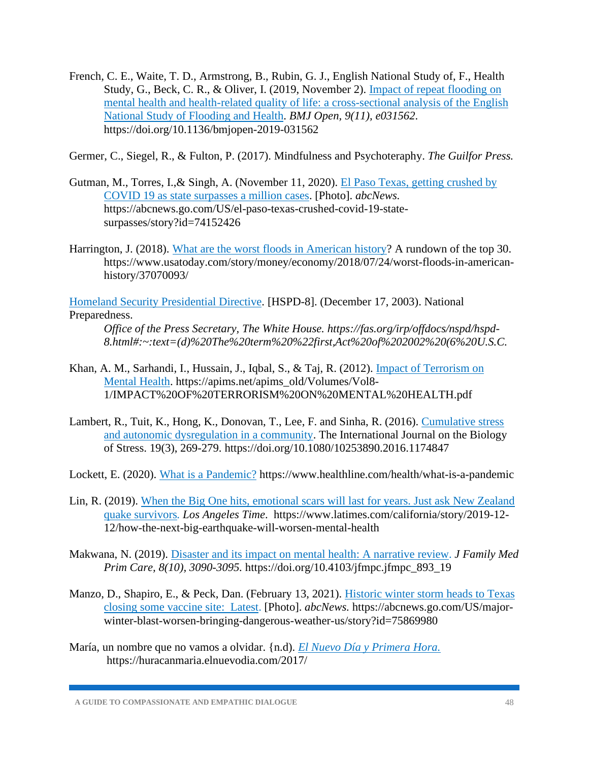French, C. E., Waite, T. D., Armstrong, B., Rubin, G. J., English National Study of, F., Health Study, G., Beck, C. R., & Oliver, I. (2019, November 2). Impact of repeat flooding on mental health and health-related quality of life: a cross-sectional analysis of the English National Study of Flooding and Health. *BMJ Open, 9(11), e031562*. https://doi.org/10.1136/bmjopen-2019-031562

Germer, C., Siegel, R., & Fulton, P. (2017). Mindfulness and Psychoteraphy. *The Guilfor Press.*

Gutman, M., Torres, I.,& Singh, A. (November 11, 2020). El Paso Texas, getting crushed by COVID 19 as state surpasses a million cases. [Photo]. *abcNews.* https://abcnews.go.com/US/el-paso-texas-crushed-covid-19-state-surpasses/story?id=74152426

Harrington, J. (2018). What are the worst floods in American history? A rundown of the top 30. https://www.usatoday.com/story/money/economy/2018/07/24/worst-floods-in-american-history/37070093/

Homeland Security Presidential Directive. [HSPD-8]. (December 17, 2003). National Preparedness.
*Office of the Press Secretary, The White House. https://fas.org/irp/offdocs/nspd/hspd-8.html#:~:text=(d)%20The%20term%20%22first,Act%20of%202002%20(6%20U.S.C.*

Khan, A. M., Sarhandi, I., Hussain, J., Iqbal, S., & Taj, R. (2012). Impact of Terrorism on Mental Health. https://apims.net/apims_old/Volumes/Vol8-1/IMPACT%20OF%20TERRORISM%20ON%20MENTAL%20HEALTH.pdf

Lambert, R., Tuit, K., Hong, K., Donovan, T., Lee, F. and Sinha, R. (2016). Cumulative stress and autonomic dysregulation in a community. The International Journal on the Biology of Stress. 19(3), 269-279. https://doi.org/10.1080/10253890.2016.1174847

Lockett, E. (2020). What is a Pandemic? https://www.healthline.com/health/what-is-a-pandemic

Lin, R. (2019). When the Big One hits, emotional scars will last for years. Just ask New Zealand quake survivors. *Los Angeles Time*. https://www.latimes.com/california/story/2019-12-12/how-the-next-big-earthquake-will-worsen-mental-health

Makwana, N. (2019). Disaster and its impact on mental health: A narrative review. *J Family Med Prim Care, 8(10), 3090-3095.* https://doi.org/10.4103/jfmpc.jfmpc_893_19

Manzo, D., Shapiro, E., & Peck, Dan. (February 13, 2021). Historic winter storm heads to Texas closing some vaccine site: Latest. [Photo]. *abcNews.* https://abcnews.go.com/US/major-winter-blast-worsen-bringing-dangerous-weather-us/story?id=75869980

María, un nombre que no vamos a olvidar. {n.d). *El Nuevo Día y Primera Hora.* https://huracanmaria.elnuevodia.com/2017/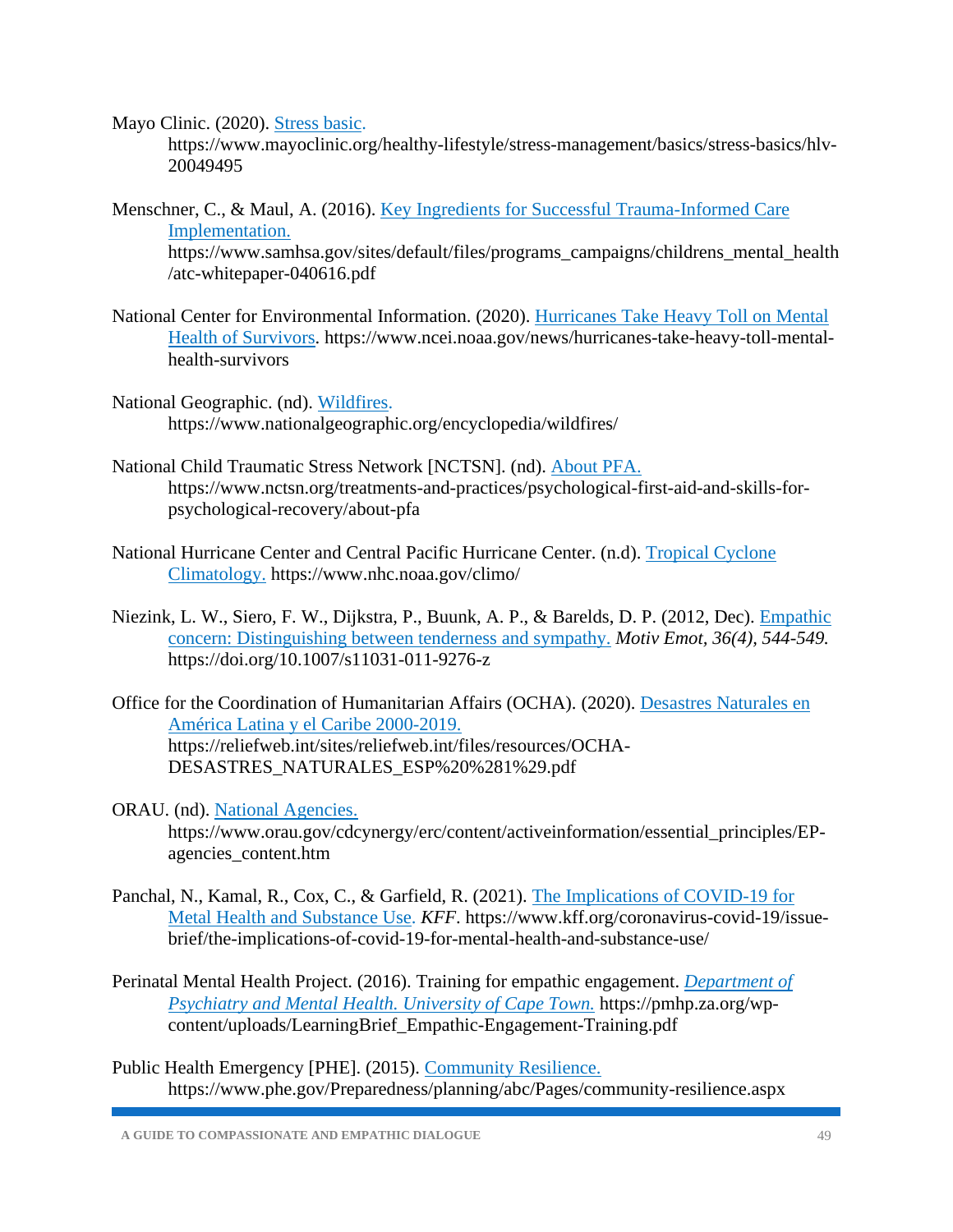Mayo Clinic. (2020). [Stress basic.](https://www.mayoclinic.org/healthy-lifestyle/stress-management/basics/stress-basics/hlv-20049495) https://www.mayoclinic.org/healthy-lifestyle/stress-management/basics/stress-basics/hlv-20049495

Menschner, C., & Maul, A. (2016). [Key Ingredients for Successful Trauma-Informed Care Implementation.](https://www.samhsa.gov/sites/default/files/programs_campaigns/childrens_mental_health/atc-whitepaper-040616.pdf) https://www.samhsa.gov/sites/default/files/programs_campaigns/childrens_mental_health/atc-whitepaper-040616.pdf

National Center for Environmental Information. (2020). [Hurricanes Take Heavy Toll on Mental Health of Survivors](https://www.ncei.noaa.gov/news/hurricanes-take-heavy-toll-mental-health-survivors). https://www.ncei.noaa.gov/news/hurricanes-take-heavy-toll-mental-health-survivors

National Geographic. (nd). [Wildfires.](https://www.nationalgeographic.org/encyclopedia/wildfires/) https://www.nationalgeographic.org/encyclopedia/wildfires/

National Child Traumatic Stress Network [NCTSN]. (nd). [About PFA.](https://www.nctsn.org/treatments-and-practices/psychological-first-aid-and-skills-for-psychological-recovery/about-pfa) https://www.nctsn.org/treatments-and-practices/psychological-first-aid-and-skills-for-psychological-recovery/about-pfa

National Hurricane Center and Central Pacific Hurricane Center. (n.d). [Tropical Cyclone Climatology.](https://www.nhc.noaa.gov/climo/) https://www.nhc.noaa.gov/climo/

Niezink, L. W., Siero, F. W., Dijkstra, P., Buunk, A. P., & Barelds, D. P. (2012, Dec). [Empathic concern: Distinguishing between tenderness and sympathy.](https://doi.org/10.1007/s11031-011-9276-z) *Motiv Emot, 36(4), 544-549.* https://doi.org/10.1007/s11031-011-9276-z

Office for the Coordination of Humanitarian Affairs (OCHA). (2020). [Desastres Naturales en América Latina y el Caribe 2000-2019.](https://reliefweb.int/sites/reliefweb.int/files/resources/OCHA-DESASTRES_NATURALES_ESP%20%281%29.pdf) https://reliefweb.int/sites/reliefweb.int/files/resources/OCHA-DESASTRES_NATURALES_ESP%20%281%29.pdf

ORAU. (nd). [National Agencies.](https://www.orau.gov/cdcynergy/erc/content/activeinformation/essential_principles/EP-agencies_content.htm) https://www.orau.gov/cdcynergy/erc/content/activeinformation/essential_principles/EP-agencies_content.htm

Panchal, N., Kamal, R., Cox, C., & Garfield, R. (2021). [The Implications of COVID-19 for Metal Health and Substance Use.](https://www.kff.org/coronavirus-covid-19/issue-brief/the-implications-of-covid-19-for-mental-health-and-substance-use/) *KFF*. https://www.kff.org/coronavirus-covid-19/issue-brief/the-implications-of-covid-19-for-mental-health-and-substance-use/

Perinatal Mental Health Project. (2016). Training for empathic engagement. [*Department of Psychiatry and Mental Health. University of Cape Town.*](https://pmhp.za.org/wp-content/uploads/LearningBrief_Empathic-Engagement-Training.pdf) https://pmhp.za.org/wp-content/uploads/LearningBrief_Empathic-Engagement-Training.pdf

Public Health Emergency [PHE]. (2015). [Community Resilience.](https://www.phe.gov/Preparedness/planning/abc/Pages/community-resilience.aspx) https://www.phe.gov/Preparedness/planning/abc/Pages/community-resilience.aspx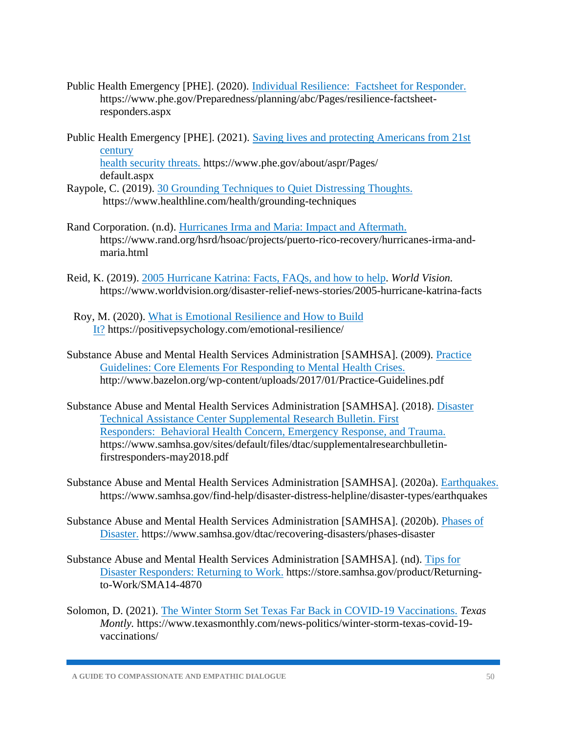Public Health Emergency [PHE]. (2020). Individual Resilience: Factsheet for Responder. https://www.phe.gov/Preparedness/planning/abc/Pages/resilience-factsheet-responders.aspx

Public Health Emergency [PHE]. (2021). Saving lives and protecting Americans from 21st century health security threats. https://www.phe.gov/about/aspr/Pages/default.aspx

Raypole, C. (2019). 30 Grounding Techniques to Quiet Distressing Thoughts. https://www.healthline.com/health/grounding-techniques

Rand Corporation. (n.d). Hurricanes Irma and Maria: Impact and Aftermath. https://www.rand.org/hsrd/hsoac/projects/puerto-rico-recovery/hurricanes-irma-and-maria.html

Reid, K. (2019). 2005 Hurricane Katrina: Facts, FAQs, and how to help. *World Vision.* https://www.worldvision.org/disaster-relief-news-stories/2005-hurricane-katrina-facts

Roy, M. (2020). What is Emotional Resilience and How to Build It? https://positivepsychology.com/emotional-resilience/

Substance Abuse and Mental Health Services Administration [SAMHSA]. (2009). Practice Guidelines: Core Elements For Responding to Mental Health Crises. http://www.bazelon.org/wp-content/uploads/2017/01/Practice-Guidelines.pdf

Substance Abuse and Mental Health Services Administration [SAMHSA]. (2018). Disaster Technical Assistance Center Supplemental Research Bulletin. First Responders: Behavioral Health Concern, Emergency Response, and Trauma. https://www.samhsa.gov/sites/default/files/dtac/supplementalresearchbulletin-firstresponders-may2018.pdf

Substance Abuse and Mental Health Services Administration [SAMHSA]. (2020a). Earthquakes. https://www.samhsa.gov/find-help/disaster-distress-helpline/disaster-types/earthquakes

Substance Abuse and Mental Health Services Administration [SAMHSA]. (2020b). Phases of Disaster. https://www.samhsa.gov/dtac/recovering-disasters/phases-disaster

Substance Abuse and Mental Health Services Administration [SAMHSA]. (nd). Tips for Disaster Responders: Returning to Work. https://store.samhsa.gov/product/Returning-to-Work/SMA14-4870

Solomon, D. (2021). The Winter Storm Set Texas Far Back in COVID-19 Vaccinations. *Texas Montly.* https://www.texasmonthly.com/news-politics/winter-storm-texas-covid-19-vaccinations/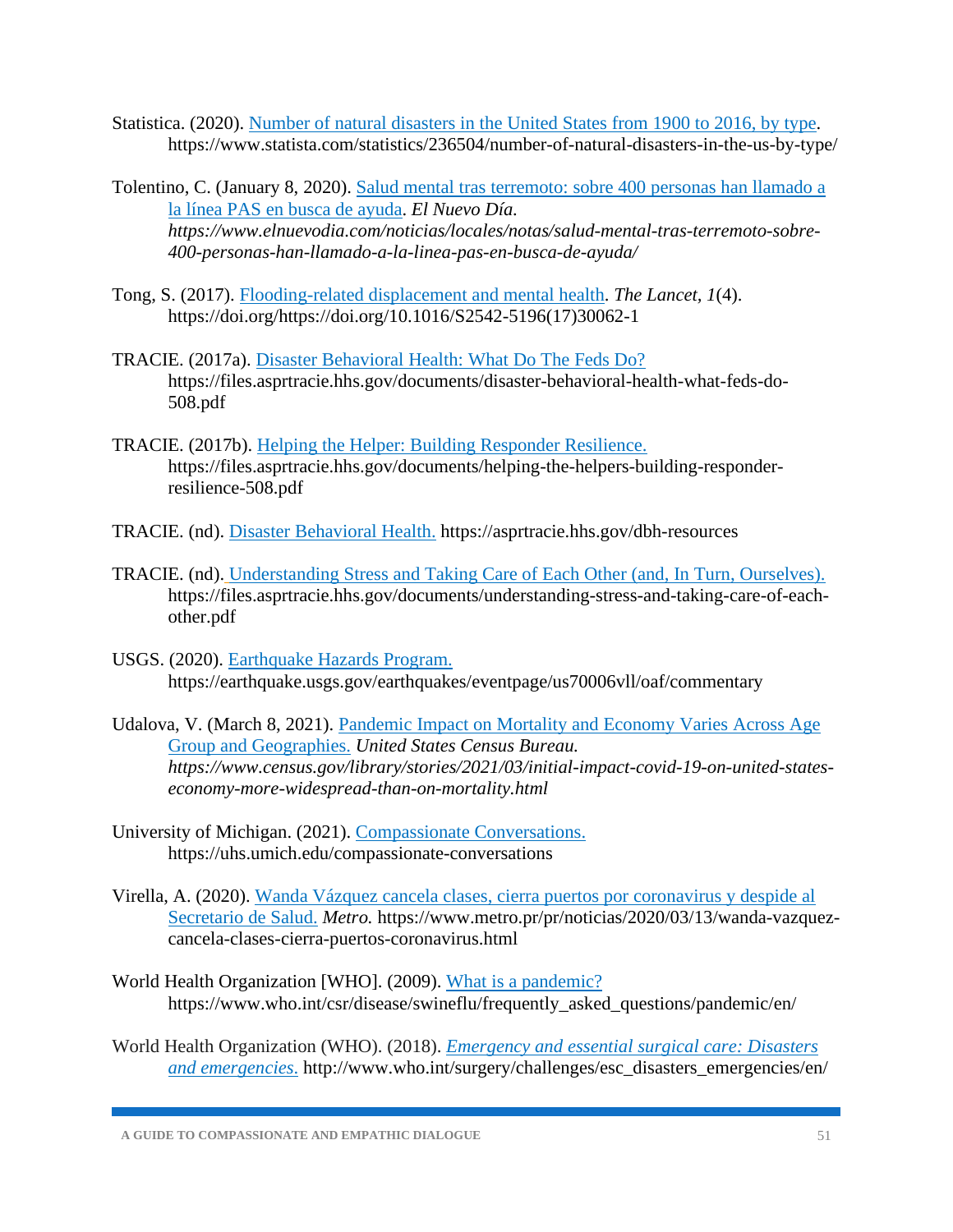Statistica. (2020). [Number of natural disasters in the United States from 1900 to 2016, by type](https://www.statista.com/statistics/236504/number-of-natural-disasters-in-the-us-by-type/). https://www.statista.com/statistics/236504/number-of-natural-disasters-in-the-us-by-type/

Tolentino, C. (January 8, 2020). [Salud mental tras terremoto: sobre 400 personas han llamado a la línea PAS en busca de ayuda](https://www.elnuevodia.com/noticias/locales/notas/salud-mental-tras-terremoto-sobre-400-personas-han-llamado-a-la-linea-pas-en-busca-de-ayuda/). *El Nuevo Día. https://www.elnuevodia.com/noticias/locales/notas/salud-mental-tras-terremoto-sobre-400-personas-han-llamado-a-la-linea-pas-en-busca-de-ayuda/*

Tong, S. (2017). [Flooding-related displacement and mental health](https://doi.org/10.1016/S2542-5196(17)30062-1). *The Lancet, 1*(4). https://doi.org/https://doi.org/10.1016/S2542-5196(17)30062-1

TRACIE. (2017a). [Disaster Behavioral Health: What Do The Feds Do?](https://files.asprtracie.hhs.gov/documents/disaster-behavioral-health-what-feds-do-508.pdf) https://files.asprtracie.hhs.gov/documents/disaster-behavioral-health-what-feds-do-508.pdf

TRACIE. (2017b). [Helping the Helper: Building Responder Resilience.](https://files.asprtracie.hhs.gov/documents/helping-the-helpers-building-responder-resilience-508.pdf) https://files.asprtracie.hhs.gov/documents/helping-the-helpers-building-responder-resilience-508.pdf

TRACIE. (nd). [Disaster Behavioral Health.](https://asprtracie.hhs.gov/dbh-resources) https://asprtracie.hhs.gov/dbh-resources

TRACIE. (nd). [Understanding Stress and Taking Care of Each Other (and, In Turn, Ourselves).](https://files.asprtracie.hhs.gov/documents/understanding-stress-and-taking-care-of-each-other.pdf) https://files.asprtracie.hhs.gov/documents/understanding-stress-and-taking-care-of-each-other.pdf

USGS. (2020). [Earthquake Hazards Program.](https://earthquake.usgs.gov/earthquakes/eventpage/us70006vll/oaf/commentary) https://earthquake.usgs.gov/earthquakes/eventpage/us70006vll/oaf/commentary

Udalova, V. (March 8, 2021). [Pandemic Impact on Mortality and Economy Varies Across Age Group and Geographies.](https://www.census.gov/library/stories/2021/03/initial-impact-covid-19-on-united-states-economy-more-widespread-than-on-mortality.html) *United States Census Bureau. https://www.census.gov/library/stories/2021/03/initial-impact-covid-19-on-united-states-economy-more-widespread-than-on-mortality.html*

University of Michigan. (2021). [Compassionate Conversations.](https://uhs.umich.edu/compassionate-conversations) https://uhs.umich.edu/compassionate-conversations

Virella, A. (2020). [Wanda Vázquez cancela clases, cierra puertos por coronavirus y despide al Secretario de Salud.](https://www.metro.pr/pr/noticias/2020/03/13/wanda-vazquez-cancela-clases-cierra-puertos-coronavirus.html) *Metro.* https://www.metro.pr/pr/noticias/2020/03/13/wanda-vazquez-cancela-clases-cierra-puertos-coronavirus.html

World Health Organization [WHO]. (2009). [What is a pandemic?](https://www.who.int/csr/disease/swineflu/frequently_asked_questions/pandemic/en/) https://www.who.int/csr/disease/swineflu/frequently_asked_questions/pandemic/en/

World Health Organization (WHO). (2018). [*Emergency and essential surgical care: Disasters and emergencies.*](http://www.who.int/surgery/challenges/esc_disasters_emergencies/en/) http://www.who.int/surgery/challenges/esc_disasters_emergencies/en/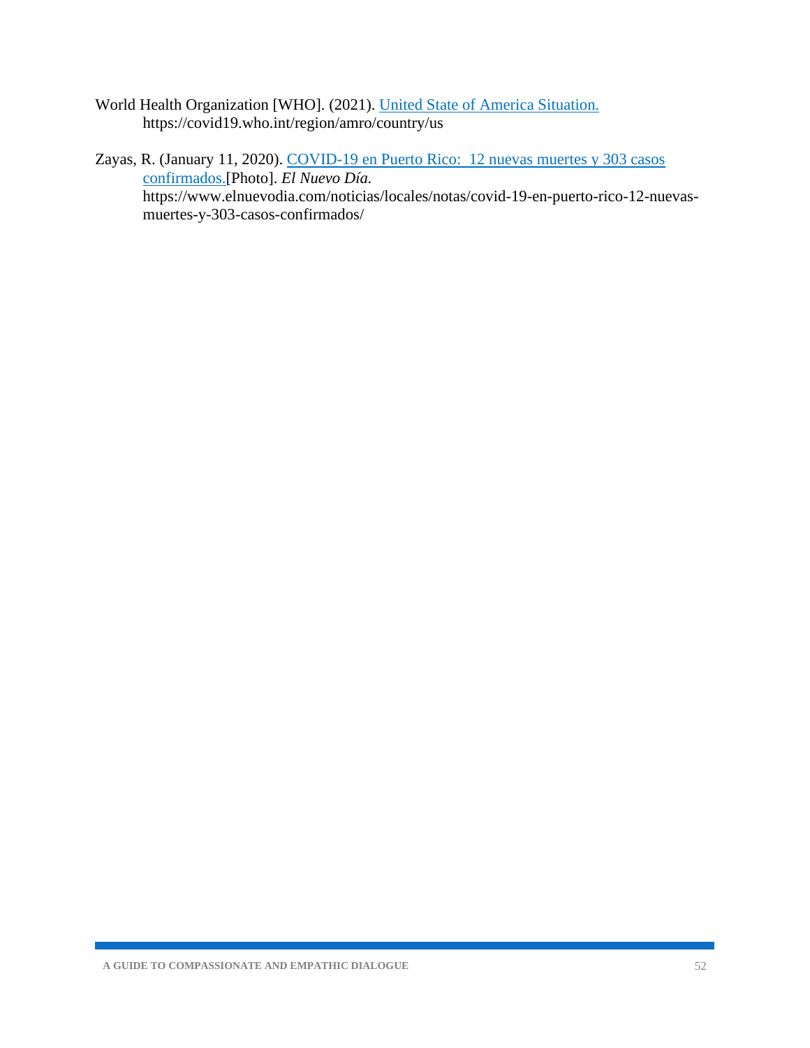World Health Organization [WHO]. (2021). [United State of America Situation.](https://covid19.who.int/region/amro/country/us) https://covid19.who.int/region/amro/country/us

Zayas, R. (January 11, 2020). [COVID-19 en Puerto Rico: 12 nuevas muertes y 303 casos confirmados.](https://www.elnuevodia.com/noticias/locales/notas/covid-19-en-puerto-rico-12-nuevas-muertes-y-303-casos-confirmados/)[Photo]. *El Nuevo Día.* https://www.elnuevodia.com/noticias/locales/notas/covid-19-en-puerto-rico-12-nuevas-muertes-y-303-casos-confirmados/